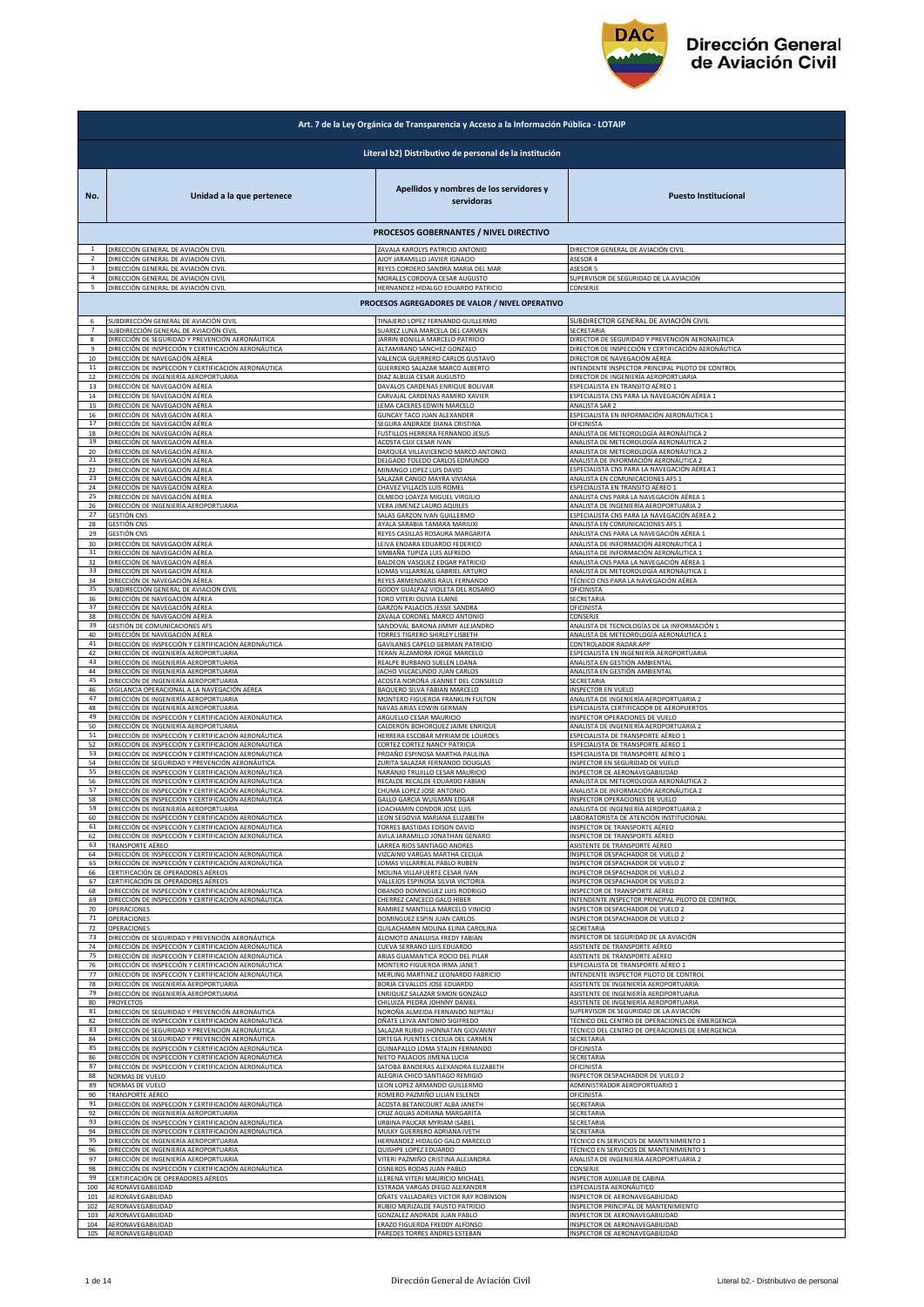# Dirección General de Aviación Civil

## Art. 7 de la Ley Orgánica de Transparencia y Acceso a la Información Pública - LOTAIP

### Literal b2) Distributivo de personal de la institución

| No. | Unidad a la que pertenece | Apellidos y nombres de los servidores y servidoras | Puesto Institucional |
|---|---|---|---|
| **PROCESOS GOBERNANTES / NIVEL DIRECTIVO** | | | |
| 1 | DIRECCIÓN GENERAL DE AVIACIÓN CIVIL | ZAVALA KAROLYS PATRICIO ANTONIO | DIRECTOR GENERAL DE AVIACIÓN CIVIL |
| 2 | DIRECCIÓN GENERAL DE AVIACIÓN CIVIL | AJOY JARAMILLO JAVIER IGNACIO | ASESOR 4 |
| 3 | DIRECCIÓN GENERAL DE AVIACIÓN CIVIL | REYES CORDERO SANDRA MARIA DEL MAR | ASESOR 5 |
| 4 | DIRECCIÓN GENERAL DE AVIACIÓN CIVIL | MORALES CORDOVA CESAR AUGUSTO | SUPERVISOR DE SEGURIDAD DE LA AVIACIÓN |
| 5 | DIRECCIÓN GENERAL DE AVIACIÓN CIVIL | HERNANDEZ HIDALGO EDUARDO PATRICIO | CONSERJE |
| **PROCESOS AGREGADORES DE VALOR / NIVEL OPERATIVO** | | | |
| 6 | SUBDIRECCIÓN GENERAL DE AVIACIÓN CIVIL | TINAJERO LOPEZ FERNANDO GUILLERMO | SUBDIRECTOR GENERAL DE AVIACIÓN CIVIL |
| 7 | SUBDIRECCIÓN GENERAL DE AVIACIÓN CIVIL | SUAREZ LUNA MARCELA DEL CARMEN | SECRETARIA |
| 8 | DIRECCIÓN DE SEGURIDAD Y PREVENCIÓN AERONÁUTICA | JARRIN BONILLA MARCELO PATRICIO | DIRECTOR DE SEGURIDAD Y PREVENCIÓN AERONÁUTICA |
| 9 | DIRECCIÓN DE INSPECCIÓN Y CERTIFICACIÓN AERONÁUTICA | ALTAMIRANO SANCHEZ GONZALO | DIRECTOR DE INSPECCIÓN Y CERTIFICACIÓN AERONÁUTICA |
| 10 | DIRECCIÓN DE NAVEGACIÓN AÉREA | VALENCIA GUERRERO CARLOS GUSTAVO | DIRECTOR DE NAVEGACIÓN AÉREA |
| 11 | DIRECCIÓN DE INSPECCIÓN Y CERTIFICACIÓN AERONÁUTICA | GUERRERO SALAZAR MARCO ALBERTO | INTENDENTE INSPECTOR PRINCIPAL PILOTO DE CONTROL |
| 12 | DIRECCIÓN DE INGENIERÍA AEROPORTUARIA | DIAZ ALBUJA CESAR AUGUSTO | DIRECTOR DE INGENIERÍA AEROPORTUARIA |
| 13 | DIRECCIÓN DE NAVEGACIÓN AÉREA | DAVALOS CARDENAS ENRIQUE BOLIVAR | ESPECIALISTA EN TRANSITO AÉREO 1 |
| 14 | DIRECCIÓN DE NAVEGACIÓN AÉREA | CARVAJAL CARDENAS RAMIRO XAVIER | ESPECIALISTA CNS PARA LA NAVEGACIÓN AÉREA 1 |
| 15 | DIRECCIÓN DE NAVEGACIÓN AÉREA | LEMA CACERES EDWIN MARCELO | ANALISTA SAR 2 |
| 16 | DIRECCIÓN DE NAVEGACIÓN AÉREA | GUNCAY TACO JUAN ALEXANDER | ESPECIALISTA EN INFORMACIÓN AERONÁUTICA 1 |
| 17 | DIRECCIÓN DE NAVEGACIÓN AÉREA | SEGURA ANDRADE DIANA CRISTINA | OFICINISTA |
| 18 | DIRECCIÓN DE NAVEGACIÓN AÉREA | FUSTILLOS HERRERA FERNANDO JESUS | ANALISTA DE METEOROLOGÍA AERONÁUTICA 2 |
| 19 | DIRECCIÓN DE NAVEGACIÓN AÉREA | ACOSTA CUJI CESAR IVAN | ANALISTA DE METEOROLOGÍA AERONÁUTICA 2 |
| 20 | DIRECCIÓN DE NAVEGACIÓN AÉREA | DARQUEA VILLAVICENCIO MARCO ANTONIO | ANALISTA DE METEOROLOGÍA AERONÁUTICA 2 |
| 21 | DIRECCIÓN DE NAVEGACIÓN AÉREA | DELGADO TOLEDO CARLOS EDMUNDO | ANALISTA DE INFORMACIÓN AERONÁUTICA 2 |
| 22 | DIRECCIÓN DE NAVEGACIÓN AÉREA | MINANGO LOPEZ LUIS DAVID | ESPECIALISTA CNS PARA LA NAVEGACIÓN AÉREA 1 |
| 23 | DIRECCIÓN DE NAVEGACIÓN AÉREA | SALAZAR CANGO MAYRA VIVIANA | ANALISTA EN COMUNICACIONES AFS 1 |
| 24 | DIRECCIÓN DE NAVEGACIÓN AÉREA | CHAVEZ VILLACIS LUIS ROMEL | ESPECIALISTA EN TRANSITO AÉREO 1 |
| 25 | DIRECCIÓN DE NAVEGACIÓN AÉREA | OLMEDO LOAYZA MIGUEL VIRGILIO | ANALISTA CNS PARA LA NAVEGACIÓN AÉREA 1 |
| 26 | DIRECCIÓN DE INGENIERÍA AEROPORTUARIA | VERA JIMENEZ LAURO AQUILES | ANALISTA DE INGENIERÍA AEROPORTUARIA 2 |
| 27 | GESTIÓN CNS | SALAS GARZON IVAN GUILLERMO | ESPECIALISTA CNS PARA LA NAVEGACIÓN AÉREA 2 |
| 28 | GESTIÓN CNS | AYALA SARABIA TAMARA MARIUXI | ANALISTA EN COMUNICACIONES AFS 1 |
| 29 | GESTIÓN CNS | REYES CASILLAS ROSAURA MARGARITA | ANALISTA CNS PARA LA NAVEGACIÓN AÉREA 1 |
| 30 | DIRECCIÓN DE NAVEGACIÓN AÉREA | LEIVA ENDARA EDUARDO FEDERICO | ANALISTA DE INFORMACIÓN AERONÁUTICA 1 |
| 31 | DIRECCIÓN DE NAVEGACIÓN AÉREA | SIMBAÑA TUPIZA LUIS ALFREDO | ANALISTA DE INFORMACIÓN AERONÁUTICA 1 |
| 32 | DIRECCIÓN DE NAVEGACIÓN AÉREA | BALDEON VASQUEZ EDGAR PATRICIO | ANALISTA CNS PARA LA NAVEGACIÓN AÉREA 1 |
| 33 | DIRECCIÓN DE NAVEGACIÓN AÉREA | LOMAS VILLARREAL GABRIEL ARTURO | ANALISTA DE METEOROLOGÍA AERONÁUTICA 1 |
| 34 | DIRECCIÓN DE NAVEGACIÓN AÉREA | REYES ARMENDARIS RAUL FERNANDO | TÉCNICO CNS PARA LA NAVEGACIÓN AÉREA |
| 35 | SUBDIRECCIÓN GENERAL DE AVIACIÓN CIVIL | GODOY GUALPAZ VIOLETA DEL ROSARIO | OFICINISTA |
| 36 | DIRECCIÓN DE NAVEGACIÓN AÉREA | TORO VITERI OLIVIA ELAINE | SECRETARIA |
| 37 | DIRECCIÓN DE NAVEGACIÓN AÉREA | GARZON PALACIOS JESSIE SANDRA | OFICINISTA |
| 38 | DIRECCIÓN DE NAVEGACIÓN AÉREA | ZAVALA CORONEL MARCO ANTONIO | CONSERJE |
| 39 | GESTIÓN DE COMUNICACIONES AFS | SANDOVAL BARONA JIMMY ALEJANDRO | ANALISTA DE TECNOLOGÍAS DE LA INFORMACIÓN 1 |
| 40 | DIRECCIÓN DE NAVEGACIÓN AÉREA | TORRES TIGRERO SHIRLEY LISBETH | ANALISTA DE METEOROLOGÍA AERONÁUTICA 1 |
| 41 | DIRECCIÓN DE INSPECCIÓN Y CERTIFICACIÓN AERONÁUTICA | GAVILANES CAPELO GERMAN PATRICIO | CONTROLADOR RADAR APP |
| 42 | DIRECCIÓN DE INGENIERÍA AEROPORTUARIA | TERAN ALZAMORA JORGE MARCELO | ESPECIALISTA EN INGENIERÍA AEROPORTUARIA |
| 43 | DIRECCIÓN DE INGENIERÍA AEROPORTUARIA | REALPE BURBANO SUELEN LOANA | ANALISTA EN GESTIÓN AMBIENTAL |
| 44 | DIRECCIÓN DE INGENIERÍA AEROPORTUARIA | JACHO VILCACUNDO JUAN CARLOS | ANALISTA EN GESTIÓN AMBIENTAL |
| 45 | DIRECCIÓN DE INGENIERÍA AEROPORTUARIA | ACOSTA NOROÑA JEANNET DEL CONSUELO | SECRETARIA |
| 46 | VIGILANCIA OPERACIONAL A LA NAVEGACIÓN AÉREA | BAQUERO SILVA FABIAN MARCELO | INSPECTOR EN VUELO |
| 47 | DIRECCIÓN DE INGENIERÍA AEROPORTUARIA | MONTERO FIGUEROA FRANKLIN FULTON | ANALISTA DE INGENIERÍA AEROPORTUARIA 2 |
| 48 | DIRECCIÓN DE INGENIERÍA AEROPORTUARIA | NAVAS ARIAS EDWIN GERMAN | ESPECIALISTA CERTIFICADOR DE AEROPUERTOS |
| 49 | DIRECCIÓN DE INSPECCIÓN Y CERTIFICACIÓN AERONÁUTICA | ARGUELLO CESAR MAURICIO | INSPECTOR OPERACIONES DE VUELO |
| 50 | DIRECCIÓN DE INGENIERÍA AEROPORTUARIA | CALDERON BOHORQUEZ JAIME ENRIQUE | ANALISTA DE INGENIERÍA AEROPORTUARIA 2 |
| 51 | DIRECCIÓN DE INSPECCIÓN Y CERTIFICACIÓN AERONÁUTICA | HERRERA ESCOBAR MYRIAM DE LOURDES | ESPECIALISTA DE TRANSPORTE AÉREO 1 |
| 52 | DIRECCIÓN DE INSPECCIÓN Y CERTIFICACIÓN AERONÁUTICA | CORTEZ CORTEZ NANCY PATRICIA | ESPECIALISTA DE TRANSPORTE AÉREO 1 |
| 53 | DIRECCIÓN DE INSPECCIÓN Y CERTIFICACIÓN AERONÁUTICA | PROAÑO ESPINOSA MARTHA PAULINA | ESPECIALISTA DE TRANSPORTE AÉREO 1 |
| 54 | DIRECCIÓN DE SEGURIDAD Y PREVENCIÓN AERONÁUTICA | ZURITA SALAZAR FERNANDO DOUGLAS | INSPECTOR EN SEGURIDAD DE VUELO |
| 55 | DIRECCIÓN DE INSPECCIÓN Y CERTIFICACIÓN AERONÁUTICA | NARANJO TRUJILLO CESAR MAURICIO | INSPECTOR DE AERONAVEGABILIDAD |
| 56 | DIRECCIÓN DE INSPECCIÓN Y CERTIFICACIÓN AERONÁUTICA | RECALDE RECALDE EDUARDO FABIAN | ANALISTA DE METEOROLOGÍA AERONÁUTICA 2 |
| 57 | DIRECCIÓN DE INSPECCIÓN Y CERTIFICACIÓN AERONÁUTICA | CHUMA LOPEZ JOSE ANTONIO | ANALISTA DE INFORMACIÓN AERONÁUTICA 2 |
| 58 | DIRECCIÓN DE INSPECCIÓN Y CERTIFICACIÓN AERONÁUTICA | GALLO GARCIA WUILMAN EDGAR | INSPECTOR OPERACIONES DE VUELO |
| 59 | DIRECCIÓN DE INGENIERÍA AEROPORTUARIA | LOACHAMIN CONDOR JOSE LUIS | ANALISTA DE INGENIERÍA AEROPORTUARIA 2 |
| 60 | DIRECCIÓN DE INSPECCIÓN Y CERTIFICACIÓN AERONÁUTICA | LEON SEGOVIA MARIANA ELIZABETH | LABORATORISTA DE ATENCIÓN INSTITUCIONAL |
| 61 | DIRECCIÓN DE INSPECCIÓN Y CERTIFICACIÓN AERONÁUTICA | TORRES BASTIDAS EDISON DAVID | INSPECTOR DE TRANSPORTE AÉREO |
| 62 | DIRECCIÓN DE INSPECCIÓN Y CERTIFICACIÓN AERONÁUTICA | AVILA JARAMILLO JONATHAN GENARO | INSPECTOR DE TRANSPORTE AÉREO |
| 63 | TRANSPORTE AÉREO | LARREA RIOS SANTIAGO ANDRES | ASISTENTE DE TRANSPORTE AÉREO |
| 64 | DIRECCIÓN DE INSPECCIÓN Y CERTIFICACIÓN AERONÁUTICA | VIZCAINO VARGAS MARTHA CECILIA | INSPECTOR DESPACHADOR DE VUELO 2 |
| 65 | DIRECCIÓN DE INSPECCIÓN Y CERTIFICACIÓN AERONÁUTICA | LOMAS VILLARREAL PABLO RUBEN | INSPECTOR DESPACHADOR DE VUELO 2 |
| 66 | CERTIFICACIÓN DE OPERADORES AÉREOS | MOLINA VILLAFUERTE CESAR IVAN | INSPECTOR DESPACHADOR DE VUELO 2 |
| 67 | CERTIFICACIÓN DE OPERADORES AÉREOS | VALLEJOS ESPINOSA SILVIA VICTORIA | INSPECTOR DESPACHADOR DE VUELO 2 |
| 68 | DIRECCIÓN DE INSPECCIÓN Y CERTIFICACIÓN AERONÁUTICA | OBANDO DOMINGUEZ LUIS RODRIGO | INSPECTOR DE TRANSPORTE AÉREO |
| 69 | DIRECCIÓN DE INSPECCIÓN Y CERTIFICACIÓN AERONÁUTICA | CHERREZ CANCECO GALO HIBER | INTENDENTE INSPECTOR PRINCIPAL PILOTO DE CONTROL |
| 70 | OPERACIONES | RAMIREZ MANTILLA MARCELO VINICIO | INSPECTOR DESPACHADOR DE VUELO 2 |
| 71 | OPERACIONES | DOMINGUEZ ESPIN JUAN CARLOS | INSPECTOR DESPACHADOR DE VUELO 2 |
| 72 | OPERACIONES | QUILACHAMIN MOLINA ELINA CAROLINA | SECRETARIA |
| 73 | DIRECCIÓN DE SEGURIDAD Y PREVENCIÓN AERONÁUTICA | ALOMOTO ANALUISA FREDY FABIAN | INSPECTOR DE SEGURIDAD DE LA AVIACIÓN |
| 74 | DIRECCIÓN DE INSPECCIÓN Y CERTIFICACIÓN AERONÁUTICA | CUEVA SERRANO LUIS EDUARDO | ASISTENTE DE TRANSPORTE AÉREO |
| 75 | DIRECCIÓN DE INSPECCIÓN Y CERTIFICACIÓN AERONÁUTICA | ARIAS GUAMANTICA ROCIO DEL PILAR | ASISTENTE DE TRANSPORTE AÉREO |
| 76 | DIRECCIÓN DE INSPECCIÓN Y CERTIFICACIÓN AERONÁUTICA | MONTERO FIGUEROA IRMA JANET | ESPECIALISTA DE TRANSPORTE AÉREO 1 |
| 77 | DIRECCIÓN DE INSPECCIÓN Y CERTIFICACIÓN AERONÁUTICA | MERLING MARTINEZ LEONARDO FABRICIO | INTENDENTE INSPECTOR PILOTO DE CONTROL |
| 78 | DIRECCIÓN DE INGENIERÍA AEROPORTUARIA | BORJA CEVALLOS JOSE EDUARDO | ASISTENTE DE INGENIERÍA AEROPORTUARIA |
| 79 | DIRECCIÓN DE INGENIERÍA AEROPORTUARIA | ENRIQUEZ SALAZAR SIMON GONZALO | ASISTENTE DE INGENIERÍA AEROPORTUARIA |
| 80 | PROYECTOS | CHILUIZA PIEDRA JOHNNY DANIEL | ASISTENTE DE INGENIERÍA AEROPORTUARIA |
| 81 | DIRECCIÓN DE SEGURIDAD Y PREVENCIÓN AERONÁUTICA | NOROÑA ALMEIDA FERNANDO NEPTALI | SUPERVISOR DE SEGURIDAD DE LA AVIACIÓN |
| 82 | DIRECCIÓN DE INSPECCIÓN Y CERTIFICACIÓN AERONÁUTICA | OÑATE LEIVA ANTONIO SIGIFREDO | TÉCNICO DEL CENTRO DE OPERACIONES DE EMERGENCIA |
| 83 | DIRECCIÓN DE SEGURIDAD Y PREVENCIÓN AERONÁUTICA | SALAZAR RUBIO JHONNATAN GIOVANNY | TÉCNICO DEL CENTRO DE OPERACIONES DE EMERGENCIA |
| 84 | DIRECCIÓN DE SEGURIDAD Y PREVENCIÓN AERONÁUTICA | ORTEGA FUENTES CECILIA DEL CARMEN | SECRETARIA |
| 85 | DIRECCIÓN DE INSPECCIÓN Y CERTIFICACIÓN AERONÁUTICA | QUINAPALLO LOMA STALIN FERNANDO | OFICINISTA |
| 86 | DIRECCIÓN DE INSPECCIÓN Y CERTIFICACIÓN AERONÁUTICA | NIETO PALACIOS JIMENA LUCIA | SECRETARIA |
| 87 | DIRECCIÓN DE INSPECCIÓN Y CERTIFICACIÓN AERONÁUTICA | SATOBA BANDERAS ALEXANDRA ELIZABETH | OFICINISTA |
| 88 | NORMAS DE VUELO | ALEGRIA CHICO SANTIAGO REMIGIO | INSPECTOR DESPACHADOR DE VUELO 2 |
| 89 | NORMAS DE VUELO | LEON LOPEZ ARMANDO GUILLERMO | ADMINISTRADOR AEROPORTUARIO 1 |
| 90 | TRANSPORTE AÉREO | ROMERO PAZMIÑO LILIAN ESLENDI | OFICINISTA |
| 91 | DIRECCIÓN DE INSPECCIÓN Y CERTIFICACIÓN AERONÁUTICA | ACOSTA BETANCOURT ALBA JANETH | SECRETARIA |
| 92 | DIRECCIÓN DE INGENIERÍA AEROPORTUARIA | CRUZ AGUAS ADRIANA MARGARITA | SECRETARIA |
| 93 | DIRECCIÓN DE INSPECCIÓN Y CERTIFICACIÓN AERONÁUTICA | URBINA PAUCAR MYRIAM ISABEL | SECRETARIA |
| 94 | DIRECCIÓN DE INSPECCIÓN Y CERTIFICACIÓN AERONÁUTICA | MULKY GUERRERO ADRIANA IVETH | SECRETARIA |
| 95 | DIRECCIÓN DE INGENIERÍA AEROPORTUARIA | HERNANDEZ HIDALGO GALO MARCELO | TÉCNICO EN SERVICIOS DE MANTENIMIENTO 1 |
| 96 | DIRECCIÓN DE INGENIERÍA AEROPORTUARIA | QUISHPE LOPEZ EDUARDO | TÉCNICO EN SERVICIOS DE MANTENIMIENTO 1 |
| 97 | DIRECCIÓN DE INGENIERÍA AEROPORTUARIA | VITERI PAZMIÑO CRISTINA ALEJANDRA | ANALISTA DE INGENIERÍA AEROPORTUARIA 2 |
| 98 | DIRECCIÓN DE INSPECCIÓN Y CERTIFICACIÓN AERONÁUTICA | CISNEROS RODAS JUAN PABLO | CONSERJE |
| 99 | CERTIFICACIÓN DE OPERADORES AÉREOS | LLERENA VITERI MAURICIO MICHAEL | INSPECTOR AUXILIAR DE CABINA |
| 100 | AERONAVEGABILIDAD | ESTRADA VARGAS DIEGO ALEXANDER | ESPECIALISTA AERONÁUTICO |
| 101 | AERONAVEGABILIDAD | OÑATE VALLADARES VICTOR RAY ROBINSON | INSPECTOR DE AERONAVEGABILIDAD |
| 102 | AERONAVEGABILIDAD | RUBIO MERIZALDE FAUSTO PATRICIO | INSPECTOR PRINCIPAL DE MANTENIMIENTO |
| 103 | AERONAVEGABILIDAD | GONZALEZ ANDRADE JUAN PABLO | INSPECTOR DE AERONAVEGABILIDAD |
| 104 | AERONAVEGABILIDAD | ERAZO FIGUEROA FREDDY ALFONSO | INSPECTOR DE AERONAVEGABILIDAD |
| 105 | AERONAVEGABILIDAD | PAREDES TORRES ANDRES ESTEBAN | INSPECTOR DE AERONAVEGABILIDAD |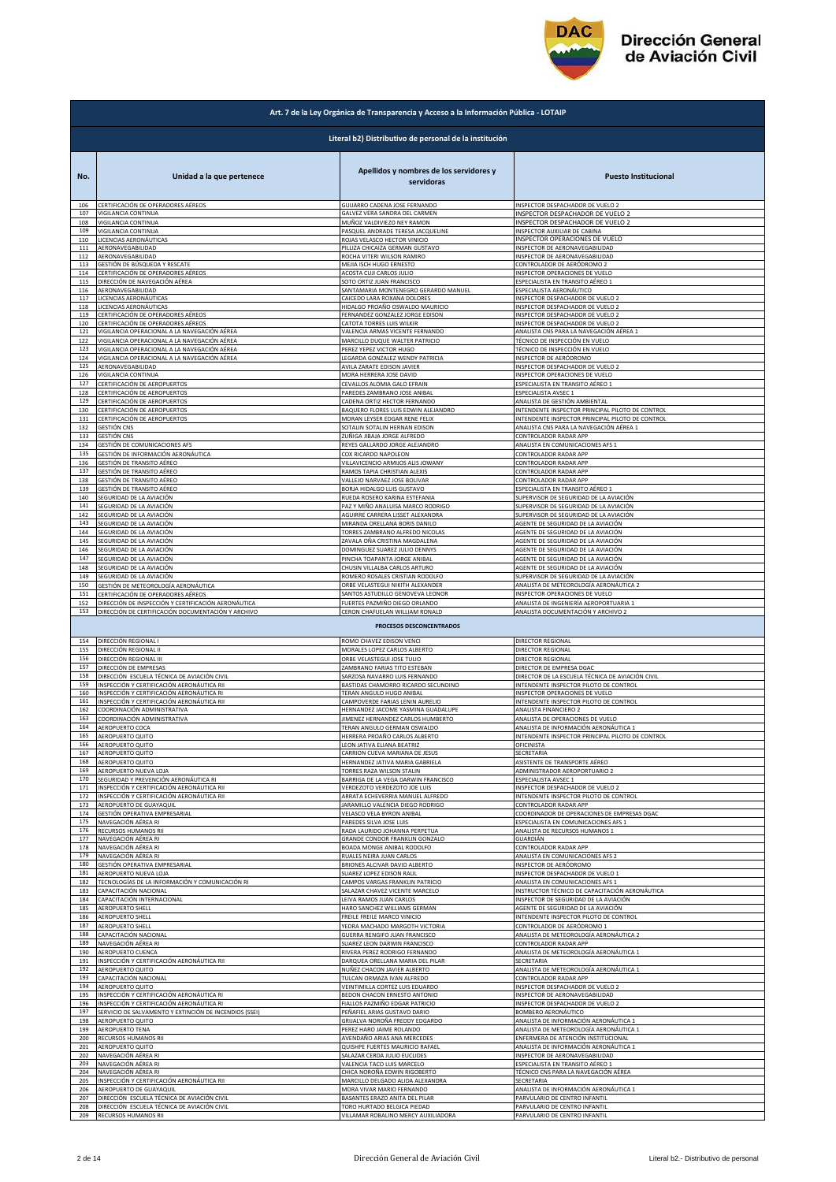| No. | Unidad a la que pertenece | Apellidos y nombres de los servidores y servidoras | Puesto Institucional |
|---|---|---|---|
| **Art. 7 de la Ley Orgánica de Transparencia y Acceso a la Información Pública - LOTAIP** | | | |
| **Literal b2) Distributivo de personal de la institución** | | | |
| 106 | CERTIFICACIÓN DE OPERADORES AÉREOS | GUIJARRO CADENA JOSE FERNANDO | INSPECTOR DESPACHADOR DE VUELO 2 |
| 107 | VIGILANCIA CONTINUA | GALVEZ VERA SANDRA DEL CARMEN | INSPECTOR DESPACHADOR DE VUELO 2 |
| 108 | VIGILANCIA CONTINUA | MUÑOZ VALDIVIEZO NEY RAMON | INSPECTOR DESPACHADOR DE VUELO 2 |
| 109 | VIGILANCIA CONTINUA | PASQUEL ANDRADE TERESA JACQUELINE | INSPECTOR AUXILIAR DE CABINA |
| 110 | LICENCIAS AERONÁUTICAS | ROJAS VELASCO HECTOR VINICIO | INSPECTOR OPERACIONES DE VUELO |
| 111 | AERONAVEGABILIDAD | PILLIZA CHICAIZA GERMAN GUSTAVO | INSPECTOR DE AERONAVEGABILIDAD |
| 112 | AERONAVEGABILIDAD | ROCHA VITERI WILSON RAMIRO | INSPECTOR DE AERONAVEGABILIDAD |
| 113 | GESTIÓN DE BÚSQUEDA Y RESCATE | MEJIA ISCH HUGO ERNESTO | CONTROLADOR DE AERÓDROMO 2 |
| 114 | CERTIFICACIÓN DE OPERADORES AÉREOS | ACOSTA CUJI CARLOS JULIO | INSPECTOR OPERACIONES DE VUELO |
| 115 | DIRECCIÓN DE NAVEGACIÓN AÉREA | SOTO ORTIZ JUAN FRANCISCO | ESPECIALISTA EN TRANSITO AÉREO 1 |
| 116 | AERONAVEGABILIDAD | SANTAMARIA MONTENEGRO GERARDO MANUEL | ESPECIALISTA AERONÁUTICO |
| 117 | LICENCIAS AERONÁUTICAS | CAICEDO LARA ROXANA DOLORES | INSPECTOR DESPACHADOR DE VUELO 2 |
| 118 | LICENCIAS AERONÁUTICAS | HIDALGO PROAÑO OSWALDO MAURICIO | INSPECTOR DESPACHADOR DE VUELO 2 |
| 119 | CERTIFICACIÓN DE OPERADORES AÉREOS | FERNANDEZ GONZALEZ JORGE EDISON | INSPECTOR DESPACHADOR DE VUELO 2 |
| 120 | CERTIFICACIÓN DE OPERADORES AÉREOS | CATOTA TORRES LUIS WILKIR | INSPECTOR DESPACHADOR DE VUELO 2 |
| 121 | VIGILANCIA OPERACIONAL A LA NAVEGACIÓN AÉREA | VALENCIA ARMAS VICENTE FERNANDO | ANALISTA CNS PARA LA NAVEGACIÓN AÉREA 1 |
| 122 | VIGILANCIA OPERACIONAL A LA NAVEGACIÓN AÉREA | MARCILLO DUQUE WALTER PATRICIO | TÉCNICO DE INSPECCIÓN EN VUELO |
| 123 | VIGILANCIA OPERACIONAL A LA NAVEGACIÓN AÉREA | PEREZ YEPEZ VICTOR HUGO | TÉCNICO DE INSPECCIÓN EN VUELO |
| 124 | VIGILANCIA OPERACIONAL A LA NAVEGACIÓN AÉREA | LEGARDA GONZALEZ WENDY PATRICIA | INSPECTOR DE AERÓDROMO |
| 125 | AERONAVEGABILIDAD | AVILA ZARATE EDISON JAVIER | INSPECTOR DESPACHADOR DE VUELO 2 |
| 126 | VIGILANCIA CONTINUA | MORA HERRERA JOSE DAVID | INSPECTOR OPERACIONES DE VUELO |
| 127 | CERTIFICACIÓN DE AEROPUERTOS | CEVALLOS ALOMIA GALO EFRAIN | ESPECIALISTA EN TRANSITO AÉREO 1 |
| 128 | CERTIFICACIÓN DE AEROPUERTOS | PAREDES ZAMBRANO JOSE ANIBAL | ESPECIALISTA AVSEC 1 |
| 129 | CERTIFICACIÓN DE AEROPUERTOS | CADENA ORTIZ HECTOR FERNANDO | ANALISTA DE GESTIÓN AMBIENTAL |
| 130 | CERTIFICACIÓN DE AEROPUERTOS | BAQUERO FLORES LUIS EDWIN ALEJANDRO | INTENDENTE INSPECTOR PRINCIPAL PILOTO DE CONTROL |
| 131 | CERTIFICACIÓN DE AEROPUERTOS | MORAN LEYSER EDGAR RENE FELIX | INTENDENTE INSPECTOR PRINCIPAL PILOTO DE CONTROL |
| 132 | GESTIÓN CNS | SOTALIN SOTALIN HERNAN EDISON | ANALISTA CNS PARA LA NAVEGACIÓN AÉREA 1 |
| 133 | GESTIÓN CNS | ZUÑIGA JIBAJA JORGE ALFREDO | CONTROLADOR RADAR APP |
| 134 | GESTIÓN DE COMUNICACIONES AFS | REYES GALLARDO JORGE ALEJANDRO | ANALISTA EN COMUNICACIONES AFS 1 |
| 135 | GESTIÓN DE INFORMACIÓN AERONÁUTICA | COX RICARDO NAPOLEON | CONTROLADOR RADAR APP |
| 136 | GESTIÓN DE TRANSITO AÉREO | VILLAVICENCIO ARMIJOS ALIS JOWANY | CONTROLADOR RADAR APP |
| 137 | GESTIÓN DE TRANSITO AÉREO | RAMOS TAPIA CHRISTIAN ALEXIS | CONTROLADOR RADAR APP |
| 138 | GESTIÓN DE TRANSITO AÉREO | VALLEJO NARVAEZ JOSE BOLIVAR | CONTROLADOR RADAR APP |
| 139 | GESTIÓN DE TRANSITO AÉREO | BORJA HIDALGO LUIS GUSTAVO | ESPECIALISTA EN TRANSITO AÉREO 1 |
| 140 | SEGURIDAD DE LA AVIACIÓN | RUEDA ROSERO KARINA ESTEFANIA | SUPERVISOR DE SEGURIDAD DE LA AVIACIÓN |
| 141 | SEGURIDAD DE LA AVIACIÓN | PAZ Y MIÑO ANALUISA MARCO RODRIGO | SUPERVISOR DE SEGURIDAD DE LA AVIACIÓN |
| 142 | SEGURIDAD DE LA AVIACIÓN | AGUIRRE CARRERA LISSET ALEXANDRA | SUPERVISOR DE SEGURIDAD DE LA AVIACIÓN |
| 143 | SEGURIDAD DE LA AVIACIÓN | MIRANDA ORELLANA BORIS DANILO | AGENTE DE SEGURIDAD DE LA AVIACIÓN |
| 144 | SEGURIDAD DE LA AVIACIÓN | TORRES ZAMBRANO ALFREDO NICOLAS | AGENTE DE SEGURIDAD DE LA AVIACIÓN |
| 145 | SEGURIDAD DE LA AVIACIÓN | ZAVALA OÑA CRISTINA MAGDALENA | AGENTE DE SEGURIDAD DE LA AVIACIÓN |
| 146 | SEGURIDAD DE LA AVIACIÓN | DOMINGUEZ SUAREZ JULIO DENNYS | AGENTE DE SEGURIDAD DE LA AVIACIÓN |
| 147 | SEGURIDAD DE LA AVIACIÓN | PINCHA TOAPANTA JORGE ANIBAL | AGENTE DE SEGURIDAD DE LA AVIACIÓN |
| 148 | SEGURIDAD DE LA AVIACIÓN | CHUSIN VILLALBA CARLOS ARTURO | AGENTE DE SEGURIDAD DE LA AVIACIÓN |
| 149 | SEGURIDAD DE LA AVIACIÓN | ROMERO ROSALES CRISTIAN RODOLFO | SUPERVISOR DE SEGURIDAD DE LA AVIACIÓN |
| 150 | GESTIÓN DE METEOROLOGÍA AERONÁUTICA | ORBE VELASTEGUI NIKITH ALEXANDER | ANALISTA DE METEOROLOGÍA AERONÁUTICA 2 |
| 151 | CERTIFICACIÓN DE OPERADORES AÉREOS | SANTOS ASTUDILLO GENOVEVA LEONOR | INSPECTOR OPERACIONES DE VUELO |
| 152 | DIRECCIÓN DE INSPECCIÓN Y CERTIFICACIÓN AERONÁUTICA | FUERTES PAZMIÑO DIEGO ORLANDO | ANALISTA DE INGENIERÍA AEROPORTUARIA 1 |
| 153 | DIRECCIÓN DE CERTIFICACIÓN DOCUMENTACIÓN Y ARCHIVO | CERON CHAFUELAN WILLIAM RONALD | ANALISTA DOCUMENTACIÓN Y ARCHIVO 2 |
| **PROCESOS DESCONCENTRADOS** | | | |
| 154 | DIRECCIÓN REGIONAL I | ROMO CHAVEZ EDISON VENCI | DIRECTOR REGIONAL |
| 155 | DIRECCIÓN REGIONAL II | MORALES LOPEZ CARLOS ALBERTO | DIRECTOR REGIONAL |
| 156 | DIRECCIÓN REGIONAL III | ORBE VELASTEGUI JOSE TULIO | DIRECTOR REGIONAL |
| 157 | DIRECCIÓN DE EMPRESAS | ZAMBRANO FARIAS TITO ESTEBAN | DIRECTOR DE EMPRESA DGAC |
| 158 | DIRECCIÓN ESCUELA TÉCNICA DE AVIACIÓN CIVIL | SARZOSA NAVARRO LUIS FERNANDO | DIRECTOR DE LA ESCUELA TÉCNICA DE AVIACIÓN CIVIL |
| 159 | INSPECCIÓN Y CERTIFICACIÓN AERONÁUTICA RII | BASTIDAS CHAMORRO RICARDO SECUNDINO | INTENDENTE INSPECTOR PILOTO DE CONTROL |
| 160 | INSPECCIÓN Y CERTIFICACIÓN AERONÁUTICA RI | TERAN ANGULO HUGO ANIBAL | INSPECTOR OPERACIONES DE VUELO |
| 161 | INSPECCIÓN Y CERTIFICACIÓN AERONÁUTICA RII | CAMPOVERDE FARIAS LENIN AURELIO | INTENDENTE INSPECTOR PILOTO DE CONTROL |
| 162 | COORDINACIÓN ADMINISTRATIVA | HERNANDEZ JACOME YASMINA GUADALUPE | ANALISTA FINANCIERO 2 |
| 163 | COORDINACIÓN ADMINISTRATIVA | JIMENEZ HERNANDEZ CARLOS HUMBERTO | ANALISTA DE OPERACIONES DE VUELO |
| 164 | AEROPUERTO COCA | TERAN ANGULO GERMAN OSWALDO | ANALISTA DE INFORMACIÓN AERONÁUTICA 1 |
| 165 | AEROPUERTO QUITO | HERRERA PROAÑO CARLOS ALBERTO | INTENDENTE INSPECTOR PRINCIPAL PILOTO DE CONTROL |
| 166 | AEROPUERTO QUITO | LEON JATIVA ELIANA BEATRIZ | OFICINISTA |
| 167 | AEROPUERTO QUITO | CARRION CUEVA MARIANA DE JESUS | SECRETARIA |
| 168 | AEROPUERTO QUITO | HERNANDEZ JATIVA MARIA GABRIELA | ASISTENTE DE TRANSPORTE AÉREO |
| 169 | AEROPUERTO NUEVA LOJA | TORRES RAZA WILSON STALIN | ADMINISTRADOR AEROPORTUARIO 2 |
| 170 | SEGURIDAD Y PREVENCIÓN AERONÁUTICA RI | BARRIGA DE LA VEGA DARWIN FRANCISCO | ESPECIALISTA AVSEC 1 |
| 171 | INSPECCIÓN Y CERTIFICACIÓN AERONÁUTICA RII | VERDEZOTO VERDEZOTO JOE LUIS | INSPECTOR DESPACHADOR DE VUELO 2 |
| 172 | INSPECCIÓN Y CERTIFICACIÓN AERONÁUTICA RII | ARRATA ECHEVERRIA MANUEL ALFREDO | INTENDENTE INSPECTOR PILOTO DE CONTROL |
| 173 | AEROPUERTO DE GUAYAQUIL | JARAMILLO VALENCIA DIEGO RODRIGO | CONTROLADOR RADAR APP |
| 174 | GESTIÓN OPERATIVA EMPRESARIAL | VELASCO VELA BYRON ANIBAL | COORDINADOR DE OPERACIONES DE EMPRESAS DGAC |
| 175 | NAVEGACIÓN AÉREA RI | PAREDES SILVA JOSE LUIS | ESPECIALISTA EN COMUNICACIONES AFS 1 |
| 176 | RECURSOS HUMANOS RII | RADA LAURIDO JOHANNA PERPETUA | ANALISTA DE RECURSOS HUMANOS 1 |
| 177 | NAVEGACIÓN AÉREA RI | GRANDE CONDOR FRANKLIN GONZALO | GUARDIÁN |
| 178 | NAVEGACIÓN AÉREA RI | BOADA MONGE ANIBAL RODOLFO | CONTROLADOR RADAR APP |
| 179 | NAVEGACIÓN AÉREA RI | RUALES NEIRA JUAN CARLOS | ANALISTA EN COMUNICACIONES AFS 2 |
| 180 | GESTIÓN OPERATIVA EMPRESARIAL | BRIONES ALCIVAR DAVID ALBERTO | INSPECTOR DE AERÓDROMO |
| 181 | AEROPUERTO NUEVA LOJA | SUAREZ LOPEZ EDISON RAUL | INSPECTOR DESPACHADOR DE VUELO 1 |
| 182 | TECNOLOGÍAS DE LA INFORMACIÓN Y COMUNICACIÓN RI | CAMPOS VARGAS FRANKLIN PATRICIO | ANALISTA EN COMUNICACIONES AFS 1 |
| 183 | CAPACITACIÓN NACIONAL | SALAZAR CHAVEZ VICENTE MARCELO | INSTRUCTOR TÉCNICO DE CAPACITACIÓN AERONÁUTICA |
| 184 | CAPACITACIÓN INTERNACIONAL | LEIVA RAMOS JUAN CARLOS | INSPECTOR DE SEGURIDAD DE LA AVIACIÓN |
| 185 | AEROPUERTO SHELL | HARO SANCHEZ WILLIAMS GERMAN | AGENTE DE SEGURIDAD DE LA AVIACIÓN |
| 186 | AEROPUERTO SHELL | FREILE FREILE MARCO VINICIO | INTENDENTE INSPECTOR PILOTO DE CONTROL |
| 187 | AEROPUERTO SHELL | YEDRA MACHADO MARGOTH VICTORIA | CONTROLADOR DE AERÓDROMO 1 |
| 188 | CAPACITACIÓN NACIONAL | GUERRA RENGIFO JUAN FRANCISCO | ANALISTA DE METEOROLOGÍA AERONÁUTICA 2 |
| 189 | NAVEGACIÓN AÉREA RI | SUAREZ LEON DARWIN FRANCISCO | CONTROLADOR RADAR APP |
| 190 | AEROPUERTO CUENCA | RIVERA PEREZ RODRIGO FERNANDO | ANALISTA DE METEOROLOGÍA AERONÁUTICA 1 |
| 191 | INSPECCIÓN Y CERTIFICACIÓN AERONÁUTICA RII | DARQUEA ORELLANA MARIA DEL PILAR | SECRETARIA |
| 192 | AEROPUERTO QUITO | NUÑEZ CHACON JAVIER ALBERTO | ANALISTA DE METEOROLOGÍA AERONÁUTICA 1 |
| 193 | CAPACITACIÓN NACIONAL | TULCAN ORMAZA IVAN ALFREDO | CONTROLADOR RADAR APP |
| 194 | AEROPUERTO QUITO | VEINTIMILLA CORTEZ LUIS EDUARDO | INSPECTOR DESPACHADOR DE VUELO 2 |
| 195 | INSPECCIÓN Y CERTIFICACIÓN AERONÁUTICA RI | BEDON CHACON ERNESTO ANTONIO | INSPECTOR DE AERONAVEGABILIDAD |
| 196 | INSPECCIÓN Y CERTIFICACIÓN AERONÁUTICA RI | FIALLOS PAZMIÑO EDGAR PATRICIO | INSPECTOR DESPACHADOR DE VUELO 2 |
| 197 | SERVICIO DE SALVAMENTO Y EXTINCIÓN DE INCENDIOS (SSEI) | PEÑAFIEL ARIAS GUSTAVO DARIO | BOMBERO AERONÁUTICO |
| 198 | AEROPUERTO QUITO | GRIJALVA NOROÑA FREDDY EDGARDO | ANALISTA DE INFORMACIÓN AERONÁUTICA 1 |
| 199 | AEROPUERTO TENA | PEREZ HARO JAIME ROLANDO | ANALISTA DE METEOROLOGÍA AERONÁUTICA 1 |
| 200 | RECURSOS HUMANOS RII | AVENDAÑO ARIAS ANA MERCEDES | ENFERMERA DE ATENCIÓN INSTITUCIONAL |
| 201 | AEROPUERTO QUITO | QUISHPE FUERTES MAURICIO RAFAEL | ANALISTA DE INFORMACIÓN AERONÁUTICA 1 |
| 202 | NAVEGACIÓN AÉREA RI | SALAZAR CERDA JULIO EUCLIDES | INSPECTOR DE AERONAVEGABILIDAD |
| 203 | NAVEGACIÓN AÉREA RI | VALENCIA TACO LUIS MARCELO | ESPECIALISTA EN TRANSITO AÉREO 1 |
| 204 | NAVEGACIÓN AÉREA RI | CHICA NOROÑA EDWIN RIGOBERTO | TÉCNICO CNS PARA LA NAVEGACIÓN AÉREA |
| 205 | INSPECCIÓN Y CERTIFICACIÓN AERONÁUTICA RII | MARCILLO DELGADO ALIDA ALEXANDRA | SECRETARIA |
| 206 | AEROPUERTO DE GUAYAQUIL | MORA VIVAR MARIO FERNANDO | ANALISTA DE INFORMACIÓN AERONÁUTICA 1 |
| 207 | DIRECCIÓN ESCUELA TÉCNICA DE AVIACIÓN CIVIL | BASANTES ERAZO ANITA DEL PILAR | PARVULARIO DE CENTRO INFANTIL |
| 208 | DIRECCIÓN ESCUELA TÉCNICA DE AVIACIÓN CIVIL | TORO HURTADO BELGICA PIEDAD | PARVULARIO DE CENTRO INFANTIL |
| 209 | RECURSOS HUMANOS RII | VILLAMAR ROBALINO MERCY AUXILIADORA | PARVULARIO DE CENTRO INFANTIL |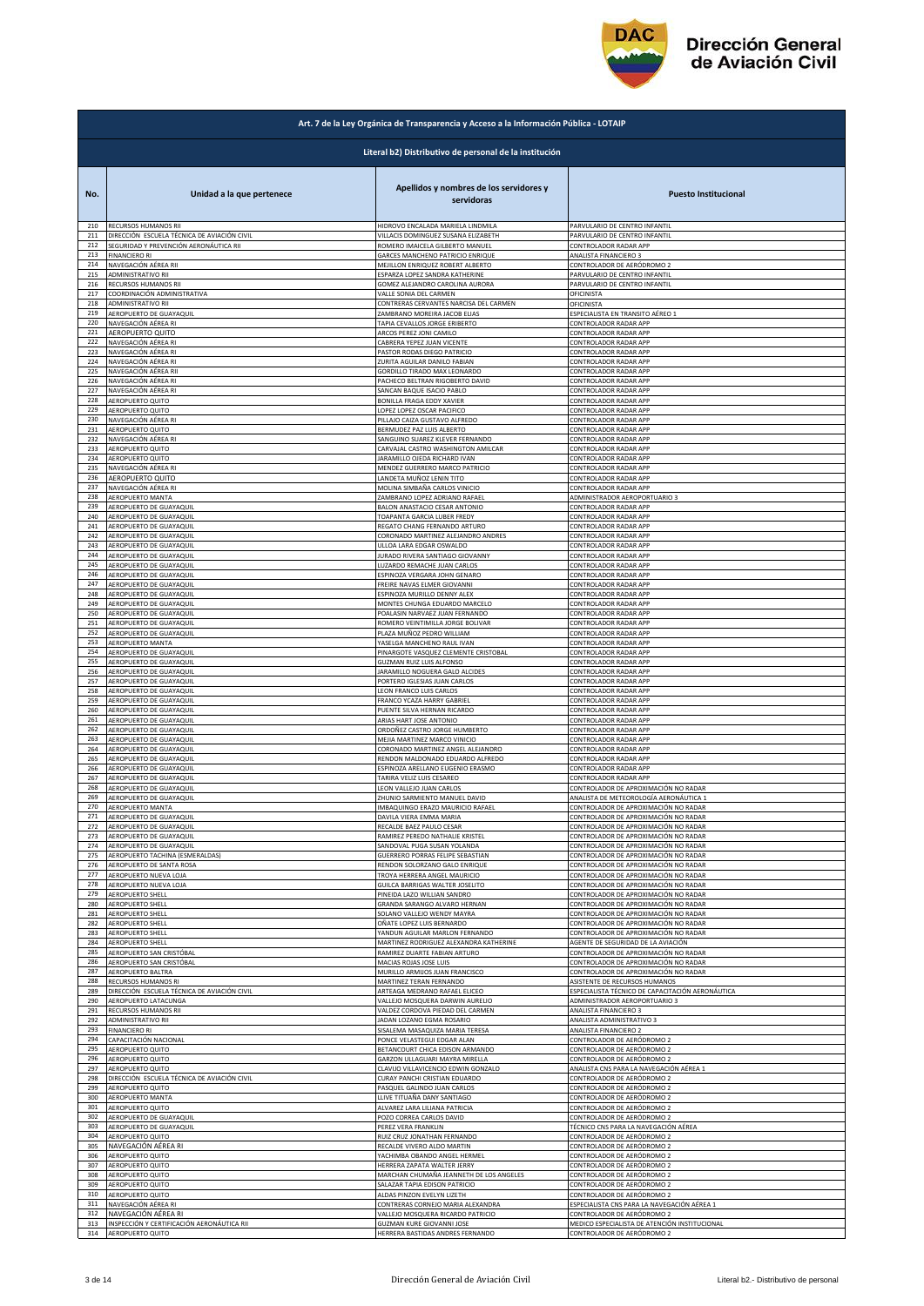**Art. 7 de la Ley Orgánica de Transparencia y Acceso a la Información Pública - LOTAIP**

**Literal b2) Distributivo de personal de la institución**

| No. | Unidad a la que pertenece | Apellidos y nombres de los servidores y servidoras | Puesto Institucional |
|---|---|---|---|
| 210 | RECURSOS HUMANOS RII | HIDROVO ENCALADA MARIELA LINDMILA | PARVULARIO DE CENTRO INFANTIL |
| 211 | DIRECCIÓN ESCUELA TÉCNICA DE AVIACIÓN CIVIL | VILLACIS DOMINGUEZ SUSANA ELIZABETH | PARVULARIO DE CENTRO INFANTIL |
| 212 | SEGURIDAD Y PREVENCIÓN AERONÁUTICA RII | ROMERO IMAICELA GILBERTO MANUEL | CONTROLADOR RADAR APP |
| 213 | FINANCIERO RI | GARCES MANCHENO PATRICIO ENRIQUE | ANALISTA FINANCIERO 3 |
| 214 | NAVEGACIÓN AÉREA RII | MEJILLON ENRIQUEZ ROBERT ALBERTO | CONTROLADOR DE AERÓDROMO 2 |
| 215 | ADMINISTRATIVO RII | ESPARZA LOPEZ SANDRA KATHERINE | PARVULARIO DE CENTRO INFANTIL |
| 216 | RECURSOS HUMANOS RII | GOMEZ ALEJANDRO CAROLINA AURORA | PARVULARIO DE CENTRO INFANTIL |
| 217 | COORDINACIÓN ADMINISTRATIVA | VALLE SONIA DEL CARMEN | OFICINISTA |
| 218 | ADMINISTRATIVO RII | CONTRERAS CERVANTES NARCISA DEL CARMEN | OFICINISTA |
| 219 | AEROPUERTO DE GUAYAQUIL | ZAMBRANO MOREIRA JACOB ELIAS | ESPECIALISTA EN TRANSITO AÉREO 1 |
| 220 | NAVEGACIÓN AÉREA RI | TAPIA CEVALLOS JORGE ERIBERTO | CONTROLADOR RADAR APP |
| 221 | AEROPUERTO QUITO | ARCOS PEREZ JONI CAMILO | CONTROLADOR RADAR APP |
| 222 | NAVEGACIÓN AÉREA RI | CABRERA YEPEZ JUAN VICENTE | CONTROLADOR RADAR APP |
| 223 | NAVEGACIÓN AÉREA RI | PASTOR RODAS DIEGO PATRICIO | CONTROLADOR RADAR APP |
| 224 | NAVEGACIÓN AÉREA RI | ZURITA AGUILAR DANILO FABIAN | CONTROLADOR RADAR APP |
| 225 | NAVEGACIÓN AÉREA RII | GORDILLO TIRADO MAX LEONARDO | CONTROLADOR RADAR APP |
| 226 | NAVEGACIÓN AÉREA RI | PACHECO BELTRAN RIGOBERTO DAVID | CONTROLADOR RADAR APP |
| 227 | NAVEGACIÓN AÉREA RI | SANCAN BAQUE ISACIO PABLO | CONTROLADOR RADAR APP |
| 228 | AEROPUERTO QUITO | BONILLA FRAGA EDDY XAVIER | CONTROLADOR RADAR APP |
| 229 | AEROPUERTO QUITO | LOPEZ LOPEZ OSCAR PACIFICO | CONTROLADOR RADAR APP |
| 230 | NAVEGACIÓN AÉREA RI | PILLAJO CAIZA GUSTAVO ALFREDO | CONTROLADOR RADAR APP |
| 231 | AEROPUERTO QUITO | BERMUDEZ PAZ LUIS ALBERTO | CONTROLADOR RADAR APP |
| 232 | NAVEGACIÓN AÉREA RI | SANGUINO SUAREZ KLEVER FERNANDO | CONTROLADOR RADAR APP |
| 233 | AEROPUERTO QUITO | CARVAJAL CASTRO WASHINGTON AMILCAR | CONTROLADOR RADAR APP |
| 234 | AEROPUERTO QUITO | JARAMILLO OJEDA RICHARD IVAN | CONTROLADOR RADAR APP |
| 235 | NAVEGACIÓN AÉREA RI | MENDEZ GUERRERO MARCO PATRICIO | CONTROLADOR RADAR APP |
| 236 | AEROPUERTO QUITO | LANDETA MUÑOZ LENIN TITO | CONTROLADOR RADAR APP |
| 237 | NAVEGACIÓN AÉREA RI | MOLINA SIMBAÑA CARLOS VINICIO | CONTROLADOR RADAR APP |
| 238 | AEROPUERTO MANTA | ZAMBRANO LOPEZ ADRIANO RAFAEL | ADMINISTRADOR AEROPORTUARIO 3 |
| 239 | AEROPUERTO DE GUAYAQUIL | BALON ANASTACIO CESAR ANTONIO | CONTROLADOR RADAR APP |
| 240 | AEROPUERTO DE GUAYAQUIL | TOAPANTA GARCIA LUBER FREDY | CONTROLADOR RADAR APP |
| 241 | AEROPUERTO DE GUAYAQUIL | REGATO CHANG FERNANDO ARTURO | CONTROLADOR RADAR APP |
| 242 | AEROPUERTO DE GUAYAQUIL | CORONADO MARTINEZ ALEJANDRO ANDRES | CONTROLADOR RADAR APP |
| 243 | AEROPUERTO DE GUAYAQUIL | ULLOA LARA EDGAR OSWALDO | CONTROLADOR RADAR APP |
| 244 | AEROPUERTO DE GUAYAQUIL | JURADO RIVERA SANTIAGO GIOVANNY | CONTROLADOR RADAR APP |
| 245 | AEROPUERTO DE GUAYAQUIL | LUZARDO REMACHE JUAN CARLOS | CONTROLADOR RADAR APP |
| 246 | AEROPUERTO DE GUAYAQUIL | ESPINOZA VERGARA JOHN GENARO | CONTROLADOR RADAR APP |
| 247 | AEROPUERTO DE GUAYAQUIL | FREIRE NAVAS ELMER GIOVANNI | CONTROLADOR RADAR APP |
| 248 | AEROPUERTO DE GUAYAQUIL | ESPINOZA MURILLO DENNY ALEX | CONTROLADOR RADAR APP |
| 249 | AEROPUERTO DE GUAYAQUIL | MONTES CHUNGA EDUARDO MARCELO | CONTROLADOR RADAR APP |
| 250 | AEROPUERTO DE GUAYAQUIL | POALASIN NARVAEZ JUAN FERNANDO | CONTROLADOR RADAR APP |
| 251 | AEROPUERTO DE GUAYAQUIL | ROMERO VEINTIMILLA JORGE BOLIVAR | CONTROLADOR RADAR APP |
| 252 | AEROPUERTO DE GUAYAQUIL | PLAZA MUÑOZ PEDRO WILLIAM | CONTROLADOR RADAR APP |
| 253 | AEROPUERTO MANTA | YASELGA MANCHENO RAUL IVAN | CONTROLADOR RADAR APP |
| 254 | AEROPUERTO DE GUAYAQUIL | PINARGOTE VASQUEZ CLEMENTE CRISTOBAL | CONTROLADOR RADAR APP |
| 255 | AEROPUERTO DE GUAYAQUIL | GUZMAN RUIZ LUIS ALFONSO | CONTROLADOR RADAR APP |
| 256 | AEROPUERTO DE GUAYAQUIL | JARAMILLO NOGUERA GALO ALCIDES | CONTROLADOR RADAR APP |
| 257 | AEROPUERTO DE GUAYAQUIL | PORTERO IGLESIAS JUAN CARLOS | CONTROLADOR RADAR APP |
| 258 | AEROPUERTO DE GUAYAQUIL | LEON FRANCO LUIS CARLOS | CONTROLADOR RADAR APP |
| 259 | AEROPUERTO DE GUAYAQUIL | FRANCO YCAZA HARRY GABRIEL | CONTROLADOR RADAR APP |
| 260 | AEROPUERTO DE GUAYAQUIL | PUENTE SILVA HERNAN RICARDO | CONTROLADOR RADAR APP |
| 261 | AEROPUERTO DE GUAYAQUIL | ARIAS HART JOSE ANTONIO | CONTROLADOR RADAR APP |
| 262 | AEROPUERTO DE GUAYAQUIL | ORDOÑEZ CASTRO JORGE HUMBERTO | CONTROLADOR RADAR APP |
| 263 | AEROPUERTO DE GUAYAQUIL | MEJIA MARTINEZ MARCO VINICIO | CONTROLADOR RADAR APP |
| 264 | AEROPUERTO DE GUAYAQUIL | CORONADO MARTINEZ ANGEL ALEJANDRO | CONTROLADOR RADAR APP |
| 265 | AEROPUERTO DE GUAYAQUIL | RENDON MALDONADO EDUARDO ALFREDO | CONTROLADOR RADAR APP |
| 266 | AEROPUERTO DE GUAYAQUIL | ESPINOZA ARELLANO EUGENIO ERASMO | CONTROLADOR RADAR APP |
| 267 | AEROPUERTO DE GUAYAQUIL | TARIRA VELIZ LUIS CESAREO | CONTROLADOR RADAR APP |
| 268 | AEROPUERTO DE GUAYAQUIL | LEON VALLEJO JUAN CARLOS | CONTROLADOR DE APROXIMACIÓN NO RADAR |
| 269 | AEROPUERTO DE GUAYAQUIL | ZHUNIO SARMIENTO MANUEL DAVID | ANALISTA DE METEOROLOGÍA AERONÁUTICA 1 |
| 270 | AEROPUERTO MANTA | IMBAQUINGO ERAZO MAURICIO RAFAEL | CONTROLADOR DE APROXIMACIÓN NO RADAR |
| 271 | AEROPUERTO DE GUAYAQUIL | DAVILA VIERA EMMA MARIA | CONTROLADOR DE APROXIMACIÓN NO RADAR |
| 272 | AEROPUERTO DE GUAYAQUIL | RECALDE BAEZ PAULO CESAR | CONTROLADOR DE APROXIMACIÓN NO RADAR |
| 273 | AEROPUERTO DE GUAYAQUIL | RAMIREZ PEREDO NATHALIE KRISTEL | CONTROLADOR DE APROXIMACIÓN NO RADAR |
| 274 | AEROPUERTO DE GUAYAQUIL | SANDOVAL PUGA SUSAN YOLANDA | CONTROLADOR DE APROXIMACIÓN NO RADAR |
| 275 | AEROPUERTO TACHINA (ESMERALDAS) | GUERRERO PORRAS FELIPE SEBASTIAN | CONTROLADOR DE APROXIMACIÓN NO RADAR |
| 276 | AEROPUERTO DE SANTA ROSA | RENDON SOLORZANO GALO ENRIQUE | CONTROLADOR DE APROXIMACIÓN NO RADAR |
| 277 | AEROPUERTO NUEVA LOJA | TROYA HERRERA ANGEL MAURICIO | CONTROLADOR DE APROXIMACIÓN NO RADAR |
| 278 | AEROPUERTO NUEVA LOJA | GUILCA BARRIGAS WALTER JOSELITO | CONTROLADOR DE APROXIMACIÓN NO RADAR |
| 279 | AEROPUERTO SHELL | PINEIDA LAZO WILLIAN SANDRO | CONTROLADOR DE APROXIMACIÓN NO RADAR |
| 280 | AEROPUERTO SHELL | GRANDA SARANGO ALVARO HERNAN | CONTROLADOR DE APROXIMACIÓN NO RADAR |
| 281 | AEROPUERTO SHELL | SOLANO VALLEJO WENDY MAYRA | CONTROLADOR DE APROXIMACIÓN NO RADAR |
| 282 | AEROPUERTO SHELL | OÑATE LOPEZ LUIS BERNARDO | CONTROLADOR DE APROXIMACIÓN NO RADAR |
| 283 | AEROPUERTO SHELL | YANDUN AGUILAR MARLON FERNANDO | CONTROLADOR DE APROXIMACIÓN NO RADAR |
| 284 | AEROPUERTO SHELL | MARTINEZ RODRIGUEZ ALEXANDRA KATHERINE | AGENTE DE SEGURIDAD DE LA AVIACIÓN |
| 285 | AEROPUERTO SAN CRISTÓBAL | RAMIREZ DUARTE FABIAN ARTURO | CONTROLADOR DE APROXIMACIÓN NO RADAR |
| 286 | AEROPUERTO SAN CRISTÓBAL | MACIAS ROJAS JOSE LUIS | CONTROLADOR DE APROXIMACIÓN NO RADAR |
| 287 | AEROPUERTO BALTRA | MURILLO ARMIJOS JUAN FRANCISCO | CONTROLADOR DE APROXIMACIÓN NO RADAR |
| 288 | RECURSOS HUMANOS RI | MARTINEZ TERAN FERNANDO | ASISTENTE DE RECURSOS HUMANOS |
| 289 | DIRECCIÓN ESCUELA TÉCNICA DE AVIACIÓN CIVIL | ARTEAGA MEDRANO RAFAEL ELICEO | ESPECIALISTA TÉCNICO DE CAPACITACIÓN AERONÁUTICA |
| 290 | AEROPUERTO LATACUNGA | VALLEJO MOSQUERA DARWIN AURELIO | ADMINISTRADOR AEROPORTUARIO 3 |
| 291 | RECURSOS HUMANOS RII | VALDEZ CORDOVA PIEDAD DEL CARMEN | ANALISTA FINANCIERO 3 |
| 292 | ADMINISTRATIVO RII | JADAN LOZANO EGMA ROSARIO | ANALISTA ADMINISTRATIVO 3 |
| 293 | FINANCIERO RI | SISALEMA MASAQUIZA MARIA TERESA | ANALISTA FINANCIERO 2 |
| 294 | CAPACITACIÓN NACIONAL | PONCE VELASTEGUI EDGAR ALAN | CONTROLADOR DE AERÓDROMO 2 |
| 295 | AEROPUERTO QUITO | BETANCOURT CHICA EDISON ARMANDO | CONTROLADOR DE AERÓDROMO 2 |
| 296 | AEROPUERTO QUITO | GARZON ULLAGUARI MAYRA MIRELLA | CONTROLADOR DE AERÓDROMO 2 |
| 297 | AEROPUERTO QUITO | CLAVIJO VILLAVICENCIO EDWIN GONZALO | ANALISTA CNS PARA LA NAVEGACIÓN AÉREA 1 |
| 298 | DIRECCIÓN ESCUELA TÉCNICA DE AVIACIÓN CIVIL | CURAY PANCHI CRISTIAN EDUARDO | CONTROLADOR DE AERÓDROMO 2 |
| 299 | AEROPUERTO QUITO | PASQUEL GALINDO JUAN CARLOS | CONTROLADOR DE AERÓDROMO 2 |
| 300 | AEROPUERTO MANTA | LLIVE TITUAÑA DANY SANTIAGO | CONTROLADOR DE AERÓDROMO 2 |
| 301 | AEROPUERTO QUITO | ALVAREZ LARA LILIANA PATRICIA | CONTROLADOR DE AERÓDROMO 2 |
| 302 | AEROPUERTO DE GUAYAQUIL | POZO CORREA CARLOS DAVID | CONTROLADOR DE AERÓDROMO 2 |
| 303 | AEROPUERTO DE GUAYAQUIL | PEREZ VERA FRANKLIN | TÉCNICO CNS PARA LA NAVEGACIÓN AÉREA |
| 304 | AEROPUERTO QUITO | RUIZ CRUZ JONATHAN FERNANDO | CONTROLADOR DE AERÓDROMO 2 |
| 305 | NAVEGACIÓN AÉREA RI | RECALDE VIVERO ALDO MARTIN | CONTROLADOR DE AERÓDROMO 2 |
| 306 | AEROPUERTO QUITO | YACHIMBA OBANDO ANGEL HERMEL | CONTROLADOR DE AERÓDROMO 2 |
| 307 | AEROPUERTO QUITO | HERRERA ZAPATA WALTER JERRY | CONTROLADOR DE AERÓDROMO 2 |
| 308 | AEROPUERTO QUITO | MARCHAN CHUMAÑA JEANNETH DE LOS ANGELES | CONTROLADOR DE AERÓDROMO 2 |
| 309 | AEROPUERTO QUITO | SALAZAR TAPIA EDISON PATRICIO | CONTROLADOR DE AERÓDROMO 2 |
| 310 | AEROPUERTO QUITO | ALDAS PINZON EVELYN LIZETH | CONTROLADOR DE AERÓDROMO 2 |
| 311 | NAVEGACIÓN AÉREA RI | CONTRERAS CORNEJO MARIA ALEXANDRA | ESPECIALISTA CNS PARA LA NAVEGACIÓN AÉREA 1 |
| 312 | NAVEGACIÓN AÉREA RI | VALLEJO MOSQUERA RICARDO PATRICIO | CONTROLADOR DE AERÓDROMO 2 |
| 313 | INSPECCIÓN Y CERTIFICACIÓN AERONÁUTICA RII | GUZMAN KURE GIOVANNI JOSE | MEDICO ESPECIALISTA DE ATENCIÓN INSTITUCIONAL |
| 314 | AEROPUERTO QUITO | HERRERA BASTIDAS ANDRES FERNANDO | CONTROLADOR DE AERÓDROMO 2 |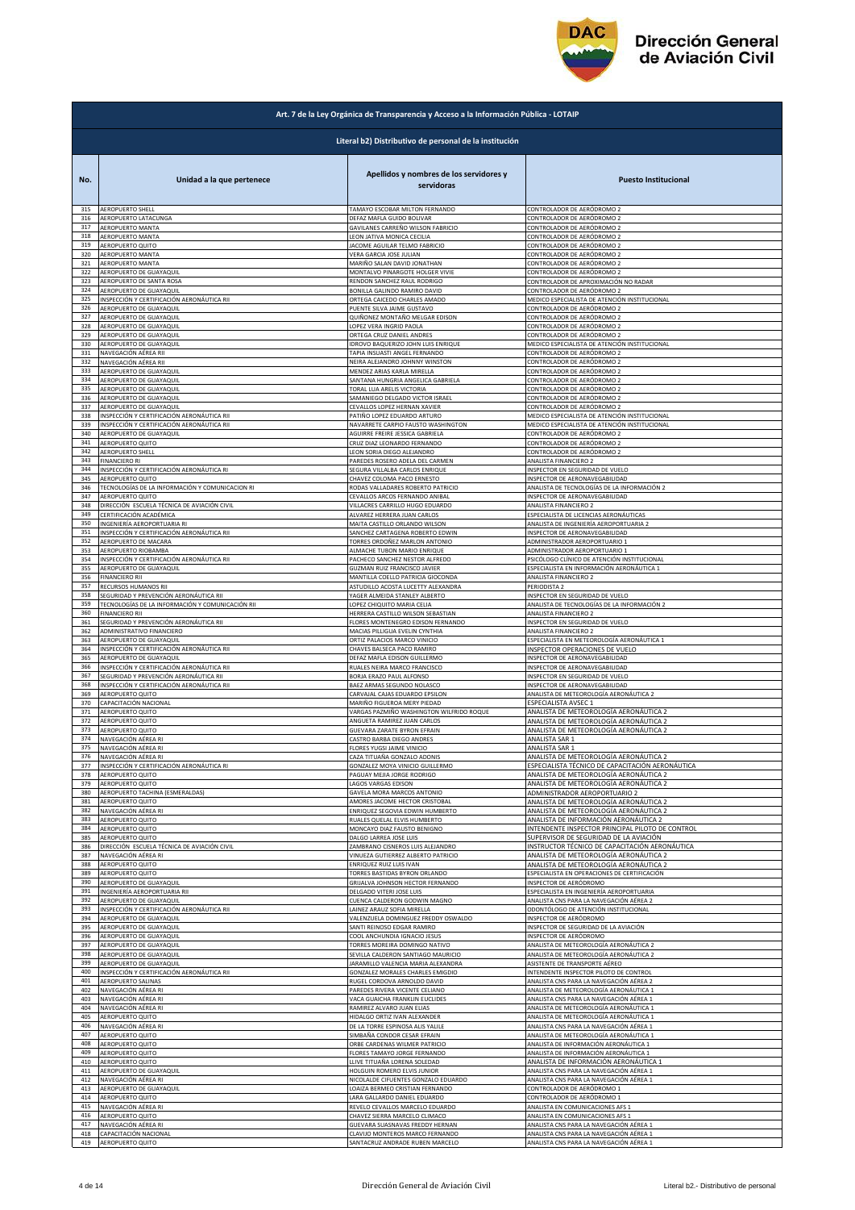# Dirección General de Aviación Civil

## Art. 7 de la Ley Orgánica de Transparencia y Acceso a la Información Pública - LOTAIP

### Literal b2) Distributivo de personal de la institución

| No. | Unidad a la que pertenece | Apellidos y nombres de los servidores y servidoras | Puesto Institucional |
|---|---|---|---|
| 315 | AEROPUERTO SHELL | TAMAYO ESCOBAR MILTON FERNANDO | CONTROLADOR DE AERÓDROMO 2 |
| 316 | AEROPUERTO LATACUNGA | DEFAZ MAFLA GUIDO BOLIVAR | CONTROLADOR DE AERÓDROMO 2 |
| 317 | AEROPUERTO MANTA | GAVILANES CARREÑO WILSON FABRICIO | CONTROLADOR DE AERÓDROMO 2 |
| 318 | AEROPUERTO MANTA | LEON JATIVA MONICA CECILIA | CONTROLADOR DE AERÓDROMO 2 |
| 319 | AEROPUERTO QUITO | JACOME AGUILAR TELMO FABRICIO | CONTROLADOR DE AERÓDROMO 2 |
| 320 | AEROPUERTO MANTA | VERA GARCIA JOSE JULIAN | CONTROLADOR DE AERÓDROMO 2 |
| 321 | AEROPUERTO MANTA | MARIÑO SALAN DAVID JONATHAN | CONTROLADOR DE AERÓDROMO 2 |
| 322 | AEROPUERTO DE GUAYAQUIL | MONTALVO PINARGOTE HOLGER VIVIE | CONTROLADOR DE AERÓDROMO 2 |
| 323 | AEROPUERTO DE SANTA ROSA | RENDON SANCHEZ RAUL RODRIGO | CONTROLADOR DE APROXIMACIÓN NO RADAR |
| 324 | AEROPUERTO DE GUAYAQUIL | BONILLA GALINDO RAMIRO DAVID | CONTROLADOR DE AERÓDROMO 2 |
| 325 | INSPECCIÓN Y CERTIFICACIÓN AERONÁUTICA RII | ORTEGA CAICEDO CHARLES AMADO | MEDICO ESPECIALISTA DE ATENCIÓN INSTITUCIONAL |
| 326 | AEROPUERTO DE GUAYAQUIL | PUENTE SILVA JAIME GUSTAVO | CONTROLADOR DE AERÓDROMO 2 |
| 327 | AEROPUERTO DE GUAYAQUIL | QUIÑONEZ MONTAÑO MELGAR EDISON | CONTROLADOR DE AERÓDROMO 2 |
| 328 | AEROPUERTO DE GUAYAQUIL | LOPEZ VERA INGRID PAOLA | CONTROLADOR DE AERÓDROMO 2 |
| 329 | AEROPUERTO DE GUAYAQUIL | ORTEGA CRUZ DANIEL ANDRES | CONTROLADOR DE AERÓDROMO 2 |
| 330 | AEROPUERTO DE GUAYAQUIL | IDROVO BAQUERIZO JOHN LUIS ENRIQUE | MEDICO ESPECIALISTA DE ATENCIÓN INSTITUCIONAL |
| 331 | NAVEGACIÓN AÉREA RII | TAPIA INSUASTI ANGEL FERNANDO | CONTROLADOR DE AERÓDROMO 2 |
| 332 | NAVEGACIÓN AÉREA RII | NEIRA ALEJANDRO JOHNNY WINSTON | CONTROLADOR DE AERÓDROMO 2 |
| 333 | AEROPUERTO DE GUAYAQUIL | MENDEZ ARIAS KARLA MIRELLA | CONTROLADOR DE AERÓDROMO 2 |
| 334 | AEROPUERTO DE GUAYAQUIL | SANTANA HUNGRIA ANGELICA GABRIELA | CONTROLADOR DE AERÓDROMO 2 |
| 335 | AEROPUERTO DE GUAYAQUIL | TORAL LUA ARELIS VICTORIA | CONTROLADOR DE AERÓDROMO 2 |
| 336 | AEROPUERTO DE GUAYAQUIL | SAMANIEGO DELGADO VICTOR ISRAEL | CONTROLADOR DE AERÓDROMO 2 |
| 337 | AEROPUERTO DE GUAYAQUIL | CEVALLOS LOPEZ HERNAN XAVIER | CONTROLADOR DE AERÓDROMO 2 |
| 338 | INSPECCIÓN Y CERTIFICACIÓN AERONÁUTICA RII | PATIÑO LOPEZ EDUARDO ARTURO | MEDICO ESPECIALISTA DE ATENCIÓN INSTITUCIONAL |
| 339 | INSPECCIÓN Y CERTIFICACIÓN AERONÁUTICA RII | NAVARRETE CARPIO FAUSTO WASHINGTON | MEDICO ESPECIALISTA DE ATENCIÓN INSTITUCIONAL |
| 340 | AEROPUERTO DE GUAYAQUIL | AGUIRRE FREIRE JESSICA GABRIELA | CONTROLADOR DE AERÓDROMO 2 |
| 341 | AEROPUERTO QUITO | CRUZ DIAZ LEONARDO FERNANDO | CONTROLADOR DE AERÓDROMO 2 |
| 342 | AEROPUERTO SHELL | LEON SORIA DIEGO ALEJANDRO | CONTROLADOR DE AERÓDROMO 2 |
| 343 | FINANCIERO RI | PAREDES ROSERO ADELA DEL CARMEN | ANALISTA FINANCIERO 2 |
| 344 | INSPECCIÓN Y CERTIFICACIÓN AERONÁUTICA RI | SEGURA VILLALBA CARLOS ENRIQUE | INSPECTOR EN SEGURIDAD DE VUELO |
| 345 | AEROPUERTO QUITO | CHAVEZ COLOMA PACO ERNESTO | INSPECTOR DE AERONAVEGABILIDAD |
| 346 | TECNOLOGÍAS DE LA INFORMACIÓN Y COMUNICACION RI | RODAS VALLADARES ROBERTO PATRICIO | ANALISTA DE TECNOLOGÍAS DE LA INFORMACIÓN 2 |
| 347 | AEROPUERTO QUITO | CEVALLOS ARCOS FERNANDO ANIBAL | INSPECTOR DE AERONAVEGABILIDAD |
| 348 | DIRECCIÓN ESCUELA TÉCNICA DE AVIACIÓN CIVIL | VILLACRES CARRILLO HUGO EDUARDO | ANALISTA FINANCIERO 2 |
| 349 | CERTIFICACIÓN ACADÉMICA | ALVAREZ HERRERA JUAN CARLOS | ESPECIALISTA DE LICENCIAS AERONÁUTICAS |
| 350 | INGENIERÍA AEROPORTUARIA RI | MAITA CASTILLO ORLANDO WILSON | ANALISTA DE INGENIERÍA AEROPORTUARIA 2 |
| 351 | INSPECCIÓN Y CERTIFICACIÓN AERONÁUTICA RII | SANCHEZ CARTAGENA ROBERTO EDWIN | INSPECTOR DE AERONAVEGABILIDAD |
| 352 | AEROPUERTO DE MACARA | TORRES ORDOÑEZ MARLON ANTONIO | ADMINISTRADOR AEROPORTUARIO 1 |
| 353 | AEROPUERTO RIOBAMBA | ALMACHE TUBON MARIO ENRIQUE | ADMINISTRADOR AEROPORTUARIO 1 |
| 354 | INSPECCIÓN Y CERTIFICACIÓN AERONÁUTICA RII | PACHECO SANCHEZ NESTOR ALFREDO | PSICÓLOGO CLÍNICO DE ATENCIÓN INSTITUCIONAL |
| 355 | AEROPUERTO DE GUAYAQUIL | GUZMAN RUIZ FRANCISCO JAVIER | ESPECIALISTA EN INFORMACIÓN AERONÁUTICA 1 |
| 356 | FINANCIERO RII | MANTILLA COELLO PATRICIA GIOCONDA | ANALISTA FINANCIERO 2 |
| 357 | RECURSOS HUMANOS RII | ASTUDILLO ACOSTA LUCETTY ALEXANDRA | PERIODISTA 2 |
| 358 | SEGURIDAD Y PREVENCIÓN AERONÁUTICA RII | YAGER ALMEIDA STANLEY ALBERTO | INSPECTOR EN SEGURIDAD DE VUELO |
| 359 | TECNOLOGÍAS DE LA INFORMACIÓN Y COMUNICACIÓN RII | LOPEZ CHIQUITO MARIA CELIA | ANALISTA DE TECNOLOGÍAS DE LA INFORMACIÓN 2 |
| 360 | FINANCIERO RII | HERRERA CASTILLO WILSON SEBASTIAN | ANALISTA FINANCIERO 2 |
| 361 | SEGURIDAD Y PREVENCIÓN AERONÁUTICA RII | FLORES MONTENEGRO EDISON FERNANDO | INSPECTOR EN SEGURIDAD DE VUELO |
| 362 | ADMINISTRATIVO FINANCIERO | MACIAS PILLIGUA EVELIN CYNTHIA | ANALISTA FINANCIERO 2 |
| 363 | AEROPUERTO DE GUAYAQUIL | ORTIZ PALACIOS MARCO VINICIO | ESPECIALISTA EN METEOROLOGÍA AERONÁUTICA 1 |
| 364 | INSPECCIÓN Y CERTIFICACIÓN AERONÁUTICA RII | CHAVES BALSECA PACO RAMIRO | INSPECTOR OPERACIONES DE VUELO |
| 365 | AEROPUERTO DE GUAYAQUIL | DEFAZ MAFLA EDISON GUILLERMO | INSPECTOR DE AERONAVEGABILIDAD |
| 366 | INSPECCIÓN Y CERTIFICACIÓN AERONÁUTICA RII | RUALES NEIRA MARCO FRANCISCO | INSPECTOR DE AERONAVEGABILIDAD |
| 367 | SEGURIDAD Y PREVENCIÓN AERONÁUTICA RII | BORJA ERAZO PAUL ALFONSO | INSPECTOR EN SEGURIDAD DE VUELO |
| 368 | INSPECCIÓN Y CERTIFICACIÓN AERONÁUTICA RII | BAEZ ARMAS SEGUNDO NOLASCO | INSPECTOR DE AERONAVEGABILIDAD |
| 369 | AEROPUERTO QUITO | CARVAJAL CAJAS EDUARDO EPSILON | ANALISTA DE METEOROLOGÍA AERONÁUTICA 2 |
| 370 | CAPACITACIÓN NACIONAL | MARIÑO FIGUEROA MERY PIEDAD | ESPECIALISTA AVSEC 1 |
| 371 | AEROPUERTO QUITO | VARGAS PAZMIÑO WASHINGTON WILFRIDO ROQUE | ANALISTA DE METEOROLOGÍA AERONÁUTICA 2 |
| 372 | AEROPUERTO QUITO | ANGUETA RAMIREZ JUAN CARLOS | ANALISTA DE METEOROLOGÍA AERONÁUTICA 2 |
| 373 | AEROPUERTO QUITO | GUEVARA ZARATE BYRON EFRAIN | ANALISTA DE METEOROLOGÍA AERONÁUTICA 2 |
| 374 | NAVEGACIÓN AÉREA RI | CASTRO BARBA DIEGO ANDRES | ANALISTA SAR 1 |
| 375 | NAVEGACIÓN AÉREA RI | FLORES YUGSI JAIME VINICIO | ANALISTA SAR 1 |
| 376 | NAVEGACIÓN AÉREA RI | CAZA TITUAÑA GONZALO ADONIS | ANALISTA DE METEOROLOGÍA AERONÁUTICA 2 |
| 377 | INSPECCIÓN Y CERTIFICACIÓN AERONÁUTICA RI | GONZALEZ MOYA VINICIO GUILLERMO | ESPECIALISTA TÉCNICO DE CAPACITACIÓN AERONÁUTICA |
| 378 | AEROPUERTO QUITO | PAGUAY MEJIA JORGE RODRIGO | ANALISTA DE METEOROLOGÍA AERONÁUTICA 2 |
| 379 | AEROPUERTO QUITO | LAGOS VARGAS EDISON | ANALISTA DE METEOROLOGÍA AERONÁUTICA 2 |
| 380 | AEROPUERTO TACHINA (ESMERALDAS) | GAVELA MORA MARCOS ANTONIO | ADMINISTRADOR AEROPORTUARIO 2 |
| 381 | AEROPUERTO QUITO | AMORES JACOME HECTOR CRISTOBAL | ANALISTA DE METEOROLOGÍA AERONÁUTICA 2 |
| 382 | NAVEGACIÓN AÉREA RI | ENRIQUEZ SEGOVIA EDWIN HUMBERTO | ANALISTA DE METEOROLOGÍA AERONÁUTICA 2 |
| 383 | AEROPUERTO QUITO | RUALES QUELAL ELVIS HUMBERTO | ANALISTA DE INFORMACIÓN AERONÁUTICA 2 |
| 384 | AEROPUERTO QUITO | MONCAYO DIAZ FAUSTO BENIGNO | INTENDENTE INSPECTOR PRINCIPAL PILOTO DE CONTROL |
| 385 | AEROPUERTO QUITO | DALGO LARREA JOSE LUIS | SUPERVISOR DE SEGURIDAD DE LA AVIACIÓN |
| 386 | DIRECCIÓN ESCUELA TÉCNICA DE AVIACIÓN CIVIL | ZAMBRANO CISNEROS LUIS ALEJANDRO | INSTRUCTOR TÉCNICO DE CAPACITACIÓN AERONÁUTICA |
| 387 | NAVEGACIÓN AÉREA RI | VINUEZA GUTIERREZ ALBERTO PATRICIO | ANALISTA DE METEOROLOGÍA AERONÁUTICA 2 |
| 388 | AEROPUERTO QUITO | ENRIQUEZ RUIZ LUIS IVAN | ANALISTA DE METEOROLOGÍA AERONÁUTICA 2 |
| 389 | AEROPUERTO QUITO | TORRES BASTIDAS BYRON ORLANDO | ESPECIALISTA EN OPERACIONES DE CERTIFICACIÓN |
| 390 | AEROPUERTO DE GUAYAQUIL | GRIJALVA JOHNSON HECTOR FERNANDO | INSPECTOR DE AERÓDROMO |
| 391 | INGENIERÍA AEROPORTUARIA RII | DELGADO VITERI JOSE LUIS | ESPECIALISTA EN INGENIERÍA AEROPORTUARIA |
| 392 | AEROPUERTO DE GUAYAQUIL | CUENCA CALDERON GODWIN MAGNO | ANALISTA CNS PARA LA NAVEGACIÓN AÉREA 2 |
| 393 | INSPECCIÓN Y CERTIFICACIÓN AERONÁUTICA RII | LAINEZ ARAUZ SOFIA MIRELLA | ODONTÓLOGO DE ATENCIÓN INSTITUCIONAL |
| 394 | AEROPUERTO DE GUAYAQUIL | VALENZUELA DOMINGUEZ FREDDY OSWALDO | INSPECTOR DE AERÓDROMO |
| 395 | AEROPUERTO DE GUAYAQUIL | SANTI REINOSO EDGAR RAMIRO | INSPECTOR DE SEGURIDAD DE LA AVIACIÓN |
| 396 | AEROPUERTO DE GUAYAQUIL | COOL ANCHUNDIA IGNACIO JESUS | INSPECTOR DE AERÓDROMO |
| 397 | AEROPUERTO DE GUAYAQUIL | TORRES MOREIRA DOMINGO NATIVO | ANALISTA DE METEOROLOGÍA AERONÁUTICA 2 |
| 398 | AEROPUERTO DE GUAYAQUIL | SEVILLA CALDERON SANTIAGO MAURICIO | ANALISTA DE METEOROLOGÍA AERONÁUTICA 2 |
| 399 | AEROPUERTO DE GUAYAQUIL | JARAMILLO VALENCIA MARIA ALEXANDRA | ASISTENTE DE TRANSPORTE AÉREO |
| 400 | INSPECCIÓN Y CERTIFICACIÓN AERONÁUTICA RII | GONZALEZ MORALES CHARLES EMIGDIO | INTENDENTE INSPECTOR PILOTO DE CONTROL |
| 401 | AEROPUERTO SALINAS | RUGEL CORDOVA ARNOLDO DAVID | ANALISTA CNS PARA LA NAVEGACIÓN AÉREA 2 |
| 402 | NAVEGACIÓN AÉREA RI | PAREDES RIVERA VICENTE CELIANO | ANALISTA DE METEOROLOGÍA AERONÁUTICA 1 |
| 403 | NAVEGACIÓN AÉREA RI | VACA GUAICHA FRANKLIN EUCLIDES | ANALISTA CNS PARA LA NAVEGACIÓN AÉREA 1 |
| 404 | NAVEGACIÓN AÉREA RI | RAMIREZ ALVARO JUAN ELIAS | ANALISTA DE METEOROLOGÍA AERONÁUTICA 1 |
| 405 | AEROPUERTO QUITO | HIDALGO ORTIZ IVAN ALEXANDER | ANALISTA DE METEOROLOGÍA AERONÁUTICA 1 |
| 406 | NAVEGACIÓN AÉREA RI | DE LA TORRE ESPINOSA ALIS YALILE | ANALISTA CNS PARA LA NAVEGACIÓN AÉREA 1 |
| 407 | AEROPUERTO QUITO | SIMBAÑA CONDOR CESAR EFRAIN | ANALISTA DE METEOROLOGÍA AERONÁUTICA 1 |
| 408 | AEROPUERTO QUITO | ORBE CARDENAS WILMER PATRICIO | ANALISTA DE INFORMACIÓN AERONÁUTICA 1 |
| 409 | AEROPUERTO QUITO | FLORES TAMAYO JORGE FERNANDO | ANALISTA DE INFORMACIÓN AERONÁUTICA 1 |
| 410 | AEROPUERTO QUITO | LLIVE TITUAÑA LORENA SOLEDAD | ANALISTA DE INFORMACIÓN AERONÁUTICA 1 |
| 411 | AEROPUERTO DE GUAYAQUIL | HOLGUIN ROMERO ELVIS JUNIOR | ANALISTA CNS PARA LA NAVEGACIÓN AÉREA 1 |
| 412 | NAVEGACIÓN AÉREA RI | NICOLALDE CIFUENTES GONZALO EDUARDO | ANALISTA CNS PARA LA NAVEGACIÓN AÉREA 1 |
| 413 | AEROPUERTO DE GUAYAQUIL | LOAIZA BERMEO CRISTIAN FERNANDO | CONTROLADOR DE AERÓDROMO 1 |
| 414 | AEROPUERTO QUITO | LARA GALLARDO DANIEL EDUARDO | CONTROLADOR DE AERÓDROMO 1 |
| 415 | NAVEGACIÓN AÉREA RI | REVELO CEVALLOS MARCELO EDUARDO | ANALISTA EN COMUNICACIONES AFS 1 |
| 416 | AEROPUERTO QUITO | CHAVEZ SIERRA MARCELO CLIMACO | ANALISTA EN COMUNICACIONES AFS 1 |
| 417 | NAVEGACIÓN AÉREA RI | GUEVARA SUASNAVAS FREDDY HERNAN | ANALISTA CNS PARA LA NAVEGACIÓN AÉREA 1 |
| 418 | CAPACITACIÓN NACIONAL | CLAVIJO MONTEROS MARCO FERNANDO | ANALISTA CNS PARA LA NAVEGACIÓN AÉREA 1 |
| 419 | AEROPUERTO QUITO | SANTACRUZ ANDRADE RUBEN MARCELO | ANALISTA CNS PARA LA NAVEGACIÓN AÉREA 1 |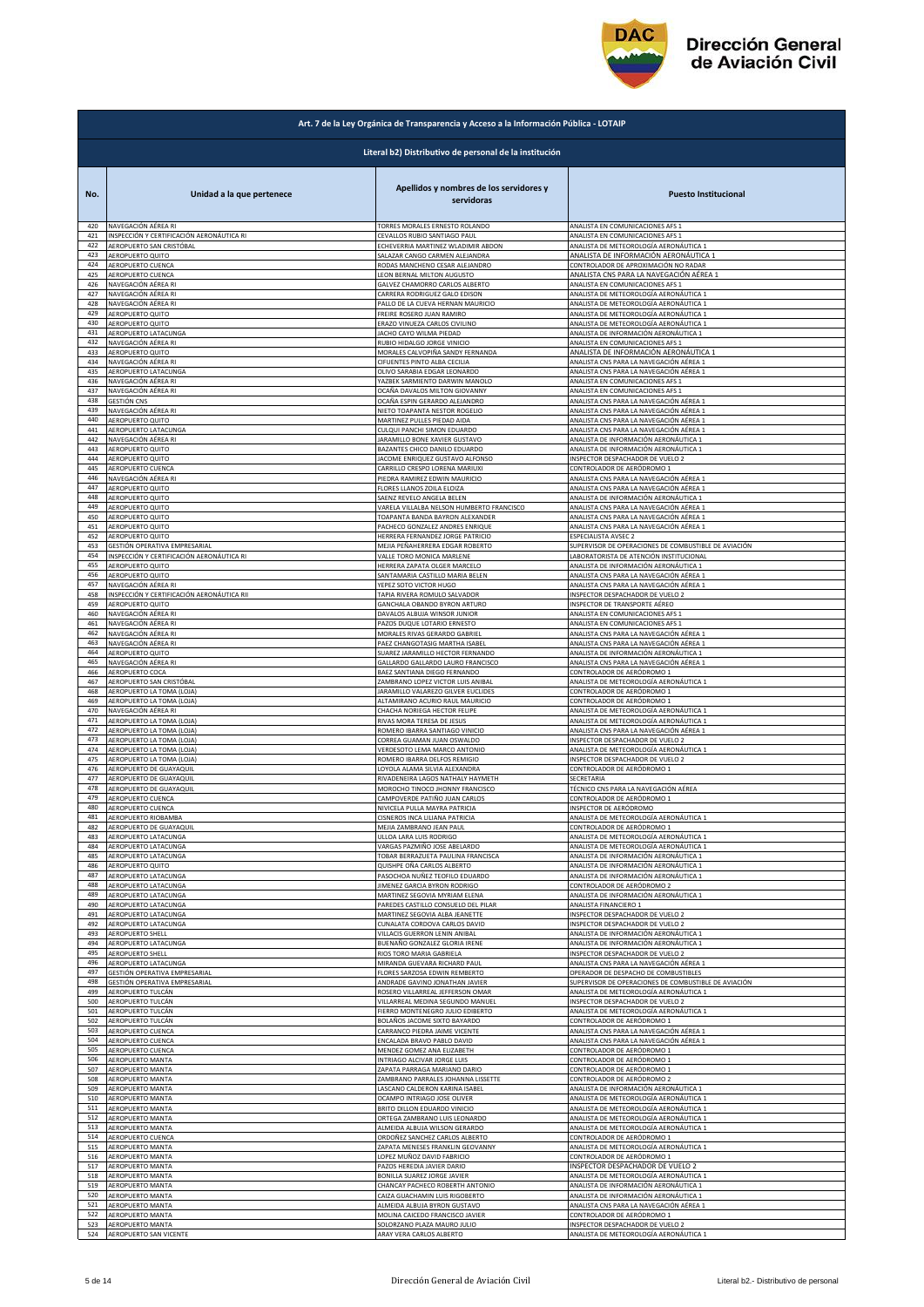## Art. 7 de la Ley Orgánica de Transparencia y Acceso a la Información Pública - LOTAIP

### Literal b2) Distributivo de personal de la institución

| No. | Unidad a la que pertenece | Apellidos y nombres de los servidores y servidoras | Puesto Institucional |
|---|---|---|---|
| 420 | NAVEGACIÓN AÉREA RI | TORRES MORALES ERNESTO ROLANDO | ANALISTA EN COMUNICACIONES AFS 1 |
| 421 | INSPECCIÓN Y CERTIFICACIÓN AERONÁUTICA RI | CEVALLOS RUBIO SANTIAGO PAUL | ANALISTA EN COMUNICACIONES AFS 1 |
| 422 | AEROPUERTO SAN CRISTÓBAL | ECHEVERRIA MARTINEZ WLADIMIR ABDON | ANALISTA DE METEOROLOGÍA AERONÁUTICA 1 |
| 423 | AEROPUERTO QUITO | SALAZAR CANGO CARMEN ALEJANDRA | ANALISTA DE INFORMACIÓN AERONÁUTICA 1 |
| 424 | AEROPUERTO CUENCA | RODAS MANCHENO CESAR ALEJANDRO | CONTROLADOR DE APROXIMACIÓN NO RADAR |
| 425 | AEROPUERTO CUENCA | LEON BERNAL MILTON AUGUSTO | ANALISTA CNS PARA LA NAVEGACIÓN AÉREA 1 |
| 426 | NAVEGACIÓN AÉREA RI | GALVEZ CHAMORRO CARLOS ALBERTO | ANALISTA EN COMUNICACIONES AFS 1 |
| 427 | NAVEGACIÓN AÉREA RI | CARRERA RODRIGUEZ GALO EDISON | ANALISTA DE METEOROLOGÍA AERONÁUTICA 1 |
| 428 | NAVEGACIÓN AÉREA RI | PALLO DE LA CUEVA HERNAN MAURICIO | ANALISTA DE METEOROLOGÍA AERONÁUTICA 1 |
| 429 | AEROPUERTO QUITO | FREIRE ROSERO JUAN RAMIRO | ANALISTA DE METEOROLOGÍA AERONÁUTICA 1 |
| 430 | AEROPUERTO QUITO | ERAZO VINUEZA CARLOS CIVILINO | ANALISTA DE METEOROLOGÍA AERONÁUTICA 1 |
| 431 | AEROPUERTO LATACUNGA | JACHO CAYO WILMA PIEDAD | ANALISTA DE INFORMACIÓN AERONÁUTICA 1 |
| 432 | NAVEGACIÓN AÉREA RI | RUBIO HIDALGO JORGE VINICIO | ANALISTA EN COMUNICACIONES AFS 1 |
| 433 | AEROPUERTO QUITO | MORALES CALVOPIÑA SANDY FERNANDA | ANALISTA DE INFORMACIÓN AERONÁUTICA 1 |
| 434 | NAVEGACIÓN AÉREA RI | CIFUENTES PINTO ALBA CECILIA | ANALISTA CNS PARA LA NAVEGACIÓN AÉREA 1 |
| 435 | AEROPUERTO LATACUNGA | OLIVO SARABIA EDGAR LEONARDO | ANALISTA CNS PARA LA NAVEGACIÓN AÉREA 1 |
| 436 | NAVEGACIÓN AÉREA RI | YAZBEK SARMIENTO DARWIN MANOLO | ANALISTA EN COMUNICACIONES AFS 1 |
| 437 | NAVEGACIÓN AÉREA RI | OCAÑA DAVALOS MILTON GIOVANNY | ANALISTA EN COMUNICACIONES AFS 1 |
| 438 | GESTIÓN CNS | OCAÑA ESPIN GERARDO ALEJANDRO | ANALISTA CNS PARA LA NAVEGACIÓN AÉREA 1 |
| 439 | NAVEGACIÓN AÉREA RI | NIETO TOAPANTA NESTOR ROGELIO | ANALISTA CNS PARA LA NAVEGACIÓN AÉREA 1 |
| 440 | AEROPUERTO QUITO | MARTINEZ PULLES PIEDAD AIDA | ANALISTA CNS PARA LA NAVEGACIÓN AÉREA 1 |
| 441 | AEROPUERTO LATACUNGA | CULQUI PANCHI SIMON EDUARDO | ANALISTA CNS PARA LA NAVEGACIÓN AÉREA 1 |
| 442 | NAVEGACIÓN AÉREA RI | JARAMILLO BONE XAVIER GUSTAVO | ANALISTA DE INFORMACIÓN AERONÁUTICA 1 |
| 443 | AEROPUERTO QUITO | BAZANTES CHICO DANILO EDUARDO | ANALISTA DE INFORMACIÓN AERONÁUTICA 1 |
| 444 | AEROPUERTO QUITO | JACOME ENRIQUEZ GUSTAVO ALFONSO | INSPECTOR DESPACHADOR DE VUELO 2 |
| 445 | AEROPUERTO CUENCA | CARRILLO CRESPO LORENA MARIUXI | CONTROLADOR DE AERÓDROMO 1 |
| 446 | NAVEGACIÓN AÉREA RI | PIEDRA RAMIREZ EDWIN MAURICIO | ANALISTA CNS PARA LA NAVEGACIÓN AÉREA 1 |
| 447 | AEROPUERTO QUITO | FLORES LLANOS ZOILA ELOIZA | ANALISTA CNS PARA LA NAVEGACIÓN AÉREA 1 |
| 448 | AEROPUERTO QUITO | SAENZ REVELO ANGELA BELEN | ANALISTA DE INFORMACIÓN AERONÁUTICA 1 |
| 449 | AEROPUERTO QUITO | VARELA VILLALBA NELSON HUMBERTO FRANCISCO | ANALISTA CNS PARA LA NAVEGACIÓN AÉREA 1 |
| 450 | AEROPUERTO QUITO | TOAPANTA BANDA BAYRON ALEXANDER | ANALISTA CNS PARA LA NAVEGACIÓN AÉREA 1 |
| 451 | AEROPUERTO QUITO | PACHECO GONZALEZ ANDRES ENRIQUE | ANALISTA CNS PARA LA NAVEGACIÓN AÉREA 1 |
| 452 | AEROPUERTO QUITO | HERRERA FERNANDEZ JORGE PATRICIO | ESPECIALISTA AVSEC 2 |
| 453 | GESTIÓN OPERATIVA EMPRESARIAL | MEJIA PEÑAHERRERA EDGAR ROBERTO | SUPERVISOR DE OPERACIONES DE COMBUSTIBLE DE AVIACIÓN |
| 454 | INSPECCIÓN Y CERTIFICACIÓN AERONÁUTICA RI | VALLE TORO MONICA MARLENE | LABORATORISTA DE ATENCIÓN INSTITUCIONAL |
| 455 | AEROPUERTO QUITO | HERRERA ZAPATA OLGER MARCELO | ANALISTA DE INFORMACIÓN AERONÁUTICA 1 |
| 456 | AEROPUERTO QUITO | SANTAMARIA CASTILLO MARIA BELEN | ANALISTA CNS PARA LA NAVEGACIÓN AÉREA 1 |
| 457 | NAVEGACIÓN AÉREA RI | YEPEZ SOTO VICTOR HUGO | ANALISTA CNS PARA LA NAVEGACIÓN AÉREA 1 |
| 458 | INSPECCIÓN Y CERTIFICACIÓN AERONÁUTICA RII | TAPIA RIVERA ROMULO SALVADOR | INSPECTOR DESPACHADOR DE VUELO 2 |
| 459 | AEROPUERTO QUITO | GANCHALA OBANDO BYRON ARTURO | INSPECTOR DE TRANSPORTE AÉREO |
| 460 | NAVEGACIÓN AÉREA RI | DAVALOS ALBUJA WINSOR JUNIOR | ANALISTA EN COMUNICACIONES AFS 1 |
| 461 | NAVEGACIÓN AÉREA RI | PAZOS DUQUE LOTARIO ERNESTO | ANALISTA EN COMUNICACIONES AFS 1 |
| 462 | NAVEGACIÓN AÉREA RI | MORALES RIVAS GERARDO GABRIEL | ANALISTA CNS PARA LA NAVEGACIÓN AÉREA 1 |
| 463 | NAVEGACIÓN AÉREA RI | PAEZ CHANGOTASIG MARTHA ISABEL | ANALISTA CNS PARA LA NAVEGACIÓN AÉREA 1 |
| 464 | AEROPUERTO QUITO | SUAREZ JARAMILLO HECTOR FERNANDO | ANALISTA DE INFORMACIÓN AERONÁUTICA 1 |
| 465 | NAVEGACIÓN AÉREA RI | GALLARDO GALLARDO LAURO FRANCISCO | ANALISTA CNS PARA LA NAVEGACIÓN AÉREA 1 |
| 466 | AEROPUERTO COCA | BAEZ SANTIANA DIEGO FERNANDO | CONTROLADOR DE AERÓDROMO 1 |
| 467 | AEROPUERTO SAN CRISTÓBAL | ZAMBRANO LOPEZ VICTOR LUIS ANIBAL | ANALISTA DE METEOROLOGÍA AERONÁUTICA 1 |
| 468 | AEROPUERTO LA TOMA (LOJA) | JARAMILLO VALAREZO GILVER EUCLIDES | CONTROLADOR DE AERÓDROMO 1 |
| 469 | AEROPUERTO LA TOMA (LOJA) | ALTAMIRANO ACURIO RAUL MAURICIO | CONTROLADOR DE AERÓDROMO 1 |
| 470 | NAVEGACIÓN AÉREA RI | CHACHA NORIEGA HECTOR FELIPE | ANALISTA DE METEOROLOGÍA AERONÁUTICA 1 |
| 471 | AEROPUERTO LA TOMA (LOJA) | RIVAS MORA TERESA DE JESUS | ANALISTA DE METEOROLOGÍA AERONÁUTICA 1 |
| 472 | AEROPUERTO LA TOMA (LOJA) | ROMERO IBARRA SANTIAGO VINICIO | ANALISTA CNS PARA LA NAVEGACIÓN AÉREA 1 |
| 473 | AEROPUERTO LA TOMA (LOJA) | CORREA GUAMAN JUAN OSWALDO | INSPECTOR DESPACHADOR DE VUELO 2 |
| 474 | AEROPUERTO LA TOMA (LOJA) | VERDESOTO LEMA MARCO ANTONIO | ANALISTA DE METEOROLOGÍA AERONÁUTICA 1 |
| 475 | AEROPUERTO LA TOMA (LOJA) | ROMERO IBARRA DELFOS REMIGIO | INSPECTOR DESPACHADOR DE VUELO 2 |
| 476 | AEROPUERTO DE GUAYAQUIL | LOYOLA ALAMA SILVIA ALEXANDRA | CONTROLADOR DE AERÓDROMO 1 |
| 477 | AEROPUERTO DE GUAYAQUIL | RIVADENEIRA LAGOS NATHALY HAYMETH | SECRETARIA |
| 478 | AEROPUERTO DE GUAYAQUIL | MOROCHO TINOCO JHONNY FRANCISCO | TÉCNICO CNS PARA LA NAVEGACIÓN AÉREA |
| 479 | AEROPUERTO CUENCA | CAMPOVERDE PATIÑO JUAN CARLOS | CONTROLADOR DE AERÓDROMO 1 |
| 480 | AEROPUERTO CUENCA | NIVICELA PULLA MAYRA PATRICIA | INSPECTOR DE AERÓDROMO |
| 481 | AEROPUERTO RIOBAMBA | CISNEROS INCA LILIANA PATRICIA | ANALISTA DE METEOROLOGÍA AERONÁUTICA 1 |
| 482 | AEROPUERTO DE GUAYAQUIL | MEJIA ZAMBRANO JEAN PAUL | CONTROLADOR DE AERÓDROMO 1 |
| 483 | AEROPUERTO LATACUNGA | ULLOA LARA LUIS RODRIGO | ANALISTA DE METEOROLOGÍA AERONÁUTICA 1 |
| 484 | AEROPUERTO LATACUNGA | VARGAS PAZMIÑO JOSE ABELARDO | ANALISTA DE METEOROLOGÍA AERONÁUTICA 1 |
| 485 | AEROPUERTO LATACUNGA | TOBAR BERRAZUETA PAULINA FRANCISCA | ANALISTA DE INFORMACIÓN AERONÁUTICA 1 |
| 486 | AEROPUERTO QUITO | QUISHPE OÑA CARLOS ALBERTO | ANALISTA DE INFORMACIÓN AERONÁUTICA 1 |
| 487 | AEROPUERTO LATACUNGA | PASOCHOA NUÑEZ TEOFILO EDUARDO | ANALISTA DE INFORMACIÓN AERONÁUTICA 1 |
| 488 | AEROPUERTO LATACUNGA | JIMENEZ GARCIA BYRON RODRIGO | CONTROLADOR DE AERÓDROMO 2 |
| 489 | AEROPUERTO LATACUNGA | MARTINEZ SEGOVIA MYRIAM ELENA | ANALISTA DE INFORMACIÓN AERONÁUTICA 1 |
| 490 | AEROPUERTO LATACUNGA | PAREDES CASTILLO CONSUELO DEL PILAR | ANALISTA FINANCIERO 1 |
| 491 | AEROPUERTO LATACUNGA | MARTINEZ SEGOVIA ALBA JEANETTE | INSPECTOR DESPACHADOR DE VUELO 2 |
| 492 | AEROPUERTO LATACUNGA | CUNALATA CORDOVA CARLOS DAVID | INSPECTOR DESPACHADOR DE VUELO 2 |
| 493 | AEROPUERTO SHELL | VILLACIS GUERRON LENIN ANIBAL | ANALISTA DE INFORMACIÓN AERONÁUTICA 1 |
| 494 | AEROPUERTO LATACUNGA | BUENAÑO GONZALEZ GLORIA IRENE | ANALISTA DE INFORMACIÓN AERONÁUTICA 1 |
| 495 | AEROPUERTO SHELL | RIOS TORO MARIA GABRIELA | INSPECTOR DESPACHADOR DE VUELO 2 |
| 496 | AEROPUERTO LATACUNGA | MIRANDA GUEVARA RICHARD PAUL | ANALISTA CNS PARA LA NAVEGACIÓN AÉREA 1 |
| 497 | GESTIÓN OPERATIVA EMPRESARIAL | FLORES SARZOSA EDWIN REMBERTO | OPERADOR DE DESPACHO DE COMBUSTIBLES |
| 498 | GESTIÓN OPERATIVA EMPRESARIAL | ANDRADE GAVINO JONATHAN JAVIER | SUPERVISOR DE OPERACIONES DE COMBUSTIBLE DE AVIACIÓN |
| 499 | AEROPUERTO TULCÁN | ROSERO VILLARREAL JEFFERSON OMAR | ANALISTA DE METEOROLOGÍA AERONÁUTICA 1 |
| 500 | AEROPUERTO TULCÁN | VILLARREAL MEDINA SEGUNDO MANUEL | INSPECTOR DESPACHADOR DE VUELO 2 |
| 501 | AEROPUERTO TULCÁN | FIERRO MONTENEGRO JULIO EDIBERTO | ANALISTA DE METEOROLOGÍA AERONÁUTICA 1 |
| 502 | AEROPUERTO TULCÁN | BOLAÑOS JACOME SIXTO BAYARDO | CONTROLADOR DE AERÓDROMO 1 |
| 503 | AEROPUERTO CUENCA | CARRANCO PIEDRA JAIME VICENTE | ANALISTA CNS PARA LA NAVEGACIÓN AÉREA 1 |
| 504 | AEROPUERTO CUENCA | ENCALADA BRAVO PABLO DAVID | ANALISTA CNS PARA LA NAVEGACIÓN AÉREA 1 |
| 505 | AEROPUERTO CUENCA | MENDEZ GOMEZ ANA ELIZABETH | CONTROLADOR DE AERÓDROMO 1 |
| 506 | AEROPUERTO MANTA | INTRIAGO ALCIVAR JORGE LUIS | CONTROLADOR DE AERÓDROMO 1 |
| 507 | AEROPUERTO MANTA | ZAPATA PARRAGA MARIANO DARIO | CONTROLADOR DE AERÓDROMO 1 |
| 508 | AEROPUERTO MANTA | ZAMBRANO PARRALES JOHANNA LISSETTE | CONTROLADOR DE AERÓDROMO 2 |
| 509 | AEROPUERTO MANTA | LASCANO CALDERON KARINA ISABEL | ANALISTA DE INFORMACIÓN AERONÁUTICA 1 |
| 510 | AEROPUERTO MANTA | OCAMPO INTRIAGO JOSE OLIVER | ANALISTA DE METEOROLOGÍA AERONÁUTICA 1 |
| 511 | AEROPUERTO MANTA | BRITO DILLON EDUARDO VINICIO | ANALISTA DE METEOROLOGÍA AERONÁUTICA 1 |
| 512 | AEROPUERTO MANTA | ORTEGA ZAMBRANO LUIS LEONARDO | ANALISTA DE METEOROLOGÍA AERONÁUTICA 1 |
| 513 | AEROPUERTO MANTA | ALMEIDA ALBUJA WILSON GERARDO | ANALISTA DE METEOROLOGÍA AERONÁUTICA 1 |
| 514 | AEROPUERTO CUENCA | ORDOÑEZ SANCHEZ CARLOS ALBERTO | CONTROLADOR DE AERÓDROMO 1 |
| 515 | AEROPUERTO MANTA | ZAPATA MENESES FRANKLIN GEOVANNY | ANALISTA DE METEOROLOGÍA AERONÁUTICA 1 |
| 516 | AEROPUERTO MANTA | LOPEZ MUÑOZ DAVID FABRICIO | CONTROLADOR DE AERÓDROMO 1 |
| 517 | AEROPUERTO MANTA | PAZOS HEREDIA JAVIER DARIO | INSPECTOR DESPACHADOR DE VUELO 2 |
| 518 | AEROPUERTO MANTA | BONILLA SUAREZ JORGE JAVIER | ANALISTA DE METEOROLOGÍA AERONÁUTICA 1 |
| 519 | AEROPUERTO MANTA | CHANCAY PACHECO ROBERTH ANTONIO | ANALISTA DE INFORMACIÓN AERONÁUTICA 1 |
| 520 | AEROPUERTO MANTA | CAIZA GUACHAMIN LUIS RIGOBERTO | ANALISTA DE INFORMACIÓN AERONÁUTICA 1 |
| 521 | AEROPUERTO MANTA | ALMEIDA ALBUJA BYRON GUSTAVO | ANALISTA CNS PARA LA NAVEGACIÓN AÉREA 1 |
| 522 | AEROPUERTO MANTA | MOLINA CAICEDO FRANCISCO JAVIER | CONTROLADOR DE AERÓDROMO 1 |
| 523 | AEROPUERTO MANTA | SOLORZANO PLAZA MAURO JULIO | INSPECTOR DESPACHADOR DE VUELO 2 |
| 524 | AEROPUERTO SAN VICENTE | ARAY VERA CARLOS ALBERTO | ANALISTA DE METEOROLOGÍA AERONÁUTICA 1 |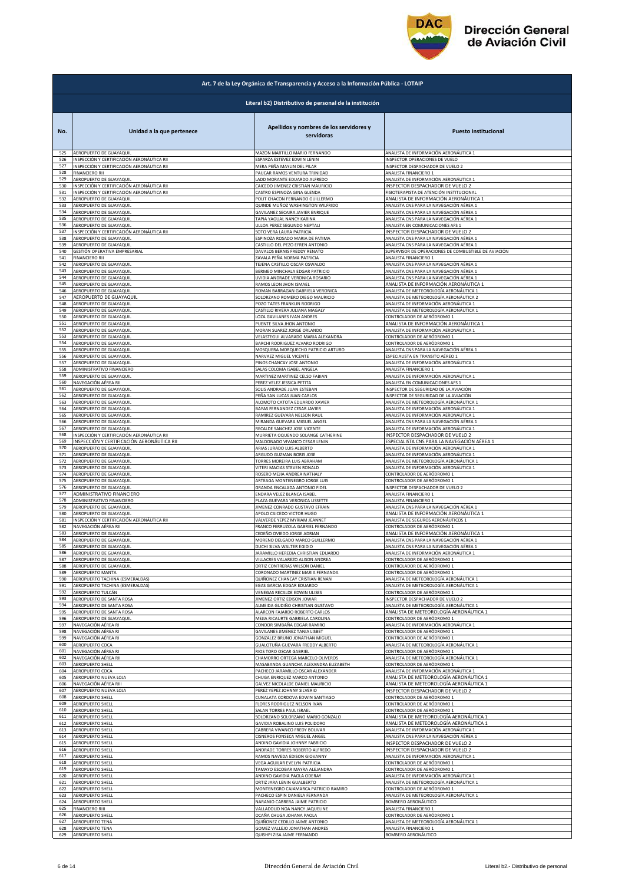# Art. 7 de la Ley Orgánica de Transparencia y Acceso a la Información Pública - LOTAIP

## Literal b2) Distributivo de personal de la institución

| No. | Unidad a la que pertenece | Apellidos y nombres de los servidores y servidoras | Puesto Institucional |
|---|---|---|---|
| 525 | AEROPUERTO DE GUAYAQUIL | MAZON MARTILLO MARIO FERNANDO | ANALISTA DE INFORMACIÓN AERONÁUTICA 1 |
| 526 | INSPECCIÓN Y CERTIFICACIÓN AERONÁUTICA RII | ESPARZA ESTEVEZ EDWIN LENIN | INSPECTOR OPERACIONES DE VUELO |
| 527 | INSPECCIÓN Y CERTIFICACIÓN AERONÁUTICA RII | MERA PEÑA MAYLIN DEL PILAR | INSPECTOR DESPACHADOR DE VUELO 2 |
| 528 | FINANCIERO RII | PAUCAR RAMOS VENTURA TRINIDAD | ANALISTA FINANCIERO 1 |
| 529 | AEROPUERTO DE GUAYAQUIL | LADD MORANTE EDUARDO ALFREDO | ANALISTA DE INFORMACIÓN AERONÁUTICA 1 |
| 530 | INSPECCIÓN Y CERTIFICACIÓN AERONÁUTICA RII | CAICEDO JIMENEZ CRISTIAN MAURICIO | INSPECTOR DESPACHADOR DE VUELO 2 |
| 531 | INSPECCIÓN Y CERTIFICACIÓN AERONÁUTICA RII | CASTRO ESPINOZA GINA GLENDA | FISIOTERAPISTA DE ATENCIÓN INSTITUCIONAL |
| 532 | AEROPUERTO DE GUAYAQUIL | POLIT CHACON FERNANDO GUILLERMO | ANALISTA DE INFORMACIÓN AERONÁUTICA 1 |
| 533 | AEROPUERTO DE GUAYAQUIL | QUINDE MUÑOZ WASHINGTON WILFRIDO | ANALISTA CNS PARA LA NAVEGACIÓN AÉREA 1 |
| 534 | AEROPUERTO DE GUAYAQUIL | GAVILANEZ SECAIRA JAVIER ENRIQUE | ANALISTA CNS PARA LA NAVEGACIÓN AÉREA 1 |
| 535 | AEROPUERTO DE GUAYAQUIL | TAPIA YAGUAL NANCY KARINA | ANALISTA CNS PARA LA NAVEGACIÓN AÉREA 1 |
| 536 | AEROPUERTO DE GUAYAQUIL | ULLOA PEREZ SEGUNDO NEPTALI | ANALISTA EN COMUNICACIONES AFS 1 |
| 537 | INSPECCIÓN Y CERTIFICACIÓN AERONÁUTICA RII | SOTO VERA LAURA PATRICIA | INSPECTOR DESPACHADOR DE VUELO 2 |
| 538 | AEROPUERTO DE GUAYAQUIL | ESPINOZA ROSADO MARIA DE FATIMA | ANALISTA CNS PARA LA NAVEGACIÓN AÉREA 1 |
| 539 | AEROPUERTO DE GUAYAQUIL | CASTILLO DEL PEZO EFREN ANTONIO | ANALISTA CNS PARA LA NAVEGACIÓN AÉREA 1 |
| 540 | GESTIÓN OPERATIVA EMPRESARIAL | DAVALOS BERNIS FREDDY RENATO | SUPERVISOR DE OPERACIONES DE COMBUSTIBLE DE AVIACIÓN |
| 541 | FINANCIERO RII | ZAVALA PEÑA NORMA PATRICIA | ANALISTA FINANCIERO 1 |
| 542 | AEROPUERTO DE GUAYAQUIL | TEJENA CASTILLO OSCAR OSWALDO | ANALISTA CNS PARA LA NAVEGACIÓN AÉREA 1 |
| 543 | AEROPUERTO DE GUAYAQUIL | BERMEO MINCHALA EDGAR PATRICIO | ANALISTA CNS PARA LA NAVEGACIÓN AÉREA 1 |
| 544 | AEROPUERTO DE GUAYAQUIL | UVIDIA ANDRADE VERONICA ROSARIO | ANALISTA CNS PARA LA NAVEGACIÓN AÉREA 1 |
| 545 | AEROPUERTO DE GUAYAQUIL | RAMOS LEON JHON ISMAEL | ANALISTA DE INFORMACIÓN AERONÁUTICA 1 |
| 546 | AEROPUERTO DE GUAYAQUIL | ROMAN BARRAGAN GABRIELA VERONICA | ANALISTA DE METEOROLOGÍA AERONÁUTICA 1 |
| 547 | AEROPUERTO DE GUAYAQUIL | SOLORZANO ROMERO DIEGO MAURICIO | ANALISTA DE METEOROLOGÍA AERONÁUTICA 2 |
| 548 | AEROPUERTO DE GUAYAQUIL | POZO TATES FRANKLIN RODRIGO | ANALISTA DE INFORMACIÓN AERONÁUTICA 1 |
| 549 | AEROPUERTO DE GUAYAQUIL | CASTILLO RIVERA JULIANA MAGALY | ANALISTA DE METEOROLOGÍA AERONÁUTICA 1 |
| 550 | AEROPUERTO DE GUAYAQUIL | LOZA GAVILANES IVAN ANDRES | CONTROLADOR DE AERÓDROMO 1 |
| 551 | AEROPUERTO DE GUAYAQUIL | PUENTE SILVA JHON ANTONIO | ANALISTA DE INFORMACIÓN AERONÁUTICA 1 |
| 552 | AEROPUERTO DE GUAYAQUIL | MORAN SUAREZ JORGE ORLANDO | ANALISTA DE INFORMACIÓN AERONÁUTICA 1 |
| 553 | AEROPUERTO DE GUAYAQUIL | VELASTEGUI ALVARADO MARIA ALEXANDRA | CONTROLADOR DE AERÓDROMO 1 |
| 554 | AEROPUERTO DE GUAYAQUIL | BARCHI RODRIGUEZ ALVARO RODRIGO | CONTROLADOR DE AERÓDROMO 1 |
| 555 | AEROPUERTO DE GUAYAQUIL | MOSQUERA MORQUECHO PATRICIO ARTURO | ANALISTA CNS PARA LA NAVEGACIÓN AÉREA 1 |
| 556 | AEROPUERTO DE GUAYAQUIL | NARVAEZ MIGUEL VICENTE | ESPECIALISTA EN TRANSITO AÉREO 1 |
| 557 | AEROPUERTO DE GUAYAQUIL | PINOS CHANCAY JOSE ANTONIO | ANALISTA DE INFORMACIÓN AERONÁUTICA 1 |
| 558 | ADMINISTRATIVO FINANCIERO | SALAS COLOMA ISABEL ANGELA | ANALISTA FINANCIERO 1 |
| 559 | AEROPUERTO DE GUAYAQUIL | MARTINEZ MARTINEZ CELSO FABIAN | ANALISTA DE INFORMACIÓN AERONÁUTICA 1 |
| 560 | NAVEGACIÓN AÉREA RII | PEREZ VELEZ JESSICA PETITA | ANALISTA EN COMUNICACIONES AFS 1 |
| 561 | AEROPUERTO DE GUAYAQUIL | SOLIS ANDRADE JUAN ESTEBAN | INSPECTOR DE SEGURIDAD DE LA AVIACIÓN |
| 562 | AEROPUERTO DE GUAYAQUIL | PEÑA SAN LUCAS JUAN CARLOS | INSPECTOR DE SEGURIDAD DE LA AVIACIÓN |
| 563 | AEROPUERTO DE GUAYAQUIL | ALOMOTO CATOTA EDUARDO XAVIER | ANALISTA DE METEOROLOGÍA AERONÁUTICA 1 |
| 564 | AEROPUERTO DE GUAYAQUIL | BAYAS FERNANDEZ CESAR JAVIER | ANALISTA DE INFORMACIÓN AERONÁUTICA 1 |
| 565 | AEROPUERTO DE GUAYAQUIL | RAMIREZ GUEVARA NELSON RAUL | ANALISTA DE INFORMACIÓN AERONÁUTICA 1 |
| 566 | AEROPUERTO DE GUAYAQUIL | MIRANDA GUEVARA MIGUEL ANGEL | ANALISTA CNS PARA LA NAVEGACIÓN AÉREA 1 |
| 567 | AEROPUERTO DE GUAYAQUIL | RECALDE SANCHEZ JOSE VICENTE | ANALISTA DE INFORMACIÓN AERONÁUTICA 1 |
| 568 | INSPECCIÓN Y CERTIFICACIÓN AERONÁUTICA RII | MURRIETA OQUENDO SOLANGE CATHERINE | INSPECTOR DESPACHADOR DE VUELO 2 |
| 569 | INSPECCIÓN Y CERTIFICACIÓN AERONÁUTICA RII | MALDONADO VIVANCO CESAR LENIN | ESPECIALISTA CNS PARA LA NAVEGACIÓN AÉREA 1 |
| 570 | AEROPUERTO DE GUAYAQUIL | ARIAS JURADO LUIS ALBERTO | ANALISTA DE INFORMACIÓN AERONÁUTICA 1 |
| 571 | AEROPUERTO DE GUAYAQUIL | ARGUDO GUZMAN BORIS JOSE | ANALISTA DE INFORMACIÓN AERONÁUTICA 1 |
| 572 | AEROPUERTO DE GUAYAQUIL | TORRES MOREIRA LUIS ABRAHAM | ANALISTA DE METEOROLOGÍA AERONÁUTICA 1 |
| 573 | AEROPUERTO DE GUAYAQUIL | VITERI MACIAS STEVEN RONALD | ANALISTA DE INFORMACIÓN AERONÁUTICA 1 |
| 574 | AEROPUERTO DE GUAYAQUIL | ROSERO MEJIA ANDREA NATHALY | CONTROLADOR DE AERÓDROMO 1 |
| 575 | AEROPUERTO DE GUAYAQUIL | ARTEAGA MONTENEGRO JORGE LUIS | CONTROLADOR DE AERÓDROMO 1 |
| 576 | AEROPUERTO DE GUAYAQUIL | GRANDA ENCALADA ANTONIO FIDEL | INSPECTOR DESPACHADOR DE VUELO 2 |
| 577 | ADMINISTRATIVO FINANCIERO | ENDARA VELEZ BLANCA ISABEL | ANALISTA FINANCIERO 1 |
| 578 | ADMINISTRATIVO FINANCIERO | PLAZA GUEVARA VERONICA LISSETTE | ANALISTA FINANCIERO 1 |
| 579 | AEROPUERTO DE GUAYAQUIL | JIMENEZ CONRADO GUSTAVO EFRAIN | ANALISTA CNS PARA LA NAVEGACIÓN AÉREA 1 |
| 580 | AEROPUERTO DE GUAYAQUIL | APOLO CAICEDO VICTOR HUGO | ANALISTA DE INFORMACIÓN AERONÁUTICA 1 |
| 581 | INSPECCIÓN Y CERTIFICACIÓN AERONÁUTICA RII | VALVERDE YEPEZ MYRIAM JEANNET | ANALISTA DE SEGUROS AERONÁUTICOS 1 |
| 582 | NAVEGACIÓN AÉREA RII | FRANCO FERRUZOLA GABRIEL FERNANDO | CONTROLADOR DE AERÓDROMO 1 |
| 583 | AEROPUERTO DE GUAYAQUIL | CEDEÑO OVIEDO JORGE ADRIAN | ANALISTA DE INFORMACIÓN AERONÁUTICA 1 |
| 584 | AEROPUERTO DE GUAYAQUIL | MORENO DELGADO MARCO GUILLERMO | ANALISTA CNS PARA LA NAVEGACIÓN AÉREA 1 |
| 585 | AEROPUERTO DE GUAYAQUIL | DUCHI SILVA WALTER EGIDIO | ANALISTA CNS PARA LA NAVEGACIÓN AÉREA 1 |
| 586 | AEROPUERTO DE GUAYAQUIL | JARAMILLO HEREDIA CHRISTIAN EDUARDO | ANALISTA DE INFORMACIÓN AERONÁUTICA 1 |
| 587 | AEROPUERTO DE GUAYAQUIL | VILLACRES VALAREZO ALISON ANDREA | CONTROLADOR DE AERÓDROMO 1 |
| 588 | AEROPUERTO DE GUAYAQUIL | ORTIZ CONTRERAS WILSON DANIEL | CONTROLADOR DE AERÓDROMO 1 |
| 589 | AEROPUERTO MANTA | CORONADO MARTINEZ MARIA FERNANDA | CONTROLADOR DE AERÓDROMO 1 |
| 590 | AEROPUERTO TACHINA (ESMERALDAS) | QUIÑONEZ CHANCAY CRISTIAN RENAN | ANALISTA DE METEOROLOGÍA AERONÁUTICA 1 |
| 591 | AEROPUERTO TACHINA (ESMERALDAS) | EGAS GARCIA EDGAR EDUARDO | ANALISTA DE METEOROLOGÍA AERONÁUTICA 1 |
| 592 | AEROPUERTO TULCÁN | VENEGAS RECALDE EDWIN ULISES | CONTROLADOR DE AERÓDROMO 1 |
| 593 | AEROPUERTO DE SANTA ROSA | JIMENEZ ORTIZ EDISON JOWAR | INSPECTOR DESPACHADOR DE VUELO 2 |
| 594 | AEROPUERTO DE SANTA ROSA | ALMEIDA GUDIÑO CHRISTIAN GUSTAVO | ANALISTA DE METEOROLOGÍA AERONÁUTICA 1 |
| 595 | AEROPUERTO DE SANTA ROSA | ALARCON FAJARDO ROBERTO CARLOS | ANALISTA DE METEOROLOGÍA AERONÁUTICA 1 |
| 596 | AEROPUERTO DE GUAYAQUIL | MEJIA RICAURTE GABRIELA CAROLINA | CONTROLADOR DE AERÓDROMO 1 |
| 597 | NAVEGACIÓN AÉREA RI | CONDOR SIMBAÑA EDGAR RAMIRO | ANALISTA DE INFORMACIÓN AERONÁUTICA 1 |
| 598 | NAVEGACIÓN AÉREA RI | GAVILANES JIMENEZ TANIA LISBET | CONTROLADOR DE AERÓDROMO 1 |
| 599 | NAVEGACIÓN AÉREA RI | GONZALEZ BRUNO JONATHAN MIGUEL | CONTROLADOR DE AERÓDROMO 1 |
| 600 | AEROPUERTO COCA | GUALOTUÑA GUEVARA FREDDY ALBERTO | ANALISTA DE METEOROLOGÍA AERONÁUTICA 1 |
| 601 | NAVEGACIÓN AÉREA RI | RIOS TORO OSCAR GABRIEL | CONTROLADOR DE AERÓDROMO 1 |
| 602 | NAVEGACIÓN AÉREA RII | CHAMORRO ORTEGA MARCELO OLIVEROS | ANALISTA DE METEOROLOGÍA AERONÁUTICA 1 |
| 603 | AEROPUERTO SHELL | MASABANDA GUANCHA ALEXANDRA ELIZABETH | CONTROLADOR DE AERÓDROMO 1 |
| 604 | AEROPUERTO COCA | PACHECO JARAMILLO OSCAR ALEXANDER | ANALISTA DE INFORMACIÓN AERONÁUTICA 1 |
| 605 | AEROPUERTO NUEVA LOJA | CHUGA ENRIQUEZ MARCO ANTONIO | ANALISTA DE METEOROLOGÍA AERONÁUTICA 1 |
| 606 | NAVEGACIÓN AÉREA RIII | GALVEZ NICOLALDE DANIEL MAURICIO | ANALISTA DE METEOROLOGÍA AERONÁUTICA 1 |
| 607 | AEROPUERTO NUEVA LOJA | PEREZ YEPEZ JOHNNY SILVERIO | INSPECTOR DESPACHADOR DE VUELO 2 |
| 608 | AEROPUERTO SHELL | CUNALATA CORDOVA EDWIN SANTIAGO | CONTROLADOR DE AERÓDROMO 1 |
| 609 | AEROPUERTO SHELL | FLORES RODRIGUEZ NELSON IVAN | CONTROLADOR DE AERÓDROMO 1 |
| 610 | AEROPUERTO SHELL | SALAN TORRES PAUL ISRAEL | CONTROLADOR DE AERÓDROMO 1 |
| 611 | AEROPUERTO SHELL | SOLORZANO SOLORZANO MARIO GONZALO | ANALISTA DE METEOROLOGÍA AERONÁUTICA 1 |
| 612 | AEROPUERTO SHELL | GAVIDIA ROBALINO LUIS POLIDORO | ANALISTA DE METEOROLOGÍA AERONÁUTICA 1 |
| 613 | AEROPUERTO SHELL | CABRERA VIVANCO FREDY BOLIVAR | ANALISTA DE INFORMACIÓN AERONÁUTICA 1 |
| 614 | AEROPUERTO SHELL | CISNEROS FONSECA MIGUEL ANGEL | ANALISTA CNS PARA LA NAVEGACIÓN AÉREA 1 |
| 615 | AEROPUERTO SHELL | ANDINO GAVIDIA JOHNNY FABRICIO | INSPECTOR DESPACHADOR DE VUELO 2 |
| 616 | AEROPUERTO SHELL | ANDRADE TORRES ROBERTO ALFREDO | INSPECTOR DESPACHADOR DE VUELO 2 |
| 617 | AEROPUERTO SHELL | RAMOS NAVEDA EDISON GIOVANNY | ANALISTA DE INFORMACIÓN AERONÁUTICA 1 |
| 618 | AEROPUERTO SHELL | VEGA AGUILAR EVELYN PATRICIA | CONTROLADOR DE AERÓDROMO 1 |
| 619 | AEROPUERTO SHELL | TAMAYO ESCOBAR MAYRA ALEJANDRA | CONTROLADOR DE AERÓDROMO 1 |
| 620 | AEROPUERTO SHELL | ANDINO GAVIDIA PAOLA ODERAY | ANALISTA DE INFORMACIÓN AERONÁUTICA 1 |
| 621 | AEROPUERTO SHELL | ORTIZ JARA LENIN GUALBERTO | ANALISTA DE METEOROLOGÍA AERONÁUTICA 1 |
| 622 | AEROPUERTO SHELL | MONTENEGRO CAJAMARCA PATRICIO RAMIRO | CONTROLADOR DE AERÓDROMO 1 |
| 623 | AEROPUERTO SHELL | PACHECO ESPIN DANIELA FERNANDA | ANALISTA DE METEOROLOGÍA AERONÁUTICA 1 |
| 624 | AEROPUERTO SHELL | NARANJO CABRERA JAIME PATRICIO | BOMBERO AERONÁUTICO |
| 625 | FINANCIERO RIII | VALLADOLID NOA NANCY JAQUELINE | ANALISTA FINANCIERO 1 |
| 626 | AEROPUERTO SHELL | OCAÑA CHUGA JOHANA PAOLA | CONTROLADOR DE AERÓDROMO 1 |
| 627 | AEROPUERTO TENA | QUIÑONEZ CEDILLO JAIME ANTONIO | ANALISTA DE METEOROLOGÍA AERONÁUTICA 1 |
| 628 | AEROPUERTO TENA | GOMEZ VALLEJO JONATHAN ANDRES | ANALISTA FINANCIERO 1 |
| 629 | AEROPUERTO SHELL | QUISHPI ZISA JAIME FERNANDO | BOMBERO AERONÁUTICO |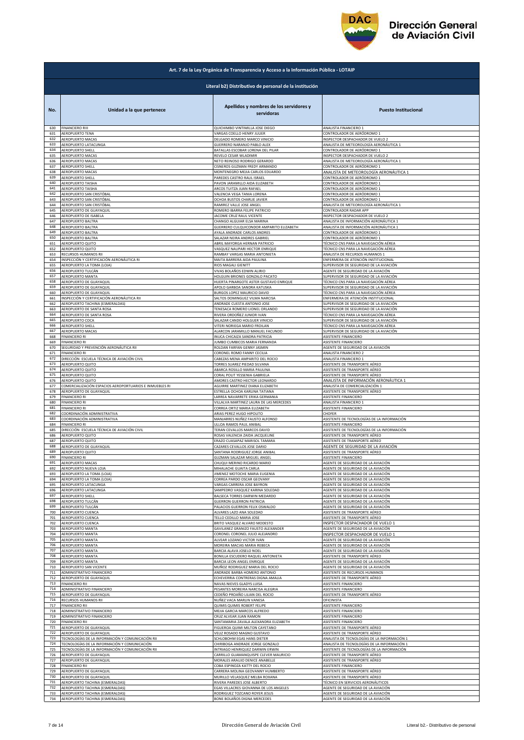## Art. 7 de la Ley Orgánica de Transparencia y Acceso a la Información Pública - LOTAIP

### Literal b2) Distributivo de personal de la institución

| No. | Unidad a la que pertenece | Apellidos y nombres de los servidores y servidoras | Puesto Institucional |
|---|---|---|---|
| 630 | FINANCIERO RIII | QUICHIMBO VINTIMILLA JOSE DIEGO | ANALISTA FINANCIERO 1 |
| 631 | AEROPUERTO TENA | VARGAS COELLO HENRY JULIER | CONTROLADOR DE AERÓDROMO 1 |
| 632 | AEROPUERTO MACAS | DELGADO ROMERO MARCO VINICIO | INSPECTOR DESPACHADOR DE VUELO 2 |
| 633 | AEROPUERTO LATACUNGA | GUERRERO NARANJO PABLO ALEX | ANALISTA DE METEOROLOGÍA AERONÁUTICA 1 |
| 634 | AEROPUERTO SHELL | BATALLAS ESCOBAR LORENA DEL PILAR | CONTROLADOR DE AERÓDROMO 1 |
| 635 | AEROPUERTO MACAS | REVELO CESAR WLADIMIR | INSPECTOR DESPACHADOR DE VUELO 2 |
| 636 | AEROPUERTO MACAS | NETO REINOSO RODRIGO GERARDO | ANALISTA DE METEOROLOGÍA AERONÁUTICA 1 |
| 637 | AEROPUERTO SHELL | CISNEROS GUZMAN FREDY ARMANDO | CONTROLADOR DE AERÓDROMO 1 |
| 638 | AEROPUERTO MACAS | MONTENEGRO MEJIA CARLOS EDUARDO | ANALISTA DE METEOROLOGÍA AERONÁUTICA 1 |
| 639 | AEROPUERTO SHELL | PAREDES CASTRO RAUL ISRAEL | CONTROLADOR DE AERÓDROMO 1 |
| 640 | AEROPUERTO TAISHA | PAVON JARAMILLO AIDA ELIZABETH | CONTROLADOR DE AERÓDROMO 1 |
| 641 | AEROPUERTO TAISHA | ARCOS TUITZA JUAN RAFAEL | CONTROLADOR DE AERÓDROMO 1 |
| 642 | AEROPUERTO SAN CRISTÓBAL | VALENCIA VEGA TANIA LORENA | CONTROLADOR DE AERÓDROMO 1 |
| 643 | AEROPUERTO SAN CRISTÓBAL | OCHOA BUSTOS CHARLIE JAVIER | CONTROLADOR DE AERÓDROMO 1 |
| 644 | AEROPUERTO SAN CRISTÓBAL | RAMIREZ VALLE JOSE ANGEL | ANALISTA DE METEOROLOGÍA AERONÁUTICA 1 |
| 645 | AEROPUERTO DE GUAYAQUIL | ROMERO IBARRA FELIPE PATRICIO | CONTROLADOR RADAR APP |
| 646 | AEROPUERTO DE ISABELA | JACOME CRUZ RAUL VICENTE | INSPECTOR DESPACHADOR DE VUELO 2 |
| 647 | AEROPUERTO BALTRA | CHANGO ALGUIAR ELSA MARINA | ANALISTA DE INFORMACIÓN AERONÁUTICA 1 |
| 648 | AEROPUERTO BALTRA | GUERRERO CULQUICONDOR AMPARITO ELIZABETH | ANALISTA DE INFORMACIÓN AERONÁUTICA 1 |
| 649 | AEROPUERTO BALTRA | AYALA ANDRADE CARLOS ANDRES | CONTROLADOR DE AERÓDROMO 1 |
| 650 | AEROPUERTO BALTRA | SALAZAR NEIRA ANDRES GABRIEL | CONTROLADOR DE AERÓDROMO 1 |
| 651 | AEROPUERTO QUITO | ABRIL MAYORGA HERNAN PATRICIO | TÉCNICO CNS PARA LA NAVEGACIÓN AÉREA |
| 652 | AEROPUERTO QUITO | VASQUEZ NAUPARI HECTOR ENRIQUE | TÉCNICO CNS PARA LA NAVEGACIÓN AÉREA |
| 653 | RECURSOS HUMANOS RII | RAMBAY VARGAS MARIA ANTONIETA | ANALISTA DE RECURSOS HUMANOS 1 |
| 654 | INSPECCIÓN Y CERTIFICACIÓN AERONÁUTICA RI | MAITA BARRERA AIDA PAULINA | ENFERMERA DE ATENCIÓN INSTITUCIONAL |
| 655 | AEROPUERTO LA TOMA (LOJA) | RIOS MAGALI GIENITT | SUPERVISOR DE SEGURIDAD DE LA AVIACIÓN |
| 656 | AEROPUERTO TULCÁN | VIVAS BOLAÑOS EDWIN ALIRIO | AGENTE DE SEGURIDAD DE LA AVIACIÓN |
| 657 | AEROPUERTO MANTA | HOLGUIN BRIONES GONZALO PACATO | SUPERVISOR DE SEGURIDAD DE LA AVIACIÓN |
| 658 | AEROPUERTO DE GUAYAQUIL | HUERTA PINARGOTE ASTER GUSTAVO ENRIQUE | TÉCNICO CNS PARA LA NAVEGACIÓN AÉREA |
| 659 | AEROPUERTO DE GUAYAQUIL | APOLO GARBOA SANDRA KATUSKA | SUPERVISOR DE SEGURIDAD DE LA AVIACIÓN |
| 660 | AEROPUERTO DE GUAYAQUIL | BURGOS LOPEZ MAURICIO DAVID | TÉCNICO CNS PARA LA NAVEGACIÓN AÉREA |
| 661 | INSPECCIÓN Y CERTIFICACIÓN AERONÁUTICA RII | SALTOS DOMINGUEZ VILMA NARCISA | ENFERMERA DE ATENCIÓN INSTITUCIONAL |
| 662 | AEROPUERTO TACHINA (ESMERALDAS) | ANDRADE CUESTA ANTONIO JOSE | SUPERVISOR DE SEGURIDAD DE LA AVIACIÓN |
| 663 | AEROPUERTO DE SANTA ROSA | TENESACA ROMERO LIONEL ORLANDO | SUPERVISOR DE SEGURIDAD DE LA AVIACIÓN |
| 664 | AEROPUERTO DE SANTA ROSA | RIVERA ORDOÑEZ JUNIOR IVAN | TÉCNICO CNS PARA LA NAVEGACIÓN AÉREA |
| 665 | AEROPUERTO COCA | SALAZAR CANDO HOLGUER VINICIO | SUPERVISOR DE SEGURIDAD DE LA AVIACIÓN |
| 666 | AEROPUERTO SHELL | VITERI NORIEGA MARIO FROILAN | TÉCNICO CNS PARA LA NAVEGACIÓN AÉREA |
| 667 | AEROPUERTO MACAS | ALARCON JARAMILLO MANUEL FACUNDO | SUPERVISOR DE SEGURIDAD DE LA AVIACIÓN |
| 668 | FINANCIERO RI | INUCA CHICAIZA SANDRA PATRICIA | ASISTENTE FINANCIERO |
| 669 | FINANCIERO RI | JUMBO CUMBICOS MARIA FERNANDA | ASISTENTE FINANCIERO |
| 670 | SEGURIDAD Y PREVENCIÓN AERONÁUTICA RII | ROLDAN FARFAN GENNY JASMIN | AGENTE DE SEGURIDAD DE LA AVIACIÓN |
| 671 | FINANCIERO RI | CORONEL ROMO FANNY CECILIA | ANALISTA FINANCIERO 2 |
| 672 | DIRECCIÓN ESCUELA TÉCNICA DE AVIACIÓN CIVIL | CABEZAS MENA AMPARITO DEL ROCIO | ANALISTA FINANCIERO 1 |
| 673 | AEROPUERTO QUITO | TORRES SUAREZ PIEDAD SILVANA | ASISTENTE DE TRANSPORTE AÉREO |
| 674 | AEROPUERTO QUITO | ABARCA ROSILLO MARIA PAULINA | ASISTENTE DE TRANSPORTE AÉREO |
| 675 | AEROPUERTO QUITO | CORAL POLIT YESSENIA GABRIELA | ASISTENTE DE TRANSPORTE AÉREO |
| 676 | AEROPUERTO QUITO | AMORES CASTRO HECTOR LEONARDO | ANALISTA DE INFORMACIÓN AERONÁUTICA 1 |
| 677 | COMERCIALIZACIÓN ESPACIOS AEROPORTUARIOS E INMUEBLES RI | AGUIRRE MARTINEZ DIANA ELIZABETH | ANALISTA DE COMERCIALIZACIÓN 1 |
| 678 | AEROPUERTO DE GUAYAQUIL | ESTRELLA OCHOA KARLINA TATIANA | ASISTENTE DE TRANSPORTE AÉREO |
| 679 | FINANCIERO RI | LARREA NAVARRETE ERIKA GERMANIA | ASISTENTE FINANCIERO |
| 680 | FINANCIERO RI | VILLALVA MARTINEZ LAURA DE LAS MERCEDES | ANALISTA FINANCIERO 1 |
| 681 | FINANCIERO RI | CORREA ORTIZ MARIA ELIZABETH | ASISTENTE FINANCIERO |
| 682 | COORDINACIÓN ADMINISTRATIVA | ARIAS PEREZ HUGO HIPOLITO | CHOFER |
| 683 | COORDINACIÓN ADMINISTRATIVA | MANJARRES NUÑEZ FAUSTO ALFONSO | ASISTENTE DE TECNOLOGÍAS DE LA INFORMACIÓN |
| 684 | FINANCIERO RI | ULLOA RAMOS PAUL ANIBAL | ASISTENTE FINANCIERO |
| 685 | DIRECCIÓN ESCUELA TÉCNICA DE AVIACIÓN CIVIL | TERAN CEVALLOS MARCOS DAVID | ASISTENTE DE TECNOLOGÍAS DE LA INFORMACIÓN |
| 686 | AEROPUERTO QUITO | ROSAS VALENCIA ZAIDA JACQUELINE | ASISTENTE DE TRANSPORTE AÉREO |
| 687 | AEROPUERTO QUITO | ERAZO CUASAPAZ MARISOL TAMARA | ASISTENTE DE TRANSPORTE AÉREO |
| 688 | AEROPUERTO DE GUAYAQUIL | CAZARES CEVALLOS JOSE DARIO | AGENTE DE SEGURIDAD DE LA AVIACIÓN |
| 689 | AEROPUERTO QUITO | SANTANA RODRIGUEZ JORGE ANIBAL | ASISTENTE DE TRANSPORTE AÉREO |
| 690 | FINANCIERO RI | GUZMAN SALAZAR MIGUEL ANGEL | ASISTENTE FINANCIERO |
| 691 | AEROPUERTO MACAS | CHUQUI MERINO RICARDO MARIO | AGENTE DE SEGURIDAD DE LA AVIACIÓN |
| 692 | AEROPUERTO NUEVA LOJA | MIHALACHE GUAITA CARLA | AGENTE DE SEGURIDAD DE LA AVIACIÓN |
| 693 | AEROPUERTO LA TOMA (LOJA) | JIMENEZ MOTOCHE MARIA EUGENIA | AGENTE DE SEGURIDAD DE LA AVIACIÓN |
| 694 | AEROPUERTO LA TOMA (LOJA) | CORREA PARDO OSCAR GEOVANY | AGENTE DE SEGURIDAD DE LA AVIACIÓN |
| 695 | AEROPUERTO LATACUNGA | VARGAS CARRERA JOSE BAYRON | AGENTE DE SEGURIDAD DE LA AVIACIÓN |
| 696 | AEROPUERTO LATACUNGA | SAMPEDRO VASQUEZ KARINA SOLEDAD | AGENTE DE SEGURIDAD DE LA AVIACIÓN |
| 697 | AEROPUERTO SHELL | BALSECA TORRES DARWIN MEDARDO | AGENTE DE SEGURIDAD DE LA AVIACIÓN |
| 698 | AEROPUERTO TULCÁN | GUERRON GUERRON PATRICIA | AGENTE DE SEGURIDAD DE LA AVIACIÓN |
| 699 | AEROPUERTO TULCÁN | PALACIOS GUERRON FELIX OSWALDO | AGENTE DE SEGURIDAD DE LA AVIACIÓN |
| 700 | AEROPUERTO CUENCA | ALVARES LAZO ANA SOLEDAD | ASISTENTE DE TRANSPORTE AÉREO |
| 701 | AEROPUERTO CUENCA | TELLO CEDILLO MARIA JOSE | ASISTENTE DE TRANSPORTE AÉREO |
| 702 | AEROPUERTO CUENCA | BRITO VASQUEZ ALVARO MODESTO | INSPECTOR DESPACHADOR DE VUELO 1 |
| 703 | AEROPUERTO MANTA | GAVILANEZ GRANIZO FAUSTO ALEXANDER | AGENTE DE SEGURIDAD DE LA AVIACIÓN |
| 704 | AEROPUERTO MANTA | CORONEL CORONEL JULIO ALEJANDRO | INSPECTOR DESPACHADOR DE VUELO 1 |
| 705 | AEROPUERTO MANTA | ALVEAR LOZANO VICTOR IVAN | AGENTE DE SEGURIDAD DE LA AVIACIÓN |
| 706 | AEROPUERTO MANTA | MOREIRA MACIAS MARIA REBECA | AGENTE DE SEGURIDAD DE LA AVIACIÓN |
| 707 | AEROPUERTO MANTA | BARCIA ALAVA JOSELO NOEL | AGENTE DE SEGURIDAD DE LA AVIACIÓN |
| 708 | AEROPUERTO MANTA | BONILLA ESCUDERO RAQUEL ANTONIETA | ASISTENTE DE TRANSPORTE AÉREO |
| 709 | AEROPUERTO MANTA | BARCIA LEON ANGEL ENRIQUE | AGENTE DE SEGURIDAD DE LA AVIACIÓN |
| 710 | AEROPUERTO SAN VICENTE | MUÑOZ RODRIGUEZ MARIA DEL ROCIO | AGENTE DE SEGURIDAD DE LA AVIACIÓN |
| 711 | ADMINISTRATIVO FINANCIERO | ANDRADE BARBA HOMERO ANTONIO | ASISTENTE DE RECURSOS HUMANOS |
| 712 | AEROPUERTO DE GUAYAQUIL | ECHEVERRIA CONTRERAS DIGNA AMALIA | ASISTENTE DE TRANSPORTE AÉREO |
| 713 | FINANCIERO RII | NAVAS NIEVES GLADYS LUISA | ASISTENTE FINANCIERO |
| 714 | ADMINISTRATIVO FINANCIERO | PESANTES MOREIRA NARCISA ALEGRIA | ASISTENTE FINANCIERO |
| 715 | AEROPUERTO DE GUAYAQUIL | CEDEÑO PROAÑO LILIAN DEL ROCIO | ASISTENTE DE TRANSPORTE AÉREO |
| 716 | RECURSOS HUMANOS RII | NUÑEZ VACA MARLIN VANESA | OFICINISTA |
| 717 | FINANCIERO RII | QUIMIS QUIMIS ROBERT FELIPE | ASISTENTE FINANCIERO |
| 718 | ADMINISTRATIVO FINANCIERO | MEJIA GARCIA MARCOS ALFREDO | ASISTENTE FINANCIERO |
| 719 | ADMINISTRATIVO FINANCIERO | CRUZ ALVEAR JUAN RAMON | ASISTENTE FINANCIERO |
| 720 | FINANCIERO RII | SANTAMARIA ZAVALA ALEXANDRA ELIZABETH | ASISTENTE FINANCIERO |
| 721 | AEROPUERTO DE GUAYAQUIL | FIGUEROA QUIMI MILTON CAYETANO | ASISTENTE DE TRANSPORTE AÉREO |
| 722 | AEROPUERTO DE GUAYAQUIL | VELIZ ROSADO MAGNO GUSTAVO | ASISTENTE DE TRANSPORTE AÉREO |
| 723 | TECNOLOGÍAS DE LA INFORMACIÓN Y COMUNICACIÓN RII | SCHLOBOHM EGAS HANS DIETER | ANALISTA DE TECNOLOGÍAS DE LA INFORMACIÓN 1 |
| 724 | TECNOLOGÍAS DE LA INFORMACIÓN Y COMUNICACIÓN | CHIRIBOGA ANDRADE JORGE GONZALO | ANALISTA DE TECNOLOGÍAS DE LA INFORMACIÓN 1 |
| 725 | TECNOLOGÍAS DE LA INFORMACIÓN Y COMUNICACIÓN RII | INTRIAGO HENRIQUEZ DARWIN ERWIN | ASISTENTE DE TECNOLOGÍAS DE LA INFORMACIÓN |
| 726 | AEROPUERTO DE GUAYAQUIL | CARRILLO GUAMANQUISPE CLEVER MAURICIO | ASISTENTE DE TRANSPORTE AÉREO |
| 727 | AEROPUERTO DE GUAYAQUIL | MORALES ARAUJO DENICE ANABELLE | ASISTENTE DE TRANSPORTE AÉREO |
| 728 | FINANCIERO RII | COBA ESPINOZA KATTY DEL ROCIO | ASISTENTE FINANCIERO |
| 729 | AEROPUERTO DE GUAYAQUIL | CARRERA MOLINA GEOVANNY HUMBERTO | ASISTENTE DE TRANSPORTE AÉREO |
| 730 | AEROPUERTO DE GUAYAQUIL | MURILLO VELASQUEZ MELBA ROXANA | ASISTENTE DE TRANSPORTE AÉREO |
| 731 | AEROPUERTO TACHINA (ESMERALDAS) | RIVERA PAREDES JOSE ALBERTO | TÉCNICO EN SERVICIOS AERONÁUTICOS |
| 732 | AEROPUERTO TACHINA (ESMERALDAS) | EGAS VILLACRES GIOVANNA DE LOS ANGELES | AGENTE DE SEGURIDAD DE LA AVIACIÓN |
| 733 | AEROPUERTO TACHINA (ESMERALDAS) | RODRIGUEZ TOZCANO ROYER JESUS | AGENTE DE SEGURIDAD DE LA AVIACIÓN |
| 734 | AEROPUERTO TACHINA (ESMERALDAS) | BONE BOLAÑOS DIGNA MERCEDES | AGENTE DE SEGURIDAD DE LA AVIACIÓN |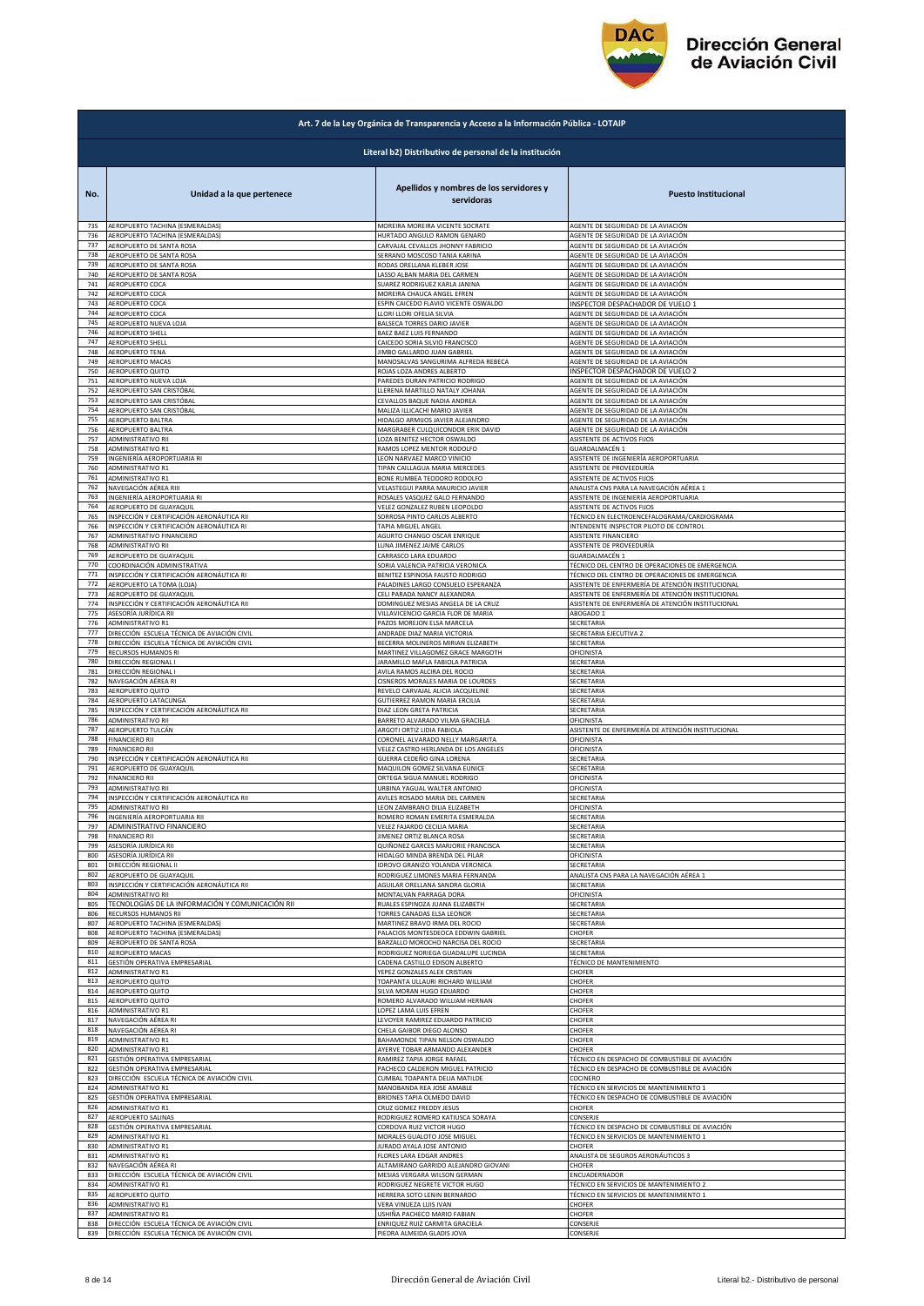## Art. 7 de la Ley Orgánica de Transparencia y Acceso a la Información Pública - LOTAIP

### Literal b2) Distributivo de personal de la institución

| No. | Unidad a la que pertenece | Apellidos y nombres de los servidores y servidoras | Puesto Institucional |
|---|---|---|---|
| 735 | AEROPUERTO TACHINA (ESMERALDAS) | MOREIRA MOREIRA VICENTE SOCRATE | AGENTE DE SEGURIDAD DE LA AVIACIÓN |
| 736 | AEROPUERTO TACHINA (ESMERALDAS) | HURTADO ANGULO RAMON GENARO | AGENTE DE SEGURIDAD DE LA AVIACIÓN |
| 737 | AEROPUERTO DE SANTA ROSA | CARVAJAL CEVALLOS JHONNY FABRICIO | AGENTE DE SEGURIDAD DE LA AVIACIÓN |
| 738 | AEROPUERTO DE SANTA ROSA | SERRANO MOSCOSO TANIA KARINA | AGENTE DE SEGURIDAD DE LA AVIACIÓN |
| 739 | AEROPUERTO DE SANTA ROSA | RODAS ORELLANA KLEBER JOSE | AGENTE DE SEGURIDAD DE LA AVIACIÓN |
| 740 | AEROPUERTO DE SANTA ROSA | LASSO ALBAN MARIA DEL CARMEN | AGENTE DE SEGURIDAD DE LA AVIACIÓN |
| 741 | AEROPUERTO COCA | SUAREZ RODRIGUEZ KARLA JANINA | AGENTE DE SEGURIDAD DE LA AVIACIÓN |
| 742 | AEROPUERTO COCA | MOREIRA CHAUCA ANGEL EFREN | AGENTE DE SEGURIDAD DE LA AVIACIÓN |
| 743 | AEROPUERTO COCA | ESPIN CAICEDO FLAVIO VICENTE OSWALDO | INSPECTOR DESPACHADOR DE VUELO 1 |
| 744 | AEROPUERTO COCA | LLORI LLORI OFELIA SILVIA | AGENTE DE SEGURIDAD DE LA AVIACIÓN |
| 745 | AEROPUERTO NUEVA LOJA | BALSECA TORRES DARIO JAVIER | AGENTE DE SEGURIDAD DE LA AVIACIÓN |
| 746 | AEROPUERTO SHELL | BAEZ BAEZ LUIS FERNANDO | AGENTE DE SEGURIDAD DE LA AVIACIÓN |
| 747 | AEROPUERTO SHELL | CAICEDO SORIA SILVIO FRANCISCO | AGENTE DE SEGURIDAD DE LA AVIACIÓN |
| 748 | AEROPUERTO TENA | JIMBO GALLARDO JUAN GABRIEL | AGENTE DE SEGURIDAD DE LA AVIACIÓN |
| 749 | AEROPUERTO MACAS | MANOSALVAS SANGURIMA ALFREDA REBECA | AGENTE DE SEGURIDAD DE LA AVIACIÓN |
| 750 | AEROPUERTO QUITO | ROJAS LOZA ANDRES ALBERTO | INSPECTOR DESPACHADOR DE VUELO 2 |
| 751 | AEROPUERTO NUEVA LOJA | PAREDES DURAN PATRICIO RODRIGO | AGENTE DE SEGURIDAD DE LA AVIACIÓN |
| 752 | AEROPUERTO SAN CRISTÓBAL | LLERENA MARTILLO NATALY JOHANA | AGENTE DE SEGURIDAD DE LA AVIACIÓN |
| 753 | AEROPUERTO SAN CRISTÓBAL | CEVALLOS BAQUE NADIA ANDREA | AGENTE DE SEGURIDAD DE LA AVIACIÓN |
| 754 | AEROPUERTO SAN CRISTÓBAL | MALIZA ILLICACHI MARIO JAVIER | AGENTE DE SEGURIDAD DE LA AVIACIÓN |
| 755 | AEROPUERTO BALTRA | HIDALGO ARMIJOS JAVIER ALEJANDRO | AGENTE DE SEGURIDAD DE LA AVIACIÓN |
| 756 | AEROPUERTO BALTRA | MARGRABER CULQUICONDOR ERIK DAVID | AGENTE DE SEGURIDAD DE LA AVIACIÓN |
| 757 | ADMINISTRATIVO RII | LOZA BENITEZ HECTOR OSWALDO | ASISTENTE DE ACTIVOS FIJOS |
| 758 | ADMINISTRATIVO R1 | RAMOS LOPEZ MENTOR RODOLFO | GUARDALMACÉN 1 |
| 759 | INGENIERÍA AEROPORTUARIA RI | LEON NARVAEZ MARCO VINICIO | ASISTENTE DE INGENIERÍA AEROPORTUARIA |
| 760 | ADMINISTRATIVO R1 | TIPAN CAILLAGUA MARIA MERCEDES | ASISTENTE DE PROVEEDURÍA |
| 761 | ADMINISTRATIVO R1 | BONE RUMBEA TEODORO RODOLFO | ASISTENTE DE ACTIVOS FIJOS |
| 762 | NAVEGACIÓN AÉREA RIII | VELASTEGUI PARRA MAURICIO JAVIER | ANALISTA CNS PARA LA NAVEGACIÓN AÉREA 1 |
| 763 | INGENIERÍA AEROPORTUARIA RI | ROSALES VASQUEZ GALO FERNANDO | ASISTENTE DE INGENIERÍA AEROPORTUARIA |
| 764 | AEROPUERTO DE GUAYAQUIL | VELEZ GONZALEZ RUBEN LEOPOLDO | ASISTENTE DE ACTIVOS FIJOS |
| 765 | INSPECCIÓN Y CERTIFICACIÓN AERONÁUTICA RII | SORROSA PINTO CARLOS ALBERTO | TÉCNICO EN ELECTROENCEFALOGRAMA/CARDIOGRAMA |
| 766 | INSPECCIÓN Y CERTIFICACIÓN AERONÁUTICA RI | TAPIA MIGUEL ANGEL | INTENDENTE INSPECTOR PILOTO DE CONTROL |
| 767 | ADMINISTRATIVO FINANCIERO | AGURTO CHANGO OSCAR ENRIQUE | ASISTENTE FINANCIERO |
| 768 | ADMINISTRATIVO RII | LUNA JIMENEZ JAIME CARLOS | ASISTENTE DE PROVEEDURÍA |
| 769 | AEROPUERTO DE GUAYAQUIL | CARRASCO LARA EDUARDO | GUARDALMACÉN 1 |
| 770 | COORDINACIÓN ADMINISTRATIVA | SORIA VALENCIA PATRICIA VERONICA | TÉCNICO DEL CENTRO DE OPERACIONES DE EMERGENCIA |
| 771 | INSPECCIÓN Y CERTIFICACIÓN AERONÁUTICA RI | BENITEZ ESPINOSA FAUSTO RODRIGO | TÉCNICO DEL CENTRO DE OPERACIONES DE EMERGENCIA |
| 772 | AEROPUERTO LA TOMA (LOJA) | PALADINES LARGO CONSUELO ESPERANZA | ASISTENTE DE ENFERMERÍA DE ATENCIÓN INSTITUCIONAL |
| 773 | AEROPUERTO DE GUAYAQUIL | CELI PARADA NANCY ALEXANDRA | ASISTENTE DE ENFERMERÍA DE ATENCIÓN INSTITUCIONAL |
| 774 | INSPECCIÓN Y CERTIFICACIÓN AERONÁUTICA RII | DOMINGUEZ MESIAS ANGELA DE LA CRUZ | ASISTENTE DE ENFERMERÍA DE ATENCIÓN INSTITUCIONAL |
| 775 | ASESORÍA JURÍDICA RII | VILLAVICENCIO GARCIA FLOR DE MARIA | ABOGADO 1 |
| 776 | ADMINISTRATIVO R1 | PAZOS MOREJON ELSA MARCELA | SECRETARIA |
| 777 | DIRECCIÓN ESCUELA TÉCNICA DE AVIACIÓN CIVIL | ANDRADE DIAZ MARIA VICTORIA | SECRETARIA EJECUTIVA 2 |
| 778 | DIRECCIÓN ESCUELA TÉCNICA DE AVIACIÓN CIVIL | BECERRA MOLINEROS MIRIAN ELIZABETH | SECRETARIA |
| 779 | RECURSOS HUMANOS RI | MARTINEZ VILLAGOMEZ GRACE MARGOTH | OFICINISTA |
| 780 | DIRECCIÓN REGIONAL I | JARAMILLO MAFLA FABIOLA PATRICIA | SECRETARIA |
| 781 | DIRECCIÓN REGIONAL I | AVILA RAMOS ALCIRA DEL ROCIO | SECRETARIA |
| 782 | NAVEGACIÓN AÉREA RI | CISNEROS MORALES MARIA DE LOURDES | SECRETARIA |
| 783 | AEROPUERTO QUITO | REVELO CARVAJAL ALICIA JACQUELINE | SECRETARIA |
| 784 | AEROPUERTO LATACUNGA | GUTIERREZ RAMON MARIA ERCILIA | SECRETARIA |
| 785 | INSPECCIÓN Y CERTIFICACIÓN AERONÁUTICA RII | DIAZ LEON GRETA PATRICIA | SECRETARIA |
| 786 | ADMINISTRATIVO RII | BARRETO ALVARADO VILMA GRACIELA | OFICINISTA |
| 787 | AEROPUERTO TULCÁN | ARGOTI ORTIZ LIDIA FABIOLA | ASISTENTE DE ENFERMERÍA DE ATENCIÓN INSTITUCIONAL |
| 788 | FINANCIERO RII | CORONEL ALVARADO NELLY MARGARITA | OFICINISTA |
| 789 | FINANCIERO RII | VELEZ CASTRO HERLANDA DE LOS ANGELES | OFICINISTA |
| 790 | INSPECCIÓN Y CERTIFICACIÓN AERONÁUTICA RII | GUERRA CEDEÑO GINA LORENA | SECRETARIA |
| 791 | AEROPUERTO DE GUAYAQUIL | MAQUILON GOMEZ SILVANA EUNICE | SECRETARIA |
| 792 | FINANCIERO RII | ORTEGA SIGUA MANUEL RODRIGO | OFICINISTA |
| 793 | ADMINISTRATIVO RII | URBINA YAGUAL WALTER ANTONIO | OFICINISTA |
| 794 | INSPECCIÓN Y CERTIFICACIÓN AERONÁUTICA RII | AVILES ROSADO MARIA DEL CARMEN | SECRETARIA |
| 795 | ADMINISTRATIVO RII | LEON ZAMBRANO DILIA ELIZABETH | OFICINISTA |
| 796 | INGENIERÍA AEROPORTUARIA RII | ROMERO ROMAN EMERITA ESMERALDA | SECRETARIA |
| 797 | ADMINISTRATIVO FINANCIERO | VELEZ FAJARDO CECILIA MARIA | SECRETARIA |
| 798 | FINANCIERO RII | JIMENEZ ORTIZ BLANCA ROSA | SECRETARIA |
| 799 | ASESORÍA JURÍDICA RII | QUIÑONEZ GARCES MARJORIE FRANCISCA | SECRETARIA |
| 800 | ASESORÍA JURÍDICA RII | HIDALGO MINDA BRENDA DEL PILAR | OFICINISTA |
| 801 | DIRECCIÓN REGIONAL II | IDROVO GRANIZO YOLANDA VERONICA | SECRETARIA |
| 802 | AEROPUERTO DE GUAYAQUIL | RODRIGUEZ LIMONES MARIA FERNANDA | ANALISTA CNS PARA LA NAVEGACIÓN AÉREA 1 |
| 803 | INSPECCIÓN Y CERTIFICACIÓN AERONÁUTICA RII | AGUILAR ORELLANA SANDRA GLORIA | SECRETARIA |
| 804 | ADMINISTRATIVO RII | MONTALVAN PARRAGA DORA | OFICINISTA |
| 805 | TECNOLOGÍAS DE LA INFORMACIÓN Y COMUNICACIÓN RII | RUALES ESPINOZA JUANA ELIZABETH | SECRETARIA |
| 806 | RECURSOS HUMANOS RII | TORRES CANADAS ELSA LEONOR | SECRETARIA |
| 807 | AEROPUERTO TACHINA (ESMERALDAS) | MARTINEZ BRAVO IRMA DEL ROCIO | SECRETARIA |
| 808 | AEROPUERTO TACHINA (ESMERALDAS) | PALACIOS MONTESDEOCA EDDWIN GABRIEL | CHOFER |
| 809 | AEROPUERTO DE SANTA ROSA | BARZALLO MOROCHO NARCISA DEL ROCIO | SECRETARIA |
| 810 | AEROPUERTO MACAS | RODRIGUEZ NORIEGA GUADALUPE LUCINDA | SECRETARIA |
| 811 | GESTIÓN OPERATIVA EMPRESARIAL | CADENA CASTILLO EDISON ALBERTO | TÉCNICO DE MANTENIMIENTO |
| 812 | ADMINISTRATIVO R1 | YEPEZ GONZALES ALEX CRISTIAN | CHOFER |
| 813 | AEROPUERTO QUITO | TOAPANTA ULLAURI RICHARD WILLIAM | CHOFER |
| 814 | AEROPUERTO QUITO | SILVA MORAN HUGO EDUARDO | CHOFER |
| 815 | AEROPUERTO QUITO | ROMERO ALVARADO WILLIAM HERNAN | CHOFER |
| 816 | ADMINISTRATIVO R1 | LOPEZ LAMA LUIS EFREN | CHOFER |
| 817 | NAVEGACIÓN AÉREA RI | LEVOYER RAMIREZ EDUARDO PATRICIO | CHOFER |
| 818 | NAVEGACIÓN AÉREA RI | CHELA GAIBOR DIEGO ALONSO | CHOFER |
| 819 | ADMINISTRATIVO R1 | BAHAMONDE TIPAN NELSON OSWALDO | CHOFER |
| 820 | ADMINISTRATIVO R1 | AYERVE TOBAR ARMANDO ALEXANDER | CHOFER |
| 821 | GESTIÓN OPERATIVA EMPRESARIAL | RAMIREZ TAPIA JORGE RAFAEL | TÉCNICO EN DESPACHO DE COMBUSTIBLE DE AVIACIÓN |
| 822 | GESTIÓN OPERATIVA EMPRESARIAL | PACHECO CALDERON MIGUEL PATRICIO | TÉCNICO EN DESPACHO DE COMBUSTIBLE DE AVIACIÓN |
| 823 | DIRECCIÓN ESCUELA TÉCNICA DE AVIACIÓN CIVIL | CUMBAL TOAPANTA DELIA MATILDE | COCINERO |
| 824 | ADMINISTRATIVO R1 | MANOBANDA REA JOSE AMABLE | TÉCNICO EN SERVICIOS DE MANTENIMIENTO 1 |
| 825 | GESTIÓN OPERATIVA EMPRESARIAL | BRIONES TAPIA OLMEDO DAVID | TÉCNICO EN DESPACHO DE COMBUSTIBLE DE AVIACIÓN |
| 826 | ADMINISTRATIVO R1 | CRUZ GOMEZ FREDDY JESUS | CHOFER |
| 827 | AEROPUERTO SALINAS | RODRIGUEZ ROMERO KATIUSCA SORAYA | CONSERJE |
| 828 | GESTIÓN OPERATIVA EMPRESARIAL | CORDOVA RUIZ VICTOR HUGO | TÉCNICO EN DESPACHO DE COMBUSTIBLE DE AVIACIÓN |
| 829 | ADMINISTRATIVO R1 | MORALES GUALOTO JOSE MIGUEL | TÉCNICO EN SERVICIOS DE MANTENIMIENTO 1 |
| 830 | ADMINISTRATIVO R1 | JURADO AYALA JOSE ANTONIO | CHOFER |
| 831 | ADMINISTRATIVO R1 | FLORES LARA EDGAR ANDRES | ANALISTA DE SEGUROS AERONÁUTICOS 3 |
| 832 | NAVEGACIÓN AÉREA RI | ALTAMIRANO GARRIDO ALEJANDRO GIOVANI | CHOFER |
| 833 | DIRECCIÓN ESCUELA TÉCNICA DE AVIACIÓN CIVIL | MESIAS VERGARA WILSON GERMAN | ENCUADERNADOR |
| 834 | ADMINISTRATIVO R1 | RODRIGUEZ NEGRETE VICTOR HUGO | TÉCNICO EN SERVICIOS DE MANTENIMIENTO 2 |
| 835 | AEROPUERTO QUITO | HERRERA SOTO LENIN BERNARDO | TÉCNICO EN SERVICIOS DE MANTENIMIENTO 1 |
| 836 | ADMINISTRATIVO R1 | VERA VINUEZA LUIS IVAN | CHOFER |
| 837 | ADMINISTRATIVO R1 | USHIÑA PACHECO MARIO FABIAN | CHOFER |
| 838 | DIRECCIÓN ESCUELA TÉCNICA DE AVIACIÓN CIVIL | ENRIQUEZ RUIZ CARMITA GRACIELA | CONSERJE |
| 839 | DIRECCIÓN ESCUELA TÉCNICA DE AVIACIÓN CIVIL | PIEDRA ALMEIDA GLADIS JOVA | CONSERJE |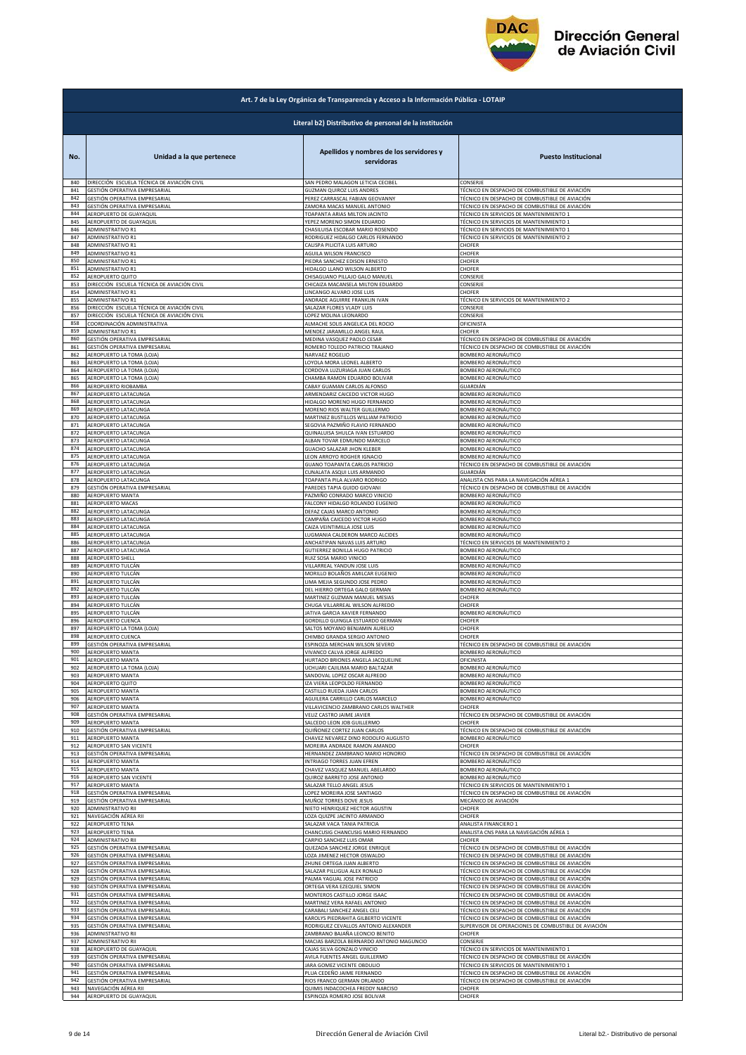**Art. 7 de la Ley Orgánica de Transparencia y Acceso a la Información Pública - LOTAIP**

**Literal b2) Distributivo de personal de la institución**

| No. | Unidad a la que pertenece | Apellidos y nombres de los servidores y servidoras | Puesto Institucional |
|---|---|---|---|
| 840 | DIRECCIÓN ESCUELA TÉCNICA DE AVIACIÓN CIVIL | SAN PEDRO MALAGON LETICIA CECIBEL | CONSERJE |
| 841 | GESTIÓN OPERATIVA EMPRESARIAL | GUZMAN QUIROZ LUIS ANDRES | TÉCNICO EN DESPACHO DE COMBUSTIBLE DE AVIACIÓN |
| 842 | GESTIÓN OPERATIVA EMPRESARIAL | PEREZ CARRASCAL FABIAN GEOVANNY | TÉCNICO EN DESPACHO DE COMBUSTIBLE DE AVIACIÓN |
| 843 | GESTIÓN OPERATIVA EMPRESARIAL | ZAMORA MACAS MANUEL ANTONIO | TÉCNICO EN DESPACHO DE COMBUSTIBLE DE AVIACIÓN |
| 844 | AEROPUERTO DE GUAYAQUIL | TOAPANTA ARIAS MILTON JACINTO | TÉCNICO EN SERVICIOS DE MANTENIMIENTO 1 |
| 845 | AEROPUERTO DE GUAYAQUIL | YEPEZ MORENO SIMON EDUARDO | TÉCNICO EN SERVICIOS DE MANTENIMIENTO 1 |
| 846 | ADMINISTRATIVO R1 | CHASILUISA ESCOBAR MARIO ROSENDO | TÉCNICO EN SERVICIOS DE MANTENIMIENTO 1 |
| 847 | ADMINISTRATIVO R1 | RODRIGUEZ HIDALGO CARLOS FERNANDO | TÉCNICO EN SERVICIOS DE MANTENIMIENTO 2 |
| 848 | ADMINISTRATIVO R1 | CAUSPA PILICITA LUIS ARTURO | CHOFER |
| 849 | ADMINISTRATIVO R1 | AGUILA WILSON FRANCISCO | CHOFER |
| 850 | ADMINISTRATIVO R1 | PIEDRA SANCHEZ EDISON ERNESTO | CHOFER |
| 851 | ADMINISTRATIVO R1 | HIDALGO LLANO WILSON ALBERTO | CHOFER |
| 852 | AEROPUERTO QUITO | CHISAGUANO PILLAJO GALO MANUEL | CONSERJE |
| 853 | DIRECCIÓN ESCUELA TÉCNICA DE AVIACIÓN CIVIL | CHICAIZA MACANSELA MILTON EDUARDO | CONSERJE |
| 854 | ADMINISTRATIVO R1 | LINCANGO ALVARO JOSE LUIS | CHOFER |
| 855 | ADMINISTRATIVO R1 | ANDRADE AGUIRRE FRANKLIN IVAN | TÉCNICO EN SERVICIOS DE MANTENIMIENTO 2 |
| 856 | DIRECCIÓN ESCUELA TÉCNICA DE AVIACIÓN CIVIL | SALAZAR FLORES VLADY LUIS | CONSERJE |
| 857 | DIRECCIÓN ESCUELA TÉCNICA DE AVIACIÓN CIVIL | LOPEZ MOLINA LEONARDO | CONSERJE |
| 858 | COORDINACIÓN ADMINISTRATIVA | ALMACHE SOLIS ANGELICA DEL ROCIO | OFICINISTA |
| 859 | ADMINISTRATIVO R1 | MENDEZ JARAMILLO ANGEL RAUL | CHOFER |
| 860 | GESTIÓN OPERATIVA EMPRESARIAL | MEDINA VASQUEZ PAOLO CESAR | TÉCNICO EN DESPACHO DE COMBUSTIBLE DE AVIACIÓN |
| 861 | GESTIÓN OPERATIVA EMPRESARIAL | ROMERO TOLEDO PATRICIO TRAJANO | TÉCNICO EN DESPACHO DE COMBUSTIBLE DE AVIACIÓN |
| 862 | AEROPUERTO LA TOMA (LOJA) | NARVAEZ ROGELIO | BOMBERO AERONÁUTICO |
| 863 | AEROPUERTO LA TOMA (LOJA) | LOYOLA MORA LEONEL ALBERTO | BOMBERO AERONÁUTICO |
| 864 | AEROPUERTO LA TOMA (LOJA) | CORDOVA LUZURIAGA JUAN CARLOS | BOMBERO AERONÁUTICO |
| 865 | AEROPUERTO LA TOMA (LOJA) | CHAMBA RAMON EDUARDO BOLIVAR | BOMBERO AERONÁUTICO |
| 866 | AEROPUERTO RIOBAMBA | CABAY GUAMAN CARLOS ALFONSO | GUARDIÁN |
| 867 | AEROPUERTO LATACUNGA | ARMENDARIZ CAICEDO VICTOR HUGO | BOMBERO AERONÁUTICO |
| 868 | AEROPUERTO LATACUNGA | HIDALGO MORENO HUGO FERNANDO | BOMBERO AERONÁUTICO |
| 869 | AEROPUERTO LATACUNGA | MORENO RIOS WALTER GUILLERMO | BOMBERO AERONÁUTICO |
| 870 | AEROPUERTO LATACUNGA | MARTINEZ BUSTILLOS WILLIAM PATRICIO | BOMBERO AERONÁUTICO |
| 871 | AEROPUERTO LATACUNGA | SEGOVIA PAZMIÑO FLAVIO FERNANDO | BOMBERO AERONÁUTICO |
| 872 | AEROPUERTO LATACUNGA | QUINALUISA SHULCA IVAN ESTUARDO | BOMBERO AERONÁUTICO |
| 873 | AEROPUERTO LATACUNGA | ALBAN TOVAR EDMUNDO MARCELO | BOMBERO AERONÁUTICO |
| 874 | AEROPUERTO LATACUNGA | GUACHO SALAZAR JHON KLEBER | BOMBERO AERONÁUTICO |
| 875 | AEROPUERTO LATACUNGA | LEON ARROYO ROGHER IGNACIO | BOMBERO AERONÁUTICO |
| 876 | AEROPUERTO LATACUNGA | GUANO TOAPANTA CARLOS PATRICIO | TÉCNICO EN DESPACHO DE COMBUSTIBLE DE AVIACIÓN |
| 877 | AEROPUERTO LATACUNGA | CUNALATA ASQUI LUIS ARMANDO | GUARDIÁN |
| 878 | AEROPUERTO LATACUNGA | TOAPANTA PILA ALVARO RODRIGO | ANALISTA CNS PARA LA NAVEGACIÓN AÉREA 1 |
| 879 | GESTIÓN OPERATIVA EMPRESARIAL | PAREDES TAPIA GUIDO GIOVANI | TÉCNICO EN DESPACHO DE COMBUSTIBLE DE AVIACIÓN |
| 880 | AEROPUERTO MANTA | PAZMIÑO CONRADO MARCO VINICIO | BOMBERO AERONÁUTICO |
| 881 | AEROPUERTO MACAS | FALCONY HIDALGO ROLANDO EUGENIO | BOMBERO AERONÁUTICO |
| 882 | AEROPUERTO LATACUNGA | DEFAZ CAJAS MARCO ANTONIO | BOMBERO AERONÁUTICO |
| 883 | AEROPUERTO LATACUNGA | CAMPAÑA CAICEDO VICTOR HUGO | BOMBERO AERONÁUTICO |
| 884 | AEROPUERTO LATACUNGA | CAIZA VEINTIMILLA JOSE LUIS | BOMBERO AERONÁUTICO |
| 885 | AEROPUERTO LATACUNGA | LUGMANIA CALDERON MARCO ALCIDES | BOMBERO AERONÁUTICO |
| 886 | AEROPUERTO LATACUNGA | ANCHATIPAN NAVAS LUIS ARTURO | TÉCNICO EN SERVICIOS DE MANTENIMIENTO 2 |
| 887 | AEROPUERTO LATACUNGA | GUTIERREZ BONILLA HUGO PATRICIO | BOMBERO AERONÁUTICO |
| 888 | AEROPUERTO SHELL | RUIZ SOSA MARIO VINICIO | BOMBERO AERONÁUTICO |
| 889 | AEROPUERTO TULCÁN | VILLARREAL YANDUN JOSE LUIS | BOMBERO AERONÁUTICO |
| 890 | AEROPUERTO TULCÁN | MORILLO BOLAÑOS AMILCAR EUGENIO | BOMBERO AERONÁUTICO |
| 891 | AEROPUERTO TULCÁN | LIMA MEJIA SEGUNDO JOSE PEDRO | BOMBERO AERONÁUTICO |
| 892 | AEROPUERTO TULCÁN | DEL HIERRO ORTEGA GALO GERMAN | BOMBERO AERONÁUTICO |
| 893 | AEROPUERTO TULCÁN | MARTINEZ GUZMAN MANUEL MESIAS | CHOFER |
| 894 | AEROPUERTO TULCÁN | CHUGA VILLARREAL WILSON ALFREDO | CHOFER |
| 895 | AEROPUERTO TULCÁN | JATIVA GARCIA XAVIER FERNANDO | BOMBERO AERONÁUTICO |
| 896 | AEROPUERTO CUENCA | GORDILLO GUINGLA ESTUARDO GERMAN | CHOFER |
| 897 | AEROPUERTO LA TOMA (LOJA) | SALTOS MOYANO BENJAMIN AURELIO | CHOFER |
| 898 | AEROPUERTO CUENCA | CHIMBO GRANDA SERGIO ANTONIO | CHOFER |
| 899 | GESTIÓN OPERATIVA EMPRESARIAL | ESPINOZA MERCHAN WILSON SEVERO | TÉCNICO EN DESPACHO DE COMBUSTIBLE DE AVIACIÓN |
| 900 | AEROPUERTO MANTA | VIVANCO CALVA JORGE ALFREDO | BOMBERO AERONÁUTICO |
| 901 | AEROPUERTO MANTA | HURTADO BRIONES ANGELA JACQUELINE | OFICINISTA |
| 902 | AEROPUERTO LA TOMA (LOJA) | UCHUARI CAJILIMA MARIO BALTAZAR | BOMBERO AERONÁUTICO |
| 903 | AEROPUERTO MANTA | SANDOVAL LOPEZ OSCAR ALFREDO | BOMBERO AERONÁUTICO |
| 904 | AEROPUERTO QUITO | IZA VIERA LEOPOLDO FERNANDO | BOMBERO AERONÁUTICO |
| 905 | AEROPUERTO MANTA | CASTILLO RUEDA JUAN CARLOS | BOMBERO AERONÁUTICO |
| 906 | AEROPUERTO MANTA | AGUILERA CARRILLO CARLOS MARCELO | BOMBERO AERONÁUTICO |
| 907 | AEROPUERTO MANTA | VILLAVICENCIO ZAMBRANO CARLOS WALTHER | CHOFER |
| 908 | GESTIÓN OPERATIVA EMPRESARIAL | VELIZ CASTRO JAIME JAVIER | TÉCNICO EN DESPACHO DE COMBUSTIBLE DE AVIACIÓN |
| 909 | AEROPUERTO MANTA | SALCEDO LEON JOB GUILLERMO | CHOFER |
| 910 | GESTIÓN OPERATIVA EMPRESARIAL | QUIÑONEZ CORTEZ JUAN CARLOS | TÉCNICO EN DESPACHO DE COMBUSTIBLE DE AVIACIÓN |
| 911 | AEROPUERTO MANTA | CHAVEZ NEVAREZ DINO RODOLFO AUGUSTO | BOMBERO AERONÁUTICO |
| 912 | AEROPUERTO SAN VICENTE | MOREIRA ANDRADE RAMON AMANDO | CHOFER |
| 913 | GESTIÓN OPERATIVA EMPRESARIAL | HERNANDEZ ZAMBRANO MARIO HONORIO | TÉCNICO EN DESPACHO DE COMBUSTIBLE DE AVIACIÓN |
| 914 | AEROPUERTO MANTA | INTRIAGO TORRES JUAN EFREN | BOMBERO AERONÁUTICO |
| 915 | AEROPUERTO MANTA | CHAVEZ VASQUEZ MANUEL ABELARDO | BOMBERO AERONÁUTICO |
| 916 | AEROPUERTO SAN VICENTE | QUIROZ BARRETO JOSE ANTONIO | BOMBERO AERONÁUTICO |
| 917 | AEROPUERTO MANTA | SALAZAR TELLO ANGEL JESUS | TÉCNICO EN SERVICIOS DE MANTENIMIENTO 1 |
| 918 | GESTIÓN OPERATIVA EMPRESARIAL | LOPEZ MOREIRA JOSE SANTIAGO | TÉCNICO EN DESPACHO DE COMBUSTIBLE DE AVIACIÓN |
| 919 | GESTIÓN OPERATIVA EMPRESARIAL | MUÑOZ TORRES DOVE JESUS | MECÁNICO DE AVIACIÓN |
| 920 | ADMINISTRATIVO RII | NIETO HENRIQUEZ HECTOR AGUSTIN | CHOFER |
| 921 | NAVEGACIÓN AÉREA RII | LOZA QUIZPE JACINTO ARMANDO | CHOFER |
| 922 | AEROPUERTO TENA | SALAZAR VACA TANIA PATRICIA | ANALISTA FINANCIERO 1 |
| 923 | AEROPUERTO TENA | CHANCUSIG CHANCUSIG MARIO FERNANDO | ANALISTA CNS PARA LA NAVEGACIÓN AÉREA 1 |
| 924 | ADMINISTRATIVO RII | CARPIO SANCHEZ LUIS OMAR | CHOFER |
| 925 | GESTIÓN OPERATIVA EMPRESARIAL | QUEZADA SANCHEZ JORGE ENRIQUE | TÉCNICO EN DESPACHO DE COMBUSTIBLE DE AVIACIÓN |
| 926 | GESTIÓN OPERATIVA EMPRESARIAL | LOZA JIMENEZ HECTOR OSWALDO | TÉCNICO EN DESPACHO DE COMBUSTIBLE DE AVIACIÓN |
| 927 | GESTIÓN OPERATIVA EMPRESARIAL | ZHUNE ORTEGA JUAN ALBERTO | TÉCNICO EN DESPACHO DE COMBUSTIBLE DE AVIACIÓN |
| 928 | GESTIÓN OPERATIVA EMPRESARIAL | SALAZAR PILLIGUA ALEX RONALD | TÉCNICO EN DESPACHO DE COMBUSTIBLE DE AVIACIÓN |
| 929 | GESTIÓN OPERATIVA EMPRESARIAL | PALMA YAGUAL JOSE PATRICIO | TÉCNICO EN DESPACHO DE COMBUSTIBLE DE AVIACIÓN |
| 930 | GESTIÓN OPERATIVA EMPRESARIAL | ORTEGA VERA EZEQUIEL SIMON | TÉCNICO EN DESPACHO DE COMBUSTIBLE DE AVIACIÓN |
| 931 | GESTIÓN OPERATIVA EMPRESARIAL | MONTEROS CASTILLO JORGE ISAAC | TÉCNICO EN DESPACHO DE COMBUSTIBLE DE AVIACIÓN |
| 932 | GESTIÓN OPERATIVA EMPRESARIAL | MARTINEZ VERA RAFAEL ANTONIO | TÉCNICO EN DESPACHO DE COMBUSTIBLE DE AVIACIÓN |
| 933 | GESTIÓN OPERATIVA EMPRESARIAL | CARABALI SANCHEZ ANGEL CELI | TÉCNICO EN DESPACHO DE COMBUSTIBLE DE AVIACIÓN |
| 934 | GESTIÓN OPERATIVA EMPRESARIAL | KAROLYS PIEDRAHITA GILBERTO VICENTE | TÉCNICO EN DESPACHO DE COMBUSTIBLE DE AVIACIÓN |
| 935 | GESTIÓN OPERATIVA EMPRESARIAL | RODRIGUEZ CEVALLOS ANTONIO ALEXANDER | SUPERVISOR DE OPERACIONES DE COMBUSTIBLE DE AVIACIÓN |
| 936 | ADMINISTRATIVO RII | ZAMBRANO BAJAÑA LEONCIO BENITO | CHOFER |
| 937 | ADMINISTRATIVO RII | MACIAS BARZOLA BERNARDO ANTONIO MAGUNCIO | CONSERJE |
| 938 | AEROPUERTO DE GUAYAQUIL | CAJAS SILVA GONZALO VINICIO | TÉCNICO EN SERVICIOS DE MANTENIMIENTO 1 |
| 939 | GESTIÓN OPERATIVA EMPRESARIAL | AVILA FUENTES ANGEL GUILLERMO | TÉCNICO EN DESPACHO DE COMBUSTIBLE DE AVIACIÓN |
| 940 | GESTIÓN OPERATIVA EMPRESARIAL | JARA GOMEZ VICENTE OBDULIO | TÉCNICO EN SERVICIOS DE MANTENIMIENTO 1 |
| 941 | GESTIÓN OPERATIVA EMPRESARIAL | PLUA CEDEÑO JAIME FERNANDO | TÉCNICO EN DESPACHO DE COMBUSTIBLE DE AVIACIÓN |
| 942 | GESTIÓN OPERATIVA EMPRESARIAL | RIOS FRANCO GERMAN ORLANDO | TÉCNICO EN DESPACHO DE COMBUSTIBLE DE AVIACIÓN |
| 943 | NAVEGACIÓN AÉREA RII | QUIMIS INDACOCHEA FREDDY NARCISO | CHOFER |
| 944 | AEROPUERTO DE GUAYAQUIL | ESPINOZA ROMERO JOSE BOLIVAR | CHOFER |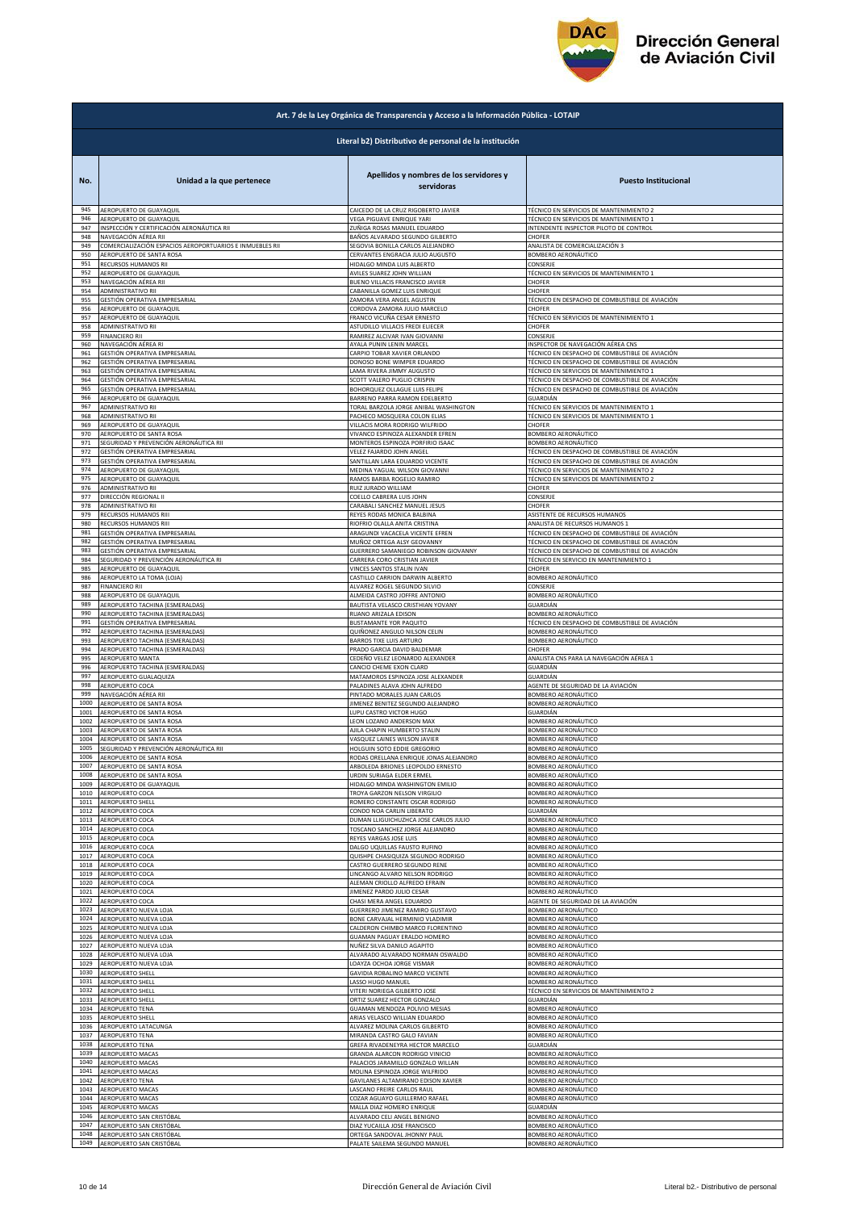**Art. 7 de la Ley Orgánica de Transparencia y Acceso a la Información Pública - LOTAIP**

**Literal b2) Distributivo de personal de la institución**

| No. | Unidad a la que pertenece | Apellidos y nombres de los servidores y servidoras | Puesto Institucional |
|---|---|---|---|
| 945 | AEROPUERTO DE GUAYAQUIL | CAICEDO DE LA CRUZ RIGOBERTO JAVIER | TÉCNICO EN SERVICIOS DE MANTENIMIENTO 2 |
| 946 | AEROPUERTO DE GUAYAQUIL | VEGA PIGUAVE ENRIQUE YARI | TÉCNICO EN SERVICIOS DE MANTENIMIENTO 1 |
| 947 | INSPECCIÓN Y CERTIFICACIÓN AERONÁUTICA RII | ZUÑIGA ROSAS MANUEL EDUARDO | INTENDENTE INSPECTOR PILOTO DE CONTROL |
| 948 | NAVEGACIÓN AÉREA RII | BAÑOS ALVARADO SEGUNDO GILBERTO | CHOFER |
| 949 | COMERCIALIZACIÓN ESPACIOS AEROPORTUARIOS E INMUEBLES RII | SEGOVIA BONILLA CARLOS ALEJANDRO | ANALISTA DE COMERCIALIZACIÓN 3 |
| 950 | AEROPUERTO DE SANTA ROSA | CERVANTES ENGRACIA JULIO AUGUSTO | BOMBERO AERONÁUTICO |
| 951 | RECURSOS HUMANOS RII | HIDALGO MINDA LUIS ALBERTO | CONSERJE |
| 952 | AEROPUERTO DE GUAYAQUIL | AVILES SUAREZ JOHN WILLIAN | TÉCNICO EN SERVICIOS DE MANTENIMIENTO 1 |
| 953 | NAVEGACIÓN AÉREA RII | BUENO VILLACIS FRANCISCO JAVIER | CHOFER |
| 954 | ADMINISTRATIVO RII | CABANILLA GOMEZ LUIS ENRIQUE | CHOFER |
| 955 | GESTIÓN OPERATIVA EMPRESARIAL | ZAMORA VERA ANGEL AGUSTIN | TÉCNICO EN DESPACHO DE COMBUSTIBLE DE AVIACIÓN |
| 956 | AEROPUERTO DE GUAYAQUIL | CORDOVA ZAMORA JULIO MARCELO | CHOFER |
| 957 | AEROPUERTO DE GUAYAQUIL | FRANCO VICUÑA CESAR ERNESTO | TÉCNICO EN SERVICIOS DE MANTENIMIENTO 1 |
| 958 | ADMINISTRATIVO RII | ASTUDILLO VILLACIS FREDI ELIECER | CHOFER |
| 959 | FINANCIERO RII | RAMIREZ ALCIVAR IVAN GIOVANNI | CONSERJE |
| 960 | NAVEGACIÓN AÉREA RI | AYALA PUNIN LENIN MARCEL | INSPECTOR DE NAVEGACIÓN AÉREA CNS |
| 961 | GESTIÓN OPERATIVA EMPRESARIAL | CARPIO TOBAR XAVIER ORLANDO | TÉCNICO EN DESPACHO DE COMBUSTIBLE DE AVIACIÓN |
| 962 | GESTIÓN OPERATIVA EMPRESARIAL | DONOSO BONE WIMPER EDUARDO | TÉCNICO EN DESPACHO DE COMBUSTIBLE DE AVIACIÓN |
| 963 | GESTIÓN OPERATIVA EMPRESARIAL | LAMA RIVERA JIMMY AUGUSTO | TÉCNICO EN SERVICIOS DE MANTENIMIENTO 1 |
| 964 | GESTIÓN OPERATIVA EMPRESARIAL | SCOTT VALERO PUGLIO CRISPIN | TÉCNICO EN DESPACHO DE COMBUSTIBLE DE AVIACIÓN |
| 965 | GESTIÓN OPERATIVA EMPRESARIAL | BOHORQUEZ OLLAGUE LUIS FELIPE | TÉCNICO EN DESPACHO DE COMBUSTIBLE DE AVIACIÓN |
| 966 | AEROPUERTO DE GUAYAQUIL | BARRENO PARRA RAMON EDELBERTO | GUARDIÁN |
| 967 | ADMINISTRATIVO RII | TORAL BARZOLA JORGE ANIBAL WASHINGTON | TÉCNICO EN SERVICIOS DE MANTENIMIENTO 1 |
| 968 | ADMINISTRATIVO RII | PACHECO MOSQUERA COLON ELIAS | TÉCNICO EN SERVICIOS DE MANTENIMIENTO 1 |
| 969 | AEROPUERTO DE GUAYAQUIL | VILLACIS MORA RODRIGO WILFRIDO | CHOFER |
| 970 | AEROPUERTO DE SANTA ROSA | VIVANCO ESPINOZA ALEXANDER EFREN | BOMBERO AERONÁUTICO |
| 971 | SEGURIDAD Y PREVENCIÓN AERONÁUTICA RII | MONTEROS ESPINOZA PORFIRIO ISAAC | BOMBERO AERONÁUTICO |
| 972 | GESTIÓN OPERATIVA EMPRESARIAL | VELEZ FAJARDO JOHN ANGEL | TÉCNICO EN DESPACHO DE COMBUSTIBLE DE AVIACIÓN |
| 973 | GESTIÓN OPERATIVA EMPRESARIAL | SANTILLAN LARA EDUARDO VICENTE | TÉCNICO EN DESPACHO DE COMBUSTIBLE DE AVIACIÓN |
| 974 | AEROPUERTO DE GUAYAQUIL | MEDINA YAGUAL WILSON GIOVANNI | TÉCNICO EN SERVICIOS DE MANTENIMIENTO 2 |
| 975 | AEROPUERTO DE GUAYAQUIL | RAMOS BARBA ROGELIO RAMIRO | TÉCNICO EN SERVICIOS DE MANTENIMIENTO 2 |
| 976 | ADMINISTRATIVO RII | RUIZ JURADO WILLIAM | CHOFER |
| 977 | DIRECCIÓN REGIONAL II | COELLO CABRERA LUIS JOHN | CONSERJE |
| 978 | ADMINISTRATIVO RII | CARABALI SANCHEZ MANUEL JESUS | CHOFER |
| 979 | RECURSOS HUMANOS RIII | REYES RODAS MONICA BALBINA | ASISTENTE DE RECURSOS HUMANOS |
| 980 | RECURSOS HUMANOS RIII | RIOFRIO OLALLA ANITA CRISTINA | ANALISTA DE RECURSOS HUMANOS 1 |
| 981 | GESTIÓN OPERATIVA EMPRESARIAL | ARAGUNDI VACACELA VICENTE EFREN | TÉCNICO EN DESPACHO DE COMBUSTIBLE DE AVIACIÓN |
| 982 | GESTIÓN OPERATIVA EMPRESARIAL | MUÑOZ ORTEGA ALSY GEOVANNY | TÉCNICO EN DESPACHO DE COMBUSTIBLE DE AVIACIÓN |
| 983 | GESTIÓN OPERATIVA EMPRESARIAL | GUERRERO SAMANIEGO ROBINSON GIOVANNY | TÉCNICO EN DESPACHO DE COMBUSTIBLE DE AVIACIÓN |
| 984 | SEGURIDAD Y PREVENCIÓN AERONÁUTICA RI | CARRERA CORO CRISTIAN JAVIER | TÉCNICO EN SERVICIO EN MANTENIMIENTO 1 |
| 985 | AEROPUERTO DE GUAYAQUIL | VINCES SANTOS STALIN IVAN | CHOFER |
| 986 | AEROPUERTO LA TOMA (LOJA) | CASTILLO CARRION DARWIN ALBERTO | BOMBERO AERONÁUTICO |
| 987 | FINANCIERO RII | ALVAREZ ROGEL SEGUNDO SILVIO | CONSERJE |
| 988 | AEROPUERTO DE GUAYAQUIL | ALMEIDA CASTRO JOFFRE ANTONIO | BOMBERO AERONÁUTICO |
| 989 | AEROPUERTO TACHINA (ESMERALDAS) | BAUTISTA VELASCO CRISTHIAN YOVANY | GUARDIÁN |
| 990 | AEROPUERTO TACHINA (ESMERALDAS) | RUANO ARIZALA EDISON | BOMBERO AERONÁUTICO |
| 991 | GESTIÓN OPERATIVA EMPRESARIAL | BUSTAMANTE YOR PAQUITO | TÉCNICO EN DESPACHO DE COMBUSTIBLE DE AVIACIÓN |
| 992 | AEROPUERTO TACHINA (ESMERALDAS) | QUIÑONEZ ANGULO NILSON CELIN | BOMBERO AERONÁUTICO |
| 993 | AEROPUERTO TACHINA (ESMERALDAS) | BARROS TIXE LUIS ARTURO | BOMBERO AERONÁUTICO |
| 994 | AEROPUERTO TACHINA (ESMERALDAS) | PRADO GARCIA DAVID BALDEMAR | CHOFER |
| 995 | AEROPUERTO MANTA | CEDEÑO VELEZ LEONARDO ALEXANDER | ANALISTA CNS PARA LA NAVEGACIÓN AÉREA 1 |
| 996 | AEROPUERTO TACHINA (ESMERALDAS) | CANCIO CHEME EXON CLARD | GUARDIÁN |
| 997 | AEROPUERTO GUALAQUIZA | MATAMOROS ESPINOZA JOSE ALEXANDER | GUARDIÁN |
| 998 | AEROPUERTO COCA | PALADINES ALAVA JOHN ALFREDO | AGENTE DE SEGURIDAD DE LA AVIACIÓN |
| 999 | NAVEGACIÓN AÉREA RII | PINTADO MORALES JUAN CARLOS | BOMBERO AERONÁUTICO |
| 1000 | AEROPUERTO DE SANTA ROSA | JIMENEZ BENITEZ SEGUNDO ALEJANDRO | BOMBERO AERONÁUTICO |
| 1001 | AEROPUERTO DE SANTA ROSA | LUPU CASTRO VICTOR HUGO | GUARDIÁN |
| 1002 | AEROPUERTO DE SANTA ROSA | LEON LOZANO ANDERSON MAX | BOMBERO AERONÁUTICO |
| 1003 | AEROPUERTO DE SANTA ROSA | AJILA CHAPIN HUMBERTO STALIN | BOMBERO AERONÁUTICO |
| 1004 | AEROPUERTO DE SANTA ROSA | VASQUEZ LAINES WILSON JAVIER | BOMBERO AERONÁUTICO |
| 1005 | SEGURIDAD Y PREVENCIÓN AERONÁUTICA RII | HOLGUIN SOTO EDDIE GREGORIO | BOMBERO AERONÁUTICO |
| 1006 | AEROPUERTO DE SANTA ROSA | RODAS ORELLANA ENRIQUE JONAS ALEJANDRO | BOMBERO AERONÁUTICO |
| 1007 | AEROPUERTO DE SANTA ROSA | ARBOLEDA BRIONES LEOPOLDO ERNESTO | BOMBERO AERONÁUTICO |
| 1008 | AEROPUERTO DE SANTA ROSA | URDIN SURIAGA ELDER ERMEL | BOMBERO AERONÁUTICO |
| 1009 | AEROPUERTO DE GUAYAQUIL | HIDALGO MINDA WASHINGTON EMILIO | BOMBERO AERONÁUTICO |
| 1010 | AEROPUERTO COCA | TROYA GARZON NELSON VIRGILIO | BOMBERO AERONÁUTICO |
| 1011 | AEROPUERTO SHELL | ROMERO CONSTANTE OSCAR RODRIGO | BOMBERO AERONÁUTICO |
| 1012 | AEROPUERTO COCA | CONDO NOA CARLIN LIBERATO | GUARDIÁN |
| 1013 | AEROPUERTO COCA | DUMAN LLIGUICHUZHCA JOSE CARLOS JULIO | BOMBERO AERONÁUTICO |
| 1014 | AEROPUERTO COCA | TOSCANO SANCHEZ JORGE ALEJANDRO | BOMBERO AERONÁUTICO |
| 1015 | AEROPUERTO COCA | REYES VARGAS JOSE LUIS | BOMBERO AERONÁUTICO |
| 1016 | AEROPUERTO COCA | DALGO UQUILLAS FAUSTO RUFINO | BOMBERO AERONÁUTICO |
| 1017 | AEROPUERTO COCA | QUISHPE CHASIQUIZA SEGUNDO RODRIGO | BOMBERO AERONÁUTICO |
| 1018 | AEROPUERTO COCA | CASTRO GUERRERO SEGUNDO RENE | BOMBERO AERONÁUTICO |
| 1019 | AEROPUERTO COCA | LINCANGO ALVARO NELSON RODRIGO | BOMBERO AERONÁUTICO |
| 1020 | AEROPUERTO COCA | ALEMAN CRIOLLO ALFREDO EFRAIN | BOMBERO AERONÁUTICO |
| 1021 | AEROPUERTO COCA | JIMENEZ PARDO JULIO CESAR | BOMBERO AERONÁUTICO |
| 1022 | AEROPUERTO COCA | CHASI MERA ANGEL EDUARDO | AGENTE DE SEGURIDAD DE LA AVIACIÓN |
| 1023 | AEROPUERTO NUEVA LOJA | GUERRERO JIMENEZ RAMIRO GUSTAVO | BOMBERO AERONÁUTICO |
| 1024 | AEROPUERTO NUEVA LOJA | BONE CARVAJAL HERMINIO VLADIMIR | BOMBERO AERONÁUTICO |
| 1025 | AEROPUERTO NUEVA LOJA | CALDERON CHIMBO MARCO FLORENTINO | BOMBERO AERONÁUTICO |
| 1026 | AEROPUERTO NUEVA LOJA | GUAMAN PAGUAY ERALDO HOMERO | BOMBERO AERONÁUTICO |
| 1027 | AEROPUERTO NUEVA LOJA | NUÑEZ SILVA DANILO AGAPITO | BOMBERO AERONÁUTICO |
| 1028 | AEROPUERTO NUEVA LOJA | ALVARADO ALVARADO NORMAN OSWALDO | BOMBERO AERONÁUTICO |
| 1029 | AEROPUERTO NUEVA LOJA | LOAYZA OCHOA JORGE VISMAR | BOMBERO AERONÁUTICO |
| 1030 | AEROPUERTO SHELL | GAVIDIA ROBALINO MARCO VICENTE | BOMBERO AERONÁUTICO |
| 1031 | AEROPUERTO SHELL | LASSO HUGO MANUEL | BOMBERO AERONÁUTICO |
| 1032 | AEROPUERTO SHELL | VITERI NORIEGA GILBERTO JOSE | TÉCNICO EN SERVICIOS DE MANTENIMIENTO 2 |
| 1033 | AEROPUERTO SHELL | ORTIZ SUAREZ HECTOR GONZALO | GUARDIÁN |
| 1034 | AEROPUERTO TENA | GUAMAN MENDOZA POLIVIO MESIAS | BOMBERO AERONÁUTICO |
| 1035 | AEROPUERTO SHELL | ARIAS VELASCO WILLIAN EDUARDO | BOMBERO AERONÁUTICO |
| 1036 | AEROPUERTO LATACUNGA | ALVAREZ MOLINA CARLOS GILBERTO | BOMBERO AERONÁUTICO |
| 1037 | AEROPUERTO TENA | MIRANDA CASTRO GALO FAVIAN | BOMBERO AERONÁUTICO |
| 1038 | AEROPUERTO TENA | GREFA RIVADENEYRA HECTOR MARCELO | GUARDIÁN |
| 1039 | AEROPUERTO MACAS | GRANDA ALARCON RODRIGO VINICIO | BOMBERO AERONÁUTICO |
| 1040 | AEROPUERTO MACAS | PALACIOS JARAMILLO GONZALO WILLAN | BOMBERO AERONÁUTICO |
| 1041 | AEROPUERTO MACAS | MOLINA ESPINOZA JORGE WILFRIDO | BOMBERO AERONÁUTICO |
| 1042 | AEROPUERTO TENA | GAVILANES ALTAMIRANO EDISON XAVIER | BOMBERO AERONÁUTICO |
| 1043 | AEROPUERTO MACAS | LASCANO FREIRE CARLOS RAUL | BOMBERO AERONÁUTICO |
| 1044 | AEROPUERTO MACAS | COZAR AGUAYO GUILLERMO RAFAEL | BOMBERO AERONÁUTICO |
| 1045 | AEROPUERTO MACAS | MALLA DIAZ HOMERO ENRIQUE | GUARDIÁN |
| 1046 | AEROPUERTO SAN CRISTÓBAL | ALVARADO CELI ANGEL BENIGNO | BOMBERO AERONÁUTICO |
| 1047 | AEROPUERTO SAN CRISTÓBAL | DIAZ YUCAILLA JOSE FRANCISCO | BOMBERO AERONÁUTICO |
| 1048 | AEROPUERTO SAN CRISTÓBAL | ORTEGA SANDOVAL JHONNY PAUL | BOMBERO AERONÁUTICO |
| 1049 | AEROPUERTO SAN CRISTÓBAL | PALATE SAILEMA SEGUNDO MANUEL | BOMBERO AERONÁUTICO |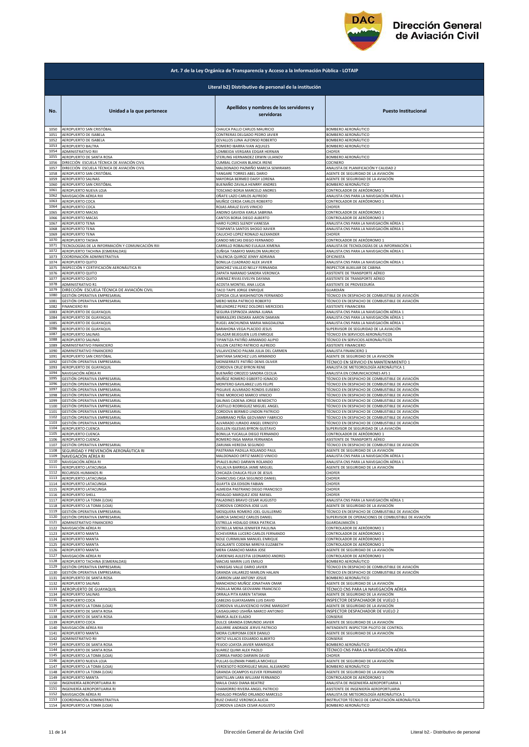## Art. 7 de la Ley Orgánica de Transparencia y Acceso a la Información Pública - LOTAIP

### Literal b2) Distributivo de personal de la institución

| No. | Unidad a la que pertenece | Apellidos y nombres de los servidores y servidoras | Puesto Institucional |
|---|---|---|---|
| 1050 | AEROPUERTO SAN CRISTÓBAL | CHAUCA PALLO CARLOS MAURICIO | BOMBERO AERONÁUTICO |
| 1051 | AEROPUERTO DE ISABELA | CONTRERAS DELGADO PEDRO JAVIER | BOMBERO AERONÁUTICO |
| 1052 | AEROPUERTO DE ISABELA | CEVALLOS LUNA ALFONSO ROBERTO | BOMBERO AERONÁUTICO |
| 1053 | AEROPUERTO BALTRA | ROMERO IBARRA IVAN AQUILES | BOMBERO AERONÁUTICO |
| 1054 | ADMINISTRATIVO RIII | LOMBEIDA VERGARA EDGAR HERNAN | CHOFER |
| 1055 | AEROPUERTO DE SANTA ROSA | STERLING HERNANDEZ ERWIN ULIANOV | BOMBERO AERONÁUTICO |
| 1056 | DIRECCIÓN ESCUELA TÉCNICA DE AVIACIÓN CIVIL | CUMBAL CUICHAN BLANCA IRENE | COCINERO |
| 1057 | DIRECCIÓN ESCUELA TÉCNICA DE AVIACIÓN CIVIL | MALDONADO PAZMIÑO MARCIA SEMIRAMIS | ANALISTA DE PLANIFICACIÓN Y CALIDAD 2 |
| 1058 | AEROPUERTO SAN CRISTÓBAL | YANGARE TORRES ABEL DARIO | AGENTE DE SEGURIDAD DE LA AVIACIÓN |
| 1059 | AEROPUERTO SALINAS | MAYORGA BERMEO DAISY LORENA | AGENTE DE SEGURIDAD DE LA AVIACIÓN |
| 1060 | AEROPUERTO SAN CRISTÓBAL | BUENAÑO ZAVALA HENRRY ANDRES | BOMBERO AERONÁUTICO |
| 1061 | AEROPUERTO NUEVA LOJA | TOSCANO BORJA MARCELO ANDRES | CONTROLADOR DE AERÓDROMO 1 |
| 1062 | NAVEGACIÓN AÉREA RIII | OÑATE LAZO CARLOS ALFREDO | ANALISTA CNS PARA LA NAVEGACIÓN AÉREA 1 |
| 1063 | AEROPUERTO COCA | MUÑOZ CERDA CARLOS ROBERTO | CONTROLADOR DE AERÓDROMO 1 |
| 1064 | AEROPUERTO COCA | ROJAS ARAUZ ELVIS VINICIO | CHOFER |
| 1065 | AEROPUERTO MACAS | ANDINO GAVIDIA KARLA SABRINA | CONTROLADOR DE AERÓDROMO 1 |
| 1066 | AEROPUERTO MACAS | CANTOS BORJA DIEGO ALBERTO | CONTROLADOR DE AERÓDROMO 1 |
| 1067 | AEROPUERTO TENA | HARO FLORES SLENDY VANESSA | ANALISTA CNS PARA LA NAVEGACIÓN AÉREA 1 |
| 1068 | AEROPUERTO TENA | TOAPANTA SANTOS SHOGO XAVIER | ANALISTA CNS PARA LA NAVEGACIÓN AÉREA 1 |
| 1069 | AEROPUERTO TENA | CALUCHO LOPEZ RONALD ALEXANDER | CHOFER |
| 1070 | AEROPUERTO TAISHA | CANDO MECIAS DIEGO FERNANDO | CONTROLADOR DE AERÓDROMO 1 |
| 1071 | TECNOLOGÍAS DE LA INFORMACIÓN Y COMUNICACIÓN RIII | CARRILLO ROBALINO EULALIA XIMENA | ANALISTA DE TECNOLOGÍAS DE LA INFORMACIÓN 1 |
| 1072 | AEROPUERTO TACHINA (ESMERALDAS) | ZUÑIGA TAMAYO MARLON MAURICIO | ANALISTA CNS PARA LA NAVEGACIÓN AÉREA 1 |
| 1073 | COORDINACIÓN ADMINISTRATIVA | VALENCIA QUIROZ JENNY ADRIANA | OFICINISTA |
| 1074 | AEROPUERTO QUITO | BONILLA CUADRADO ALEX JAVIER | ANALISTA CNS PARA LA NAVEGACIÓN AÉREA 1 |
| 1075 | INSPECCIÓN Y CERTIFICACIÓN AERONÁUTICA RI | SANCHEZ VALLEJO NELLY FERNANDA | INSPECTOR AUXILIAR DE CABINA |
| 1076 | AEROPUERTO QUITO | ZAPATA NARANJO SANDRA VERONICA | ASISTENTE DE TRANSPORTE AÉREO |
| 1077 | AEROPUERTO QUITO | JIMENEZ RIVAS EVELYN DAYANA | ASISTENTE DE TRANSPORTE AÉREO |
| 1078 | ADMINISTRATIVO R1 | ACOSTA MONTIEL ANA LUCIA | ASISTENTE DE PROVEEDURÍA |
| 1079 | DIRECCIÓN ESCUELA TÉCNICA DE AVIACIÓN CIVIL | TACO TAIPE JORGE ENRIQUE | GUARDIÁN |
| 1080 | GESTIÓN OPERATIVA EMPRESARIAL | CEPEDA CELA WASHINGTON FERNANDO | TÉCNICO EN DESPACHO DE COMBUSTIBLE DE AVIACIÓN |
| 1081 | GESTIÓN OPERATIVA EMPRESARIAL | MERO MERA PATRICIO ROBERTO | TÉCNICO EN DESPACHO DE COMBUSTIBLE DE AVIACIÓN |
| 1082 | FINANCIERO RII | MELENDREZ PEREZ DOLORES MERCEDES | ASISTENTE FINANCIERA |
| 1083 | AEROPUERTO DE GUAYAQUIL | SEGURA ESPINOZA JANINA JUANA | ANALISTA CNS PARA LA NAVEGACIÓN AÉREA 1 |
| 1084 | AEROPUERTO DE GUAYAQUIL | WBRASLERS ENDARA AARON DAMIAN | ANALISTA CNS PARA LA NAVEGACIÓN AÉREA 1 |
| 1085 | AEROPUERTO DE GUAYAQUIL | RUGEL ANCHUNDIA MARIA MAGDALENA | ANALISTA CNS PARA LA NAVEGACIÓN AÉREA 1 |
| 1086 | AEROPUERTO DE GUAYAQUIL | BARAHONA VEGA PLACIDO JESUS | SUPERVISOR DE SEGURIDAD DE LA AVIACIÓN |
| 1087 | AEROPUERTO SALINAS | SALAZAR BEJEGUEN LUIS ENRIQUE | TÉCNICO EN SERVICIOS AERONÁUTICOS |
| 1088 | AEROPUERTO SALINAS | TIPANTIZA PATIÑO ARMANDO ALIPIO | TÉCNICO EN SERVICIOS AERONÁUTICOS |
| 1089 | ADMINISTRATIVO FINANCIERO | VILLON CASTRO PATRICIO ALFREDO | ASISTENTE FINANCIERO |
| 1090 | ADMINISTRATIVO FINANCIERO | VILLAVICENCIO PALMA JULIA DEL CARMEN | ANALISTA FINANCIERO 1 |
| 1091 | AEROPUERTO SAN CRISTÓBAL | SANTANA SANCHEZ LUIS ARMANDO | AGENTE DE SEGURIDAD DE LA AVIACIÓN |
| 1092 | GESTIÓN OPERATIVA EMPRESARIAL | MONSERRATE PATIÑO DENIS OLIVER | TÉCNICO EN SERVICIO EN MANTENIMIENTO 1 |
| 1093 | AEROPUERTO DE GUAYAQUIL | CORDOVA CRUZ BYRON RENE | ANALISTA DE METEOROLOGÍA AERONÁUTICA 1 |
| 1094 | NAVEGACIÓN AÉREA RI | BUENAÑO OROZCO SANDRA CECILIA | ANALISTA EN COMUNICACIONES AFS 1 |
| 1095 | GESTIÓN OPERATIVA EMPRESARIAL | MUÑOZ ROMERO EGBERTO IGNACIO | TÉCNICO EN DESPACHO DE COMBUSTIBLE DE AVIACIÓN |
| 1096 | GESTIÓN OPERATIVA EMPRESARIAL | MONTERO GAVILANEZ LUIS FELIPE | TÉCNICO EN DESPACHO DE COMBUSTIBLE DE AVIACIÓN |
| 1097 | GESTIÓN OPERATIVA EMPRESARIAL | PIGUAVE ALVARADO RONDIS EUSEBIO | TÉCNICO EN DESPACHO DE COMBUSTIBLE DE AVIACIÓN |
| 1098 | GESTIÓN OPERATIVA EMPRESARIAL | TENE MOROCHO MARCO VINICIO | TÉCNICO EN DESPACHO DE COMBUSTIBLE DE AVIACIÓN |
| 1099 | GESTIÓN OPERATIVA EMPRESARIAL | SALINAS CADENA JORGE BENEDICTO | TÉCNICO EN DESPACHO DE COMBUSTIBLE DE AVIACIÓN |
| 1100 | GESTIÓN OPERATIVA EMPRESARIAL | CASTILLO RODRIGUEZ MIGUEL ANGEL | TÉCNICO EN DESPACHO DE COMBUSTIBLE DE AVIACIÓN |
| 1101 | GESTIÓN OPERATIVA EMPRESARIAL | CORDOVA BERMEO LINDON PATRICIO | TÉCNICO EN DESPACHO DE COMBUSTIBLE DE AVIACIÓN |
| 1102 | GESTIÓN OPERATIVA EMPRESARIAL | ZAMBRANO PEÑA GEOVANNY FABRICIO | TÉCNICO EN DESPACHO DE COMBUSTIBLE DE AVIACIÓN |
| 1103 | GESTIÓN OPERATIVA EMPRESARIAL | ALVARADO JURADO ANGEL ERNESTO | TÉCNICO EN DESPACHO DE COMBUSTIBLE DE AVIACIÓN |
| 1104 | AEROPUERTO CUENCA | GUILLEN IGLESIAS BYRON GUSTAVO | SUPERVISOR DE SEGURIDAD DE LA AVIACIÓN |
| 1105 | AEROPUERTO CUENCA | BONILLA YUCAILLA DIEGO FERNANDO | CONTROLADOR DE AERÓDROMO 1 |
| 1106 | AEROPUERTO CUENCA | ROMERO INGA MARIA FERNANDA | ASISTENTE DE TRANSPORTE AÉREO |
| 1107 | GESTIÓN OPERATIVA EMPRESARIAL | ZARUMA HEREDIA SEGUNDO | TÉCNICO EN DESPACHO DE COMBUSTIBLE DE AVIACIÓN |
| 1108 | SEGURIDAD Y PREVENCIÓN AERONÁUTICA RI | PASTRANA PADILLA ROLANDO PAUL | AGENTE DE SEGURIDAD DE LA AVIACIÓN |
| 1109 | NAVEGACIÓN AÉREA RI | MALDONADO ORTIZ MARCO VINICIO | ANALISTA CNS PARA LA NAVEGACIÓN AÉREA 1 |
| 1110 | NAVEGACIÓN AÉREA RI | IPIALES BUNCI DARWIN ROLANDO | ANALISTA CNS PARA LA NAVEGACIÓN AÉREA 1 |
| 1111 | AEROPUERTO LATACUNGA | VILLALVA BARRIGA JAIME MIGUEL | AGENTE DE SEGURIDAD DE LA AVIACIÓN |
| 1112 | RECURSOS HUMANOS RI | CHICAIZA CHAUCA FELIX DE JESUS | CHOFER |
| 1113 | AEROPUERTO LATACUNGA | CHANCUSIG CASA SEGUNDO DANIEL | CHOFER |
| 1114 | AEROPUERTO LATACUNGA | GUAYTA IZA EDISON FABIAN | CHOFER |
| 1115 | AEROPUERTO LATACUNGA | ALMEIDA PASTRANO DIEGO FRANCISCO | CHOFER |
| 1116 | AEROPUERTO SHELL | HIDALGO MARQUEZ JOSE RAFAEL | CHOFER |
| 1117 | AEROPUERTO LA TOMA (LOJA) | PALADINES BRAVO CESAR AUGUSTO | ANALISTA CNS PARA LA NAVEGACIÓN AÉREA 1 |
| 1118 | AEROPUERTO LA TOMA (LOJA) | CORDOVA CORDOVA JOSE LUIS | AGENTE DE SEGURIDAD DE LA AVIACIÓN |
| 1119 | GESTIÓN OPERATIVA EMPRESARIAL | MOSQUERA ROMERO JOEL GUILLERMO | TÉCNICO EN DESPACHO DE COMBUSTIBLE DE AVIACIÓN |
| 1120 | GESTIÓN OPERATIVA EMPRESARIAL | GARCIA SANCHEZ CARLOS DANIEL | SUPERVISOR DE OPERACIONES DE COMBUSTIBLE DE AVIACIÓN |
| 1121 | ADMINISTRATIVO FINANCIERO | ESTRELLA HIDALGO ERIKA PATRICIA | GUARDALMACÉN 1 |
| 1122 | NAVEGACIÓN AÉREA RI | ESTRELLA MENA JENNIFER PAULINA | CONTROLADOR DE AERÓDROMO 1 |
| 1123 | AEROPUERTO MANTA | ECHEVERRIA LUCERO CARLOS FERNANDO | CONTROLADOR DE AERÓDROMO 1 |
| 1124 | AEROPUERTO MANTA | NOLE CURIMILMA MANUEL ENRIQUE | CONTROLADOR DE AERÓDROMO 1 |
| 1125 | AEROPUERTO MANTA | ESCALANTE CODENA MIREYA ELIZABETH | CONTROLADOR DE AERÓDROMO 1 |
| 1126 | AEROPUERTO MANTA | MERA CAMACHO MARIA JOSE | AGENTE DE SEGURIDAD DE LA AVIACIÓN |
| 1127 | NAVEGACIÓN AÉREA RI | CARDENAS AULESTIA LEONARDO ANDRES | CONTROLADOR DE AERÓDROMO 1 |
| 1128 | AEROPUERTO TACHINA (ESMERALDAS) | MACIAS MARIN LUIS EMILIO | BOMBERO AERONÁUTICO |
| 1129 | GESTIÓN OPERATIVA EMPRESARIAL | VANEGAS VALLE DARIO JAVIER | TÉCNICO EN DESPACHO DE COMBUSTIBLE DE AVIACIÓN |
| 1130 | GESTIÓN OPERATIVA EMPRESARIAL | GRANDA VALAREZO MARLON HALAIN | TÉCNICO EN DESPACHO DE COMBUSTIBLE DE AVIACIÓN |
| 1131 | AEROPUERTO DE SANTA ROSA | CARRION LAM ANTONY JOSUE | BOMBERO AERONÁUTICO |
| 1132 | AEROPUERTO SALINAS | MANCHENO MUÑOZ JONATHAN OMAR | AGENTE DE SEGURIDAD DE LA AVIACIÓN |
| 1133 | AEROPUERTO DE GUAYAQUIL | PADILLA MORA GEOVANNI FRANCISCO | TÉCNICO CNS PARA LA NAVEGACIÓN AÉREA |
| 1134 | AEROPUERTO SALINAS | ORRALA PITA KAREN TATIANA | AGENTE DE SEGURIDAD DE LA AVIACIÓN |
| 1135 | AEROPUERTO COCA | CABEZAS GUAYASAMIN LUIS DAVID | INSPECTOR DESPACHADOR DE VUELO 1 |
| 1136 | AEROPUERTO LA TOMA (LOJA) | CORDOVA VILLAVICENCIO IVONE MARGOHT | AGENTE DE SEGURIDAD DE LA AVIACIÓN |
| 1137 | AEROPUERTO DE SANTA ROSA | CAISAGUANO USHIÑA MARCO ANTONIO | INSPECTOR DESPACHADOR DE VUELO 2 |
| 1138 | AEROPUERTO DE SANTA ROSA | MARCA ALEX ELADIO | CONSERJE |
| 1139 | AEROPUERTO COCA | DULCE GRANDA EDMUNDO JAVIER | AGENTE DE SEGURIDAD DE LA AVIACIÓN |
| 1140 | NAVEGACIÓN AÉREA RIII | AGUIRRE ANDRADE JERVIS PATRICIO | INTENDENTE INSPECTOR PILOTO DE CONTROL |
| 1141 | AEROPUERTO MANTA | MORA CURIPOMA EDER DANILO | AGENTE DE SEGURIDAD DE LA AVIACIÓN |
| 1142 | ADMINISTRATIVO RII | ORTIZ VILLACIS EDUARDO ALBERTO | CONSERJE |
| 1143 | AEROPUERTO DE SANTA ROSA | FEIJOO LOAYZA JAVIER MANRIQUE | BOMBERO AERONÁUTICO |
| 1144 | AEROPUERTO DE SANTA ROSA | SUAREZ QUIMI ALEX PAOLO | TÉCNICO CNS PARA LA NAVEGACIÓN AÉREA |
| 1145 | AEROPUERTO LA TOMA (LOJA) | CORREA PARDO DARWIN DAVID | CHOFER |
| 1146 | AEROPUERTO NUEVA LOJA | PULLAS GUZMAN PAMELA MICHELLE | AGENTE DE SEGURIDAD DE LA AVIACIÓN |
| 1147 | AEROPUERTO LA TOMA (LOJA) | VERDESOTO RODRIGUEZ MIJAIL ALEJANDRO | BOMBERO AERONÁUTICO |
| 1148 | AEROPUERTO LA TOMA (LOJA) | GRANDA OCAMPOS KLEVER FERNANDO | AGENTE DE SEGURIDAD DE LA AVIACIÓN |
| 1149 | AEROPUERTO MANTA | SANTILLAN LARA WILLIAM FERNANDO | CONTROLADOR DE AERÓDROMO 1 |
| 1150 | INGENIERÍA AEROPORTUARIA RI | MAILA CHASI DIANA BEATRIZ | ANALISTA DE INGENIERÍA AEROPORTUARIA 1 |
| 1151 | INGENIERÍA AEROPORTUARIA RI | CHAMORRO RIVERA ANGEL PATRICIO | ASISTENTE DE INGENIERÍA AEROPORTUARIA |
| 1152 | NAVEGACIÓN AÉREA RI | HIDALGO PROAÑO ORLANDO MARCELO | ANALISTA DE METEOROLOGÍA AERONÁUTICA 1 |
| 1153 | COORDINACIÓN ADMINISTRATIVA | RUIZ CHAVEZ VERONICA ALICIA | INSTRUCTOR TÉCNICO DE CAPACITACIÓN AERONÁUTICA |
| 1154 | AEROPUERTO LA TOMA (LOJA) | CORDOVA LOAIZA CESAR AUGUSTO | BOMBERO AERONÁUTICO |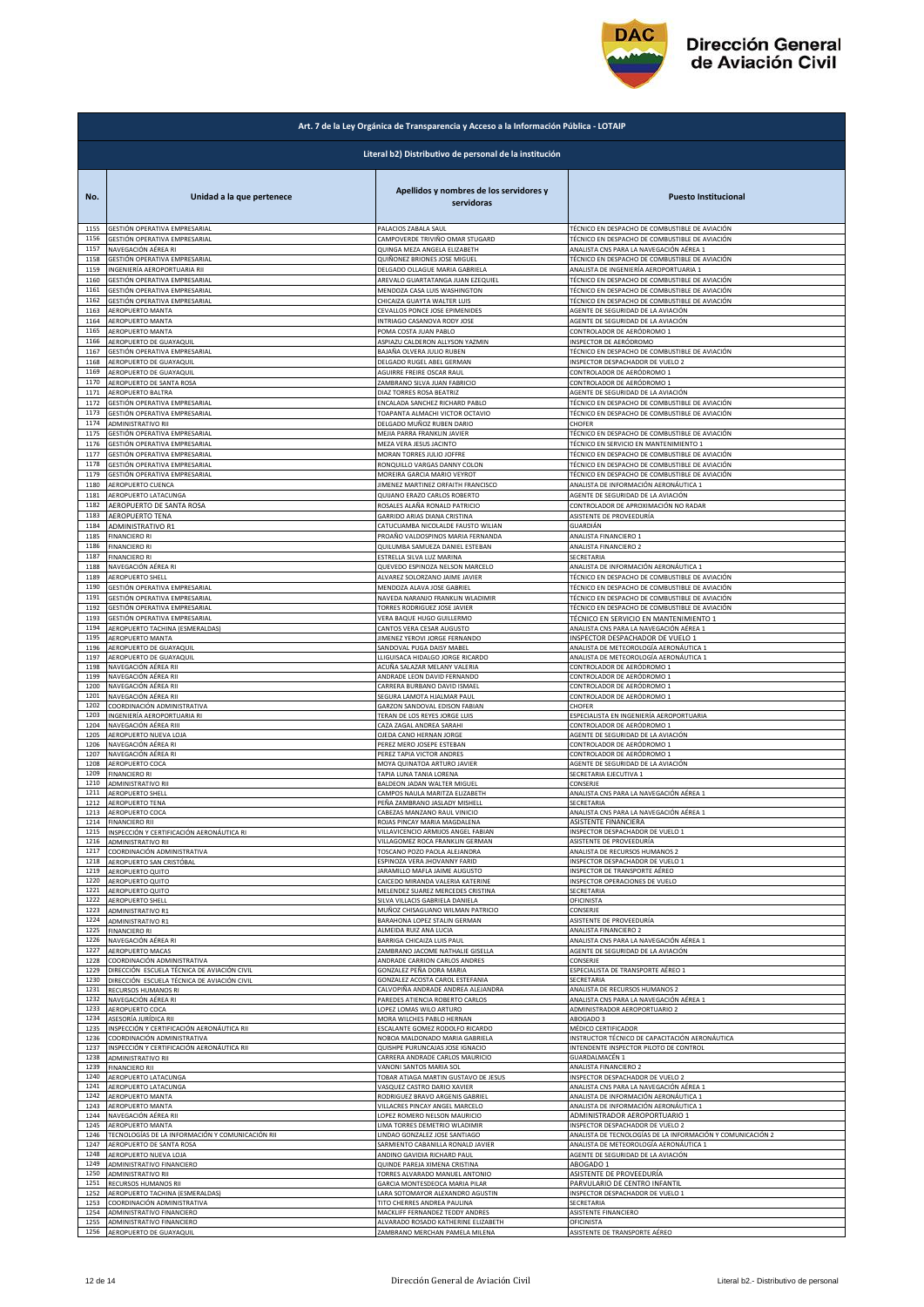## Art. 7 de la Ley Orgánica de Transparencia y Acceso a la Información Pública - LOTAIP

### Literal b2) Distributivo de personal de la institución

| No. | Unidad a la que pertenece | Apellidos y nombres de los servidores y servidoras | Puesto Institucional |
|---|---|---|---|
| 1155 | GESTIÓN OPERATIVA EMPRESARIAL | PALACIOS ZABALA SAUL | TÉCNICO EN DESPACHO DE COMBUSTIBLE DE AVIACIÓN |
| 1156 | GESTIÓN OPERATIVA EMPRESARIAL | CAMPOVERDE TRIVIÑO OMAR STUGARD | TÉCNICO EN DESPACHO DE COMBUSTIBLE DE AVIACIÓN |
| 1157 | NAVEGACIÓN AÉREA RI | QUINGA MEZA ANGELA ELIZABETH | ANALISTA CNS PARA LA NAVEGACIÓN AÉREA 1 |
| 1158 | GESTIÓN OPERATIVA EMPRESARIAL | QUIÑONEZ BRIONES JOSE MIGUEL | TÉCNICO EN DESPACHO DE COMBUSTIBLE DE AVIACIÓN |
| 1159 | INGENIERÍA AEROPORTUARIA RII | DELGADO OLLAGUE MARIA GABRIELA | ANALISTA DE INGENIERÍA AEROPORTUARIA 1 |
| 1160 | GESTIÓN OPERATIVA EMPRESARIAL | AREVALO GUARTATANGA JUAN EZEQUIEL | TÉCNICO EN DESPACHO DE COMBUSTIBLE DE AVIACIÓN |
| 1161 | GESTIÓN OPERATIVA EMPRESARIAL | MENDOZA CASA LUIS WASHINGTON | TÉCNICO EN DESPACHO DE COMBUSTIBLE DE AVIACIÓN |
| 1162 | GESTIÓN OPERATIVA EMPRESARIAL | CHICAIZA GUAYTA WALTER LUIS | TÉCNICO EN DESPACHO DE COMBUSTIBLE DE AVIACIÓN |
| 1163 | AEROPUERTO MANTA | CEVALLOS PONCE JOSE EPIMENIDES | AGENTE DE SEGURIDAD DE LA AVIACIÓN |
| 1164 | AEROPUERTO MANTA | INTRIAGO CASANOVA RODY JOSE | AGENTE DE SEGURIDAD DE LA AVIACIÓN |
| 1165 | AEROPUERTO MANTA | POMA COSTA JUAN PABLO | CONTROLADOR DE AERÓDROMO 1 |
| 1166 | AEROPUERTO DE GUAYAQUIL | ASPIAZU CALDERON ALLYSON YAZMIN | INSPECTOR DE AERÓDROMO |
| 1167 | GESTIÓN OPERATIVA EMPRESARIAL | BAJAÑA OLVERA JULIO RUBEN | TÉCNICO EN DESPACHO DE COMBUSTIBLE DE AVIACIÓN |
| 1168 | AEROPUERTO DE GUAYAQUIL | DELGADO RUGEL ABEL GERMAN | INSPECTOR DESPACHADOR DE VUELO 2 |
| 1169 | AEROPUERTO DE GUAYAQUIL | AGUIRRE FREIRE OSCAR RAUL | CONTROLADOR DE AERÓDROMO 1 |
| 1170 | AEROPUERTO DE SANTA ROSA | ZAMBRANO SILVA JUAN FABRICIO | CONTROLADOR DE AERÓDROMO 1 |
| 1171 | AEROPUERTO BALTRA | DIAZ TORRES ROSA BEATRIZ | AGENTE DE SEGURIDAD DE LA AVIACIÓN |
| 1172 | GESTIÓN OPERATIVA EMPRESARIAL | ENCALADA SANCHEZ RICHARD PABLO | TÉCNICO EN DESPACHO DE COMBUSTIBLE DE AVIACIÓN |
| 1173 | GESTIÓN OPERATIVA EMPRESARIAL | TOAPANTA ALMACHI VICTOR OCTAVIO | TÉCNICO EN DESPACHO DE COMBUSTIBLE DE AVIACIÓN |
| 1174 | ADMINISTRATIVO RII | DELGADO MUÑOZ RUBEN DARIO | CHOFER |
| 1175 | GESTIÓN OPERATIVA EMPRESARIAL | MEJIA PARRA FRANKLIN JAVIER | TÉCNICO EN DESPACHO DE COMBUSTIBLE DE AVIACIÓN |
| 1176 | GESTIÓN OPERATIVA EMPRESARIAL | MEZA VERA JESUS JACINTO | TÉCNICO EN SERVICIO EN MANTENIMIENTO 1 |
| 1177 | GESTIÓN OPERATIVA EMPRESARIAL | MORAN TORRES JULIO JOFFRE | TÉCNICO EN DESPACHO DE COMBUSTIBLE DE AVIACIÓN |
| 1178 | GESTIÓN OPERATIVA EMPRESARIAL | RONQUILLO VARGAS DANNY COLON | TÉCNICO EN DESPACHO DE COMBUSTIBLE DE AVIACIÓN |
| 1179 | GESTIÓN OPERATIVA EMPRESARIAL | MOREIRA GARCIA MARIO VEYROT | TÉCNICO EN DESPACHO DE COMBUSTIBLE DE AVIACIÓN |
| 1180 | AEROPUERTO CUENCA | JIMENEZ MARTINEZ ORFAITH FRANCISCO | ANALISTA DE INFORMACIÓN AERONÁUTICA 1 |
| 1181 | AEROPUERTO LATACUNGA | QUIJANO ERAZO CARLOS ROBERTO | AGENTE DE SEGURIDAD DE LA AVIACIÓN |
| 1182 | AEROPUERTO DE SANTA ROSA | ROSALES ALAÑA RONALD PATRICIO | CONTROLADOR DE APROXIMACIÓN NO RADAR |
| 1183 | AEROPUERTO TENA | GARRIDO ARIAS DIANA CRISTINA | ASISTENTE DE PROVEEDURÍA |
| 1184 | ADMINISTRATIVO R1 | CATUCUAMBA NICOLALDE FAUSTO WILIAN | GUARDIÁN |
| 1185 | FINANCIERO RI | PROAÑO VALDOSPINOS MARIA FERNANDA | ANALISTA FINANCIERO 1 |
| 1186 | FINANCIERO RI | QUILUMBA SAMUEZA DANIEL ESTEBAN | ANALISTA FINANCIERO 2 |
| 1187 | FINANCIERO RI | ESTRELLA SILVA LUZ MARINA | SECRETARIA |
| 1188 | NAVEGACIÓN AÉREA RI | QUEVEDO ESPINOZA NELSON MARCELO | ANALISTA DE INFORMACIÓN AERONÁUTICA 1 |
| 1189 | AEROPUERTO SHELL | ALVAREZ SOLORZANO JAIME JAVIER | TÉCNICO EN DESPACHO DE COMBUSTIBLE DE AVIACIÓN |
| 1190 | GESTIÓN OPERATIVA EMPRESARIAL | MENDOZA ALAVA JOSE GABRIEL | TÉCNICO EN DESPACHO DE COMBUSTIBLE DE AVIACIÓN |
| 1191 | GESTIÓN OPERATIVA EMPRESARIAL | NAVEDA NARANJO FRANKLIN WLADIMIR | TÉCNICO EN DESPACHO DE COMBUSTIBLE DE AVIACIÓN |
| 1192 | GESTIÓN OPERATIVA EMPRESARIAL | TORRES RODRIGUEZ JOSE JAVIER | TÉCNICO EN DESPACHO DE COMBUSTIBLE DE AVIACIÓN |
| 1193 | GESTIÓN OPERATIVA EMPRESARIAL | VERA BAQUE HUGO GUILLERMO | TÉCNICO EN SERVICIO EN MANTENIMIENTO 1 |
| 1194 | AEROPUERTO TACHINA (ESMERALDAS) | CANTOS VERA CESAR AUGUSTO | ANALISTA CNS PARA LA NAVEGACIÓN AÉREA 1 |
| 1195 | AEROPUERTO MANTA | JIMENEZ YEROVI JORGE FERNANDO | INSPECTOR DESPACHADOR DE VUELO 1 |
| 1196 | AEROPUERTO DE GUAYAQUIL | SANDOVAL PUGA DAISY MABEL | ANALISTA DE METEOROLOGÍA AERONÁUTICA 1 |
| 1197 | AEROPUERTO DE GUAYAQUIL | LLIGUISACA HIDALGO JORGE RICARDO | ANALISTA DE METEOROLOGÍA AERONÁUTICA 1 |
| 1198 | NAVEGACIÓN AÉREA RII | ACUÑA SALAZAR MELANY VALERIA | CONTROLADOR DE AERÓDROMO 1 |
| 1199 | NAVEGACIÓN AÉREA RII | ANDRADE LEON DAVID FERNANDO | CONTROLADOR DE AERÓDROMO 1 |
| 1200 | NAVEGACIÓN AÉREA RII | CARRERA BURBANO DAVID ISMAEL | CONTROLADOR DE AERÓDROMO 1 |
| 1201 | NAVEGACIÓN AÉREA RII | SEGURA LAMOTA HJALMAR PAUL | CONTROLADOR DE AERÓDROMO 1 |
| 1202 | COORDINACIÓN ADMINISTRATIVA | GARZON SANDOVAL EDISON FABIAN | CHOFER |
| 1203 | INGENIERÍA AEROPORTUARIA RI | TERAN DE LOS REYES JORGE LUIS | ESPECIALISTA EN INGENIERÍA AEROPORTUARIA |
| 1204 | NAVEGACIÓN AÉREA RIII | CAZA ZAGAL ANDREA SARAHI | CONTROLADOR DE AERÓDROMO 1 |
| 1205 | AEROPUERTO NUEVA LOJA | OJEDA CANO HERNAN JORGE | AGENTE DE SEGURIDAD DE LA AVIACIÓN |
| 1206 | NAVEGACIÓN AÉREA RI | PEREZ MERO JOSEPE ESTEBAN | CONTROLADOR DE AERÓDROMO 1 |
| 1207 | NAVEGACIÓN AÉREA RI | PEREZ TAPIA VICTOR ANDRES | CONTROLADOR DE AERÓDROMO 1 |
| 1208 | AEROPUERTO COCA | MOYA QUINATOA ARTURO JAVIER | AGENTE DE SEGURIDAD DE LA AVIACIÓN |
| 1209 | FINANCIERO RI | TAPIA LUNA TANIA LORENA | SECRETARIA EJECUTIVA 1 |
| 1210 | ADMINISTRATIVO RII | BALDEON JADAN WALTER MIGUEL | CONSERJE |
| 1211 | AEROPUERTO SHELL | CAMPOS NAULA MARITZA ELIZABETH | ANALISTA CNS PARA LA NAVEGACIÓN AÉREA 1 |
| 1212 | AEROPUERTO TENA | PEÑA ZAMBRANO JASLADY MISHELL | SECRETARIA |
| 1213 | AEROPUERTO COCA | CABEZAS MANZANO RAUL VINICIO | ANALISTA CNS PARA LA NAVEGACIÓN AÉREA 1 |
| 1214 | FINANCIERO RII | ROJAS PINCAY MARIA MAGDALENA | ASISTENTE FINANCIERA |
| 1215 | INSPECCIÓN Y CERTIFICACIÓN AERONÁUTICA RI | VILLAVICENCIO ARMIJOS ANGEL FABIAN | INSPECTOR DESPACHADOR DE VUELO 1 |
| 1216 | ADMINISTRATIVO RII | VILLAGOMEZ ROCA FRANKLIN GERMAN | ASISTENTE DE PROVEEDURÍA |
| 1217 | COORDINACIÓN ADMINISTRATIVA | TOSCANO POZO PAOLA ALEJANDRA | ANALISTA DE RECURSOS HUMANOS 2 |
| 1218 | AEROPUERTO SAN CRISTÓBAL | ESPINOZA VERA JHOVANNY FARID | INSPECTOR DESPACHADOR DE VUELO 1 |
| 1219 | AEROPUERTO QUITO | JARAMILLO MAFLA JAIME AUGUSTO | INSPECTOR DE TRANSPORTE AÉREO |
| 1220 | AEROPUERTO QUITO | CAICEDO MIRANDA VALERIA KATERINE | INSPECTOR OPERACIONES DE VUELO |
| 1221 | AEROPUERTO QUITO | MELENDEZ SUAREZ MERCEDES CRISTINA | SECRETARIA |
| 1222 | AEROPUERTO SHELL | SILVA VILLACIS GABRIELA DANIELA | OFICINISTA |
| 1223 | ADMINISTRATIVO R1 | MUÑOZ CHISAGUANO WILMAN PATRICIO | CONSERJE |
| 1224 | ADMINISTRATIVO R1 | BARAHONA LOPEZ STALIN GERMAN | ASISTENTE DE PROVEEDURÍA |
| 1225 | FINANCIERO RI | ALMEIDA RUIZ ANA LUCIA | ANALISTA FINANCIERO 2 |
| 1226 | NAVEGACIÓN AÉREA RI | BARRIGA CHICAIZA LUIS PAUL | ANALISTA CNS PARA LA NAVEGACIÓN AÉREA 1 |
| 1227 | AEROPUERTO MACAS | ZAMBRANO JACOME NATHALIE GISELLA | AGENTE DE SEGURIDAD DE LA AVIACIÓN |
| 1228 | COORDINACIÓN ADMINISTRATIVA | ANDRADE CARRION CARLOS ANDRES | CONSERJE |
| 1229 | DIRECCIÓN ESCUELA TÉCNICA DE AVIACIÓN CIVIL | GONZALEZ PEÑA DORA MARIA | ESPECIALISTA DE TRANSPORTE AÉREO 1 |
| 1230 | DIRECCIÓN ESCUELA TÉCNICA DE AVIACIÓN CIVIL | GONZALEZ ACOSTA CAROL ESTEFANIA | SECRETARIA |
| 1231 | RECURSOS HUMANOS RI | CALVOPIÑA ANDRADE ANDREA ALEJANDRA | ANALISTA DE RECURSOS HUMANOS 2 |
| 1232 | NAVEGACIÓN AÉREA RI | PAREDES ATIENCIA ROBERTO CARLOS | ANALISTA CNS PARA LA NAVEGACIÓN AÉREA 1 |
| 1233 | AEROPUERTO COCA | LOPEZ LOMAS WILO ARTURO | ADMINISTRADOR AEROPORTUARIO 2 |
| 1234 | ASESORÍA JURÍDICA RII | MORA WILCHES PABLO HERNAN | ABOGADO 3 |
| 1235 | INSPECCIÓN Y CERTIFICACIÓN AERONÁUTICA RII | ESCALANTE GOMEZ RODOLFO RICARDO | MÉDICO CERTIFICADOR |
| 1236 | COORDINACIÓN ADMINISTRATIVA | NOBOA MALDONADO MARIA GABRIELA | INSTRUCTOR TÉCNICO DE CAPACITACIÓN AERONÁUTICA |
| 1237 | INSPECCIÓN Y CERTIFICACIÓN AERONÁUTICA RII | QUISHPE PURUNCAJAS JOSE IGNACIO | INTENDENTE INSPECTOR PILOTO DE CONTROL |
| 1238 | ADMINISTRATIVO RII | CARRERA ANDRADE CARLOS MAURICIO | GUARDALMACÉN 1 |
| 1239 | FINANCIERO RII | VANONI SANTOS MARIA SOL | ANALISTA FINANCIERO 2 |
| 1240 | AEROPUERTO LATACUNGA | TOBAR ATIAGA MARTIN GUSTAVO DE JESUS | INSPECTOR DESPACHADOR DE VUELO 2 |
| 1241 | AEROPUERTO LATACUNGA | VASQUEZ CASTRO DARIO XAVIER | ANALISTA CNS PARA LA NAVEGACIÓN AÉREA 1 |
| 1242 | AEROPUERTO MANTA | RODRIGUEZ BRAVO ARGENIS GABRIEL | ANALISTA DE INFORMACIÓN AERONÁUTICA 1 |
| 1243 | AEROPUERTO MANTA | VILLACRES PINCAY ANGEL MARCELO | ANALISTA DE INFORMACIÓN AERONÁUTICA 1 |
| 1244 | NAVEGACIÓN AÉREA RII | LOPEZ ROMERO NELSON MAURICIO | ADMINISTRADOR AEROPORTUARIO 1 |
| 1245 | AEROPUERTO MANTA | LIMA TORRES DEMETRIO WLADIMIR | INSPECTOR DESPACHADOR DE VUELO 2 |
| 1246 | TECNOLOGÍAS DE LA INFORMACIÓN Y COMUNICACIÓN RII | LINDAO GONZALEZ JOSE SANTIAGO | ANALISTA DE TECNOLOGÍAS DE LA INFORMACIÓN Y COMUNICACIÓN 2 |
| 1247 | AEROPUERTO DE SANTA ROSA | SARMIENTO CABANILLA RONALD JAVIER | ANALISTA DE METEOROLOGÍA AERONÁUTICA 1 |
| 1248 | AEROPUERTO NUEVA LOJA | ANDINO GAVIDIA RICHARD PAUL | AGENTE DE SEGURIDAD DE LA AVIACIÓN |
| 1249 | ADMINISTRATIVO FINANCIERO | QUINDE PAREJA XIMENA CRISTINA | ABOGADO 1 |
| 1250 | ADMINISTRATIVO RII | TORRES ALVARADO MANUEL ANTONIO | ASISTENTE DE PROVEEDURÍA |
| 1251 | RECURSOS HUMANOS RII | GARCIA MONTESDEOCA MARIA PILAR | PARVULARIO DE CENTRO INFANTIL |
| 1252 | AEROPUERTO TACHINA (ESMERALDAS) | LARA SOTOMAYOR ALEXANDRO AGUSTIN | INSPECTOR DESPACHADOR DE VUELO 1 |
| 1253 | COORDINACIÓN ADMINISTRATIVA | TITO CHERRES ANDREA PAULINA | SECRETARIA |
| 1254 | ADMINISTRATIVO FINANCIERO | MACKLIFF FERNANDEZ TEDDY ANDRES | ASISTENTE FINANCIERO |
| 1255 | ADMINISTRATIVO FINANCIERO | ALVARADO ROSADO KATHERINE ELIZABETH | OFICINISTA |
| 1256 | AEROPUERTO DE GUAYAQUIL | ZAMBRANO MERCHAN PAMELA MILENA | ASISTENTE DE TRANSPORTE AÉREO |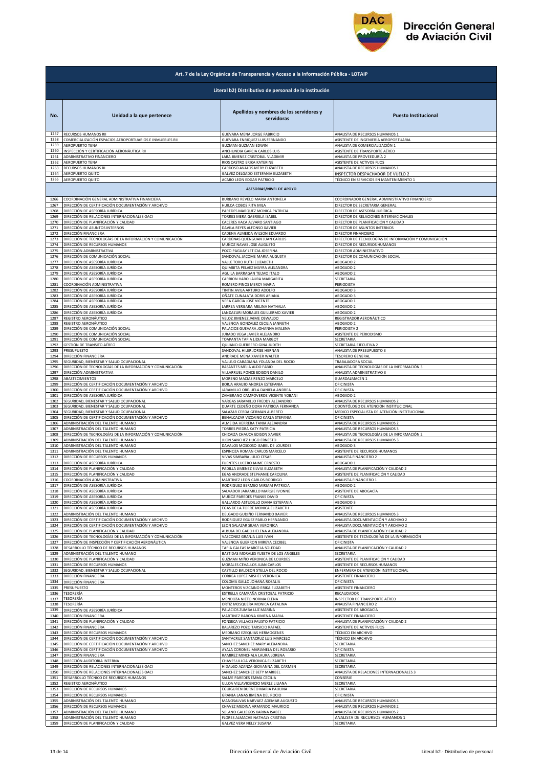## Art. 7 de la Ley Orgánica de Transparencia y Acceso a la Información Pública - LOTAIP

### Literal b2) Distributivo de personal de la institución

| No. | Unidad a la que pertenece | Apellidos y nombres de los servidores y servidoras | Puesto Institucional |
|---|---|---|---|
| 1257 | RECURSOS HUMANOS RII | GUEVARA MENA JORGE FABRICIO | ANALISTA DE RECURSOS HUMANOS 1 |
| 1258 | COMERCIALIZACIÓN ESPACIOS AEROPORTUARIOS E INMUEBLES RII | GUEVARA ENRIQUEZ LUIS FERNANDO | ASISTENTE DE INGENIERÍA AEROPORTUARIA |
| 1259 | AEROPUERTO TENA | GUZMAN GUZMAN EDWIN | ANALISTA DE COMERCIALIZACIÓN 1 |
| 1260 | INSPECCIÓN Y CERTIFICACIÓN AERONÁUTICA RII | ANCHUNDIA GARCIA CARLOS LUIS | ASISTENTE DE TRANSPORTE AÉREO |
| 1261 | ADMINISTRATIVO FINANCIERO | LARA JIMENEZ CRISTOBAL VLADIMIR | ANALISTA DE PROVEEDURÍA 2 |
| 1262 | AEROPUERTO TENA | RIOS CASTRO ERIKA KATERINE | ASISTENTE DE ACTIVOS FIJOS |
| 1263 | RECURSOS HUMANOS RI | CARDOSO AVALOS MERY ELIZABETH | ANALISTA DE RECURSOS HUMANOS 1 |
| 1264 | AEROPUERTO QUITO | GALVEZ DELGADO ESTEFANIA ELIZABETH | INSPECTOR DESPACHADOR DE VUELO 2 |
| 1265 | AEROPUERTO QUITO | ACARO LEON EDGAR PATRICIO | TÉCNICO EN SERVICIOS EN MANTENIMIENTO 1 |
| | | **ASESORIAS/NIVEL DE APOYO** | |
| 1266 | COORDINACIÓN GENERAL ADMINISTRATIVA FINANCIERA | BURBANO REVELO MARIA ANTONELA | COORDINADOR GENERAL ADMINISTRATIVO FINANCIERO |
| 1267 | DIRECCIÓN DE CERTIFICACIÓN DOCUMENTACIÓN Y ARCHIVO | HUILCA COBOS RITA MILA | DIRECTOR DE SECRETARIA GENERAL |
| 1268 | DIRECCIÓN DE ASESORÍA JURÍDICA | PAREDES MARQUEZ MONICA PATRICIA | DIRECTOR DE ASESORÍA JURÍDICA |
| 1269 | DIRECCIÓN DE RELACIONES INTERNACIONALES OACI | TORRES MERA GABRIELA ISABEL | DIRECTOR DE RELACIONES INTERNACIONALES |
| 1270 | DIRECCIÓN DE PLANIFICACIÓN Y CALIDAD | CACERES VACA ALVARO SANTIAGO | DIRECTOR DE PLANIFICACIÓN Y CALIDAD |
| 1271 | DIRECCIÓN DE ASUNTOS INTERNOS | DAVILA REYES ALFONSO XAVIER | DIRECTOR DE ASUNTOS INTERNOS |
| 1272 | DIRECCIÓN FINANCIERA | CADENA ALMEIDA WILSON EDUARDO | DIRECTOR FINANCIERO |
| 1273 | DIRECCIÓN DE TECNOLOGÍAS DE LA INFORMACIÓN Y COMUNICACIÓN | CARDENAS QUENGUAN JUAN CARLOS | DIRECTOR DE TECNOLOGÍAS DE INFORMACIÓN Y COMUNICACIÓN |
| 1274 | DIRECCIÓN DE RECURSOS HUMANOS | MUÑOZ NAVAS JOSE AUGUSTO | DIRECTOR DE RECURSOS HUMANOS |
| 1275 | DIRECCIÓN ADMINISTRATIVA | POZO PAGUAY LETICIA JOSEFINA | DIRECTOR ADMINISTRATIVO |
| 1276 | DIRECCIÓN DE COMUNICACIÓN SOCIAL | SANDOVAL JACOME MARIA AUGUSTA | DIRECTOR DE COMUNICACIÓN SOCIAL |
| 1277 | DIRECCIÓN DE ASESORÍA JURÍDICA | VALLE TORO RUTH ELIZABETH | ABOGADO 2 |
| 1278 | DIRECCIÓN DE ASESORÍA JURÍDICA | QUIMBITA PELAEZ MAYRA ALEJANDRA | ABOGADO 2 |
| 1279 | DIRECCIÓN DE ASESORÍA JURÍDICA | AGUILA BARRAGAN TELMO ITALO | ABOGADO 2 |
| 1280 | DIRECCIÓN DE ASESORÍA JURÍDICA | CARRION HARO LAURA MARGARITA | SECRETARIA |
| 1281 | COORDINACIÓN ADMINISTRATIVA | ROMERO PINOS MERCY MARIA | PERIODISTA |
| 1282 | DIRECCIÓN DE ASESORÍA JURÍDICA | TINTIN AVILA ARTURO ADOLFO | ABOGADO 3 |
| 1283 | DIRECCIÓN DE ASESORÍA JURÍDICA | OÑATE CUNALATA DORIS ARIANA | ABOGADO 3 |
| 1284 | DIRECCIÓN DE ASESORÍA JURÍDICA | VERA GARCIA JOSE VICENTE | ABOGADO 1 |
| 1285 | DIRECCIÓN DE ASESORÍA JURÍDICA | LARREA VERGARA MELINA NATHALIA | ABOGADO 2 |
| 1286 | DIRECCIÓN DE ASESORÍA JURÍDICA | LANDAZURI MORALES GUILLERMO XAVIER | ABOGADO 2 |
| 1287 | REGISTRO AERONÁUTICO | VELOZ JIMENEZ JAIME OSWALDO | REGISTRADOR AERONÁUTICO |
| 1288 | REGISTRO AERONÁUTICO | VALENCIA GONZALEZ CECILIA JANNETH | ABOGADO 2 |
| 1289 | DIRECCIÓN DE COMUNICACIÓN SOCIAL | PALACIOS GUEVARA JOHANNA MALENA | PERIODISTA 2 |
| 1290 | DIRECCIÓN DE COMUNICACIÓN SOCIAL | JURADO VEGA JAVIER ALEJANDRO | ASISTENTE DE PERIODISMO |
| 1291 | DIRECCIÓN DE COMUNICACIÓN SOCIAL | TOAPANTA TAPIA LIDIA MARGOT | SECRETARIA |
| 1292 | GESTIÓN DE TRANSITO AÉREO | QUIJANO GUERRERO GINA JUDITH | SECRETARIA EJECUTIVA 2 |
| 1293 | PRESUPUESTO | SANDOVAL HILER JORGE HERNAN | ANALISTA DE PRESUPUESTO 3 |
| 1294 | DIRECCIÓN FINANCIERA | ANDRADE MENA XAVIER WALTER | TESORERO GENERAL |
| 1295 | SEGURIDAD, BIENESTAR Y SALUD OCUPACIONAL | VALLEJO CABADIANA YOLANDA DEL ROCIO | TRABAJADORA SOCIAL |
| 1296 | DIRECCIÓN DE TECNOLOGÍAS DE LA INFORMACIÓN Y COMUNICACIÓN | BASANTES MEJIA ALDO FABIO | ANALISTA DE TECNOLOGÍAS DE LA INFORMACIÓN 3 |
| 1297 | DIRECCIÓN ADMINISTRATIVA | VILLARRUEL PONCE EDISON DANILO | ANALISTA ADMINISTRATIVO 3 |
| 1298 | ABASTECIMIENTOS | MORENO MACIAS RENZO MARCELO | GUARDALMACÉN 1 |
| 1299 | DIRECCIÓN DE CERTIFICACIÓN DOCUMENTACIÓN Y ARCHIVO | BORJA ARAUJO ANDREA ESTEFANIA | OFICINISTA |
| 1300 | DIRECCIÓN DE CERTIFICACIÓN DOCUMENTACIÓN Y ARCHIVO | JARAMILLO OREJUELA DANIELA ANDREA | OFICINISTA |
| 1301 | DIRECCIÓN DE ASESORÍA JURÍDICA | ZAMBRANO CAMPOVERDE VICENTE YOBANI | ABOGADO 2 |
| 1302 | SEGURIDAD, BIENESTAR Y SALUD OCUPACIONAL | VARGAS JARAMILLO FREDDY ALEJANDRO | ANALISTA DE RECURSOS HUMANOS 2 |
| 1303 | SEGURIDAD, BIENESTAR Y SALUD OCUPACIONAL | DUARTE CEDEÑO DORA PATRICIA FERNANDA | ODONTÓLOGO DE ATENCIÓN INSTITUCIONAL |
| 1304 | SEGURIDAD, BIENESTAR Y SALUD OCUPACIONAL | SALAZAR CERDA GERMAN ALBERTO | MEDICO ESPECIALISTA DE ATENCIÓN INSTITUCIONAL |
| 1305 | DIRECCIÓN DE CERTIFICACIÓN DOCUMENTACIÓN Y ARCHIVO | BENALCAZAR VIZCAINO KARLA STEFANIA | OFICINISTA |
| 1306 | ADMINISTRACIÓN DEL TALENTO HUMANO | ALMEIDA HERRERA TANIA ALEJANDRA | ANALISTA DE RECURSOS HUMANOS 2 |
| 1307 | ADMINISTRACIÓN DEL TALENTO HUMANO | TORRES PIEDRA KATY PATRICIA | ANALISTA DE RECURSOS HUMANOS 3 |
| 1308 | DIRECCIÓN DE TECNOLOGÍAS DE LA INFORMACIÓN Y COMUNICACIÓN | CHICAIZA CHAUCA EDISON XAVIER | ANALISTA DE TECNOLOGÍAS DE LA INFORMACIÓN 2 |
| 1309 | ADMINISTRACIÓN DEL TALENTO HUMANO | JIJON SANCHEZ HUGO ERNESTO | ANALISTA DE RECURSOS HUMANOS 3 |
| 1310 | ADMINISTRACIÓN DEL TALENTO HUMANO | DAVALOS MOSCOSO ISABEL DE LOURDES | ABOGADO 3 |
| 1311 | ADMINISTRACIÓN DEL TALENTO HUMANO | ESPINOZA ROMAN CARLOS MARCELO | ASISTENTE DE RECURSOS HUMANOS |
| 1312 | DIRECCIÓN DE RECURSOS HUMANOS | VIVAS SIMBAÑA JULIO CESAR | ANALISTA FINANCIERO 2 |
| 1313 | DIRECCIÓN DE ASESORÍA JURÍDICA | FUENTES LUCERO JAIME ERNESTO | ABOGADO 1 |
| 1314 | DIRECCIÓN DE PLANIFICACIÓN Y CALIDAD | PADILLA JIMENEZ SILVIA ELIZABETH | ANALISTA DE PLANIFICACIÓN Y CALIDAD 2 |
| 1315 | DIRECCIÓN DE PLANIFICACIÓN Y CALIDAD | EGAS ANDRADE STEPHANIE CAROLINA | ASISTENTE DE PLANIFICACIÓN Y CALIDAD |
| 1316 | COORDINACIÓN ADMINISTRATIVA | MARTINEZ LEON CARLOS RODRIGO | ANALISTA FINANCIERO 1 |
| 1317 | DIRECCIÓN DE ASESORÍA JURÍDICA | RODRIGUEZ BERMEO MIRIAM PATRICIA | ABOGADO 2 |
| 1318 | DIRECCIÓN DE ASESORÍA JURÍDICA | SALVADOR JARAMILLO MARGIE IVONNE | ASISTENTE DE ABOGACÍA |
| 1319 | DIRECCIÓN DE ASESORÍA JURÍDICA | MUÑOZ PAREDES FRANKS DAVID | OFICINISTA |
| 1320 | DIRECCIÓN DE ASESORÍA JURÍDICA | GALLARDO ASTUDILLO DIANA ESTEFANIA | ABOGADO 3 |
| 1321 | DIRECCIÓN DE ASESORÍA JURÍDICA | EGAS DE LA TORRE MONICA ELIZABETH | ASISTENTE |
| 1322 | ADMINISTRACIÓN DEL TALENTO HUMANO | DELGADO GUDIÑO FERNANDO XAVIER | ANALISTA DE RECURSOS HUMANOS 3 |
| 1323 | DIRECCIÓN DE CERTIFICACIÓN DOCUMENTACIÓN Y ARCHIVO | RODRIGUEZ EGUEZ PABLO HERNANDO | ANALISTA DOCUMENTACIÓN Y ARCHIVO 2 |
| 1324 | DIRECCIÓN DE CERTIFICACIÓN DOCUMENTACIÓN Y ARCHIVO | LEON SALAZAR SILVIA VERONICA | ANALISTA DOCUMENTACIÓN Y ARCHIVO 2 |
| 1325 | DIRECCIÓN DE PLANIFICACIÓN Y CALIDAD | ALBUJA DELGADO HELENA ALEXANDRA | ANALISTA DE PLANIFICACIÓN Y CALIDAD 2 |
| 1326 | DIRECCIÓN DE TECNOLOGÍAS DE LA INFORMACIÓN Y COMUNICACIÓN | VASCONEZ GRANJA LUIS IVAN | ASISTENTE DE TECNOLOGÍAS DE LA INFORMACIÓN |
| 1327 | DIRECCIÓN DE INSPECCIÓN Y CERTIFICACIÓN AERONÁUTICA | VALENCIA GUERRON MIREYA CECIBEL | OFICINISTA |
| 1328 | DESARROLLO TÉCNICO DE RECURSOS HUMANOS | TAPIA GALEAS MARCELA SOLEDAD | ANALISTA DE PLANIFICACIÓN Y CALIDAD 2 |
| 1329 | ADMINISTRACIÓN DEL TALENTO HUMANO | BASTIDAS MORALES YUSETH DE LOS ANGELES | SECRETARIA |
| 1330 | DIRECCIÓN DE PLANIFICACIÓN Y CALIDAD | GUZMAN MIÑO VERONICA DE LOURDES | ASISTENTE DE PLANIFICACIÓN Y CALIDAD |
| 1331 | DIRECCIÓN DE RECURSOS HUMANOS | MORALES CEVALLOS JUAN CARLOS | ASISTENTE DE RECURSOS HUMANOS |
| 1332 | SEGURIDAD, BIENESTAR Y SALUD OCUPACIONAL | CASTILLO BALDEON STELLA DEL ROCIO | ENFERMERA DE ATENCIÓN INSTITUCIONAL |
| 1333 | DIRECCIÓN FINANCIERA | CORREA LOPEZ MISHEL VERONICA | ASISTENTE FINANCIERO |
| 1334 | DIRECCIÓN FINANCIERA | COLOMA GALLO JOHANA ROSALIA | OFICINISTA |
| 1335 | PRESUPUESTO | MONTEROS VIZCAINO ERIKA ELIZABETH | ASISTENTE FINANCIERO |
| 1336 | TESORERÍA | ESTRELLA CAMPAÑA CRISTOBAL PATRICIO | RECAUDADOR |
| 1337 | TESORERÍA | MENDOZA NIETO NORMA ELENA | INSPECTOR DE TRANSPORTE AÉREO |
| 1338 | TESORERÍA | ORTIZ MOSQUERA MONICA CATALINA | ANALISTA FINANCIERO 2 |
| 1339 | DIRECCIÓN DE ASESORÍA JURÍDICA | PALACIOS ZUMBA LUZ MARINA | ASISTENTE DE ABOGACÍA |
| 1340 | DIRECCIÓN FINANCIERA | MARTINEZ BARONA XIMENA MARIA | ASISTENTE FINANCIERO |
| 1341 | DIRECCIÓN DE PLANIFICACIÓN Y CALIDAD | FONSECA VILLACIS FAUSTO PATRICIO | ANALISTA DE PLANIFICACIÓN Y CALIDAD 2 |
| 1342 | DIRECCIÓN FINANCIERA | BALAREZO POZO TARSICIO RAFAEL | ASISTENTE DE ACTIVOS FIJOS |
| 1343 | DIRECCIÓN DE RECURSOS HUMANOS | MEDRANO EZEQUIAS HERMOGENES | TÉCNICO EN ARCHIVO |
| 1344 | DIRECCIÓN DE CERTIFICACIÓN DOCUMENTACIÓN Y ARCHIVO | SANTACRUZ SANTACRUZ LUIS MARCELO | TÉCNICO EN ARCHIVO |
| 1345 | DIRECCIÓN DE CERTIFICACIÓN DOCUMENTACIÓN Y ARCHIVO | SANCHEZ SANCHEZ MARY ALEXANDRA | SECRETARIA |
| 1346 | DIRECCIÓN DE CERTIFICACIÓN DOCUMENTACIÓN Y ARCHIVO | AYALA CORONEL MARIANELA DEL ROSARIO | OFICINISTA |
| 1347 | DIRECCIÓN FINANCIERA | RAMIREZ MINCHALA LAURA LORENA | SECRETARIA |
| 1348 | DIRECCIÓN AUDITORIA INTERNA | CHAVES ULLOA VERONICA ELIZABETH | SECRETARIA |
| 1349 | DIRECCIÓN DE RELACIONES INTERNACIONALES OACI | HIDALGO AZANZA GIOVANNA DEL CARMEN | SECRETARIA |
| 1350 | DIRECCIÓN DE RELACIONES INTERNACIONALES OACI | SANCHEZ SANCHEZ BETY MARIBEL | ANALISTA DE RELACIONES INTERNACIONALES 3 |
| 1351 | DESARROLLO TÉCNICO DE RECURSOS HUMANOS | SALME PAREDES EMMA CECILIA | CONSERJE |
| 1352 | REGISTRO AERONÁUTICO | ULLOA VILLAVICENCIO MERLE LILIANA | SECRETARIA |
| 1353 | DIRECCIÓN DE RECURSOS HUMANOS | EGUIGUREN BURNEO MARIA PAULINA | SECRETARIA |
| 1354 | DIRECCIÓN DE RECURSOS HUMANOS | GRANJA LANAS JIMENA DEL ROCIO | OFICINISTA |
| 1355 | ADMINISTRACIÓN DEL TALENTO HUMANO | MANOSALVAS NARVAEZ ADEMAR AUGUSTO | ANALISTA DE RECURSOS HUMANOS 3 |
| 1356 | DIRECCIÓN DE RECURSOS HUMANOS | CHAVEZ MEDINA ARMANDO MAURICIO | ANALISTA DE RECURSOS HUMANOS 2 |
| 1357 | ADMINISTRACIÓN DEL TALENTO HUMANO | SOLANO GALLEGOS KARINA ISABEL | ANALISTA DE RECURSOS HUMANOS 2 |
| 1358 | ADMINISTRACIÓN DEL TALENTO HUMANO | FLORES ALMACHE NATHALY CRISTINA | ANALISTA DE RECURSOS HUMANOS 1 |
| 1359 | DIRECCIÓN DE PLANIFICACIÓN Y CALIDAD | GALVEZ VERA NELLY SUSANA | SECRETARIA |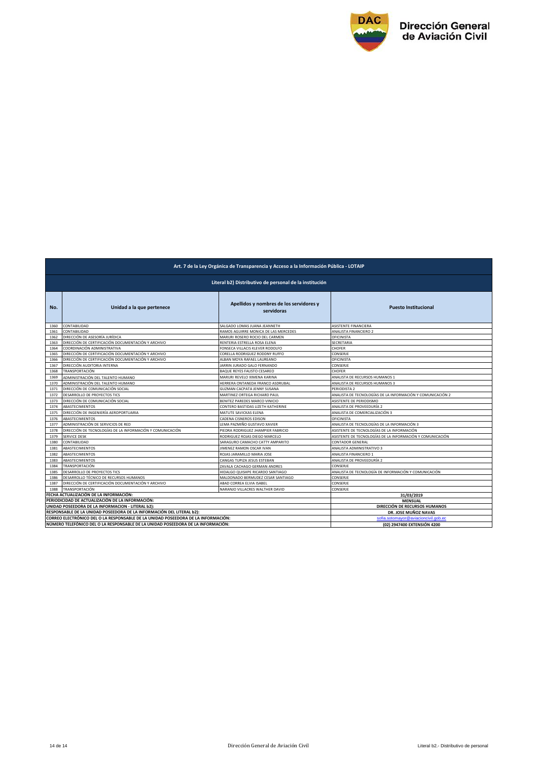| Art. 7 de la Ley Orgánica de Transparencia y Acceso a la Información Pública - LOTAIP | | | |
|---|---|---|---|
| **Literal b2) Distributivo de personal de la institución** | | | |
| **No.** | **Unidad a la que pertenece** | **Apellidos y nombres de los servidores y servidoras** | **Puesto Institucional** |
| 1360 | CONTABILIDAD | SALGADO LOMAS JUANA JEANNETH | ASISTENTE FINANCIERA |
| 1361 | CONTABILIDAD | RAMOS AGUIRRE MONICA DE LAS MERCEDES | ANALISTA FINANCIERO 2 |
| 1362 | DIRECCIÓN DE ASESORÍA JURÍDICA | MARURI ROSERO ROCIO DEL CARMEN | OFICINISTA |
| 1363 | DIRECCIÓN DE CERTIFICACIÓN DOCUMENTACIÓN Y ARCHIVO | RENTERIA ESTRELLA ROSA ELENA | SECRETARIA |
| 1364 | COORDINACIÓN ADMINISTRATIVA | FONSECA VILLACIS KLEVER RODOLFO | CHOFER |
| 1365 | DIRECCIÓN DE CERTIFICACIÓN DOCUMENTACIÓN Y ARCHIVO | CORELLA RODRIGUEZ RODDNY RUFFO | CONSERJE |
| 1366 | DIRECCIÓN DE CERTIFICACIÓN DOCUMENTACIÓN Y ARCHIVO | ALBAN MOYA RAFAEL LAUREANO | OFICINISTA |
| 1367 | DIRECCIÓN AUDITORIA INTERNA | JARRIN JURADO GALO FERNANDO | CONSERJE |
| 1368 | TRANSPORTACIÓN | BAQUE REYES FAUSTO CESAREO | CHOFER |
| 1369 | ADMINISTRACIÓN DEL TALENTO HUMANO | MARURI REVELO XIMENA KARINA | ANALISTA DE RECURSOS HUMANOS 1 |
| 1370 | ADMINISTRACIÓN DEL TALENTO HUMANO | HERRERA ONTANEDA FRANCO ASDRUBAL | ANALISTA DE RECURSOS HUMANOS 3 |
| 1371 | DIRECCIÓN DE COMUNICACIÓN SOCIAL | GUZMAN CACPATA JENNY SUSANA | PERIODISTA 2 |
| 1372 | DESARROLLO DE PROYECTOS TICS | MARTINEZ ORTEGA RICHARD PAUL | ANALISTA DE TECNOLOGÍAS DE LA INFORMACIÓN Y COMUNICACIÓN 2 |
| 1373 | DIRECCIÓN DE COMUNICACIÓN SOCIAL | BENITEZ PAREDES MARCO VINICIO | ASISTENTE DE PERIODISMO |
| 1374 | ABASTECIMIENTOS | CONTERO BASTIDAS LIZETH KATHERINE | ANALISTA DE PROVEEDURÍA 2 |
| 1375 | DIRECCIÓN DE INGENIERÍA AEROPORTUARIA | MATUTE SAVICKAS ELENA | ANALISTA DE COMERCIALIZACIÓN 3 |
| 1376 | ABASTECIMIENTOS | CADENA CISNEROS EDISON | OFICINISTA |
| 1377 | ADMINISTRACIÓN DE SERVICIOS DE RED | LEMA PAZMIÑO GUSTAVO XAVIER | ANALISTA DE TECNOLOGÍAS DE LA INFORMACIÓN 3 |
| 1378 | DIRECCIÓN DE TECNOLOGÍAS DE LA INFORMACIÓN Y COMUNICACIÓN | PIEDRA RODRIGUEZ JHAMPIER FABRICIO | ASISTENTE DE TECNOLOGÍAS DE LA INFORMACIÓN |
| 1379 | SERVICE DESK | RODRIGUEZ ROJAS DIEGO MARCELO | ASISTENTE DE TECNOLOGÍAS DE LA INFORMACIÓN Y COMUNICACIÓN |
| 1380 | CONTABILIDAD | SARAGURO CAMACHO CATTY AMPARITO | CONTADOR GENERAL |
| 1381 | ABASTECIMIENTOS | JIMENEZ RAMON OSCAR IVAN | ANALISTA ADMINISTRATIVO 3 |
| 1382 | ABASTECIMIENTOS | ROJAS JARAMILLO MARIA JOSE | ANALISTA FINANCIERO 1 |
| 1383 | ABASTECIMIENTOS | CANGAS TUPIZA JESUS ESTEBAN | ANALISTA DE PROVEEDURÍA 2 |
| 1384 | TRANSPORTACIÓN | ZAVALA CACHAGO GERMAN ANDRES | CONSERJE |
| 1385 | DESARROLLO DE PROYECTOS TICS | HIDALGO QUISHPE RICARDO SANTIAGO | ANALISTA DE TECNOLOGÍA DE INFORMACIÓN Y COMUNICACIÓN |
| 1386 | DESARROLLO TÉCNICO DE RECURSOS HUMANOS | MALDONADO BERMUDEZ CESAR SANTIAGO | CONSERJE |
| 1387 | DIRECCIÓN DE CERTIFICACIÓN DOCUMENTACIÓN Y ARCHIVO | ABAD CORREA ELVIA ISABEL | CONSERJE |
| 1388 | TRANSPORTACIÓN | NARANJO VILLACRES WALTHER DAVID | CONSERJE |
| **FECHA ACTUALIZACIÓN DE LA INFORMACIÓN:** | | | **31/03/2019** |
| **PERIODICIDAD DE ACTUALIZACIÓN DE LA INFORMACIÓN:** | | | **MENSUAL** |
| **UNIDAD POSEEDORA DE LA INFORMACION - LITERAL b2):** | | | **DIRECCIÓN DE RECURSOS HUMANOS** |
| **RESPONSABLE DE LA UNIDAD POSEEDORA DE LA INFORMACIÓN DEL LITERAL b2):** | | | **DR. JOSE MUÑOZ NAVAS** |
| **CORREO ELECTRÓNICO DEL O LA RESPONSABLE DE LA UNIDAD POSEEDORA DE LA INFORMACIÓN:** | | | sofia.sotomayor@aviacioncivil.gob.ec |
| **NÚMERO TELEFÓNICO DEL O LA RESPONSABLE DE LA UNIDAD POSEEDORA DE LA INFORMACIÓN:** | | | **(02) 2947400 EXTENSIÓN 4200** |